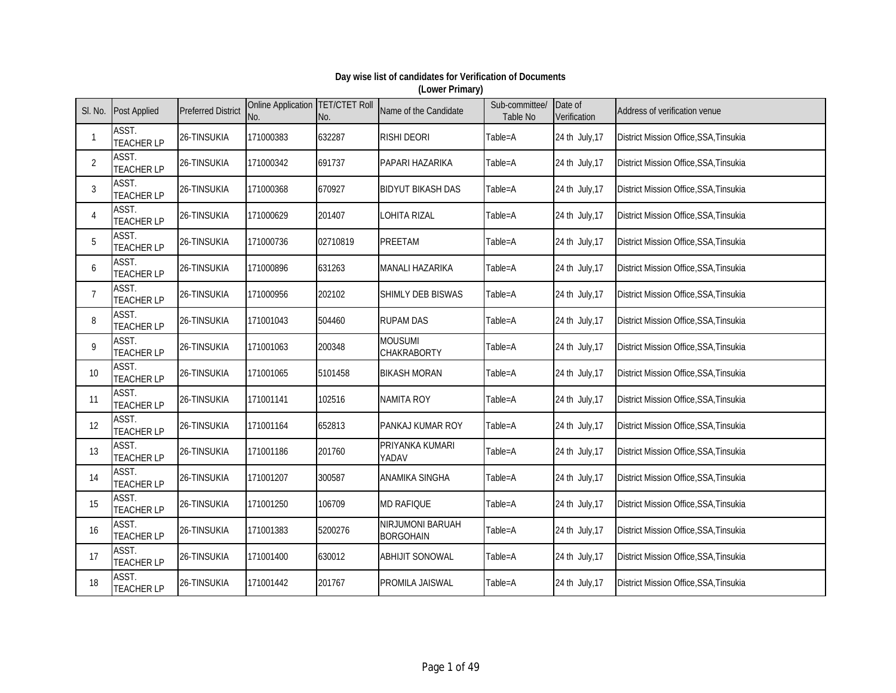**Day wise list of candidates for Verification of Documents**
**(Lower Primary)**

| Sl. No. | Post Applied | Preferred District | Online Application No. | TET/CTET Roll No. | Name of the Candidate | Sub-committee/ Table No | Date of Verification | Address of verification venue |
|---|---|---|---|---|---|---|---|---|
| 1 | ASST. TEACHER LP | 26-TINSUKIA | 171000383 | 632287 | RISHI DEORI | Table=A | 24 th July,17 | District Mission Office,SSA,Tinsukia |
| 2 | ASST. TEACHER LP | 26-TINSUKIA | 171000342 | 691737 | PAPARI HAZARIKA | Table=A | 24 th July,17 | District Mission Office,SSA,Tinsukia |
| 3 | ASST. TEACHER LP | 26-TINSUKIA | 171000368 | 670927 | BIDYUT BIKASH DAS | Table=A | 24 th July,17 | District Mission Office,SSA,Tinsukia |
| 4 | ASST. TEACHER LP | 26-TINSUKIA | 171000629 | 201407 | LOHITA RIZAL | Table=A | 24 th July,17 | District Mission Office,SSA,Tinsukia |
| 5 | ASST. TEACHER LP | 26-TINSUKIA | 171000736 | 02710819 | PREETAM | Table=A | 24 th July,17 | District Mission Office,SSA,Tinsukia |
| 6 | ASST. TEACHER LP | 26-TINSUKIA | 171000896 | 631263 | MANALI HAZARIKA | Table=A | 24 th July,17 | District Mission Office,SSA,Tinsukia |
| 7 | ASST. TEACHER LP | 26-TINSUKIA | 171000956 | 202102 | SHIMLY DEB BISWAS | Table=A | 24 th July,17 | District Mission Office,SSA,Tinsukia |
| 8 | ASST. TEACHER LP | 26-TINSUKIA | 171001043 | 504460 | RUPAM DAS | Table=A | 24 th July,17 | District Mission Office,SSA,Tinsukia |
| 9 | ASST. TEACHER LP | 26-TINSUKIA | 171001063 | 200348 | MOUSUMI CHAKRABORTY | Table=A | 24 th July,17 | District Mission Office,SSA,Tinsukia |
| 10 | ASST. TEACHER LP | 26-TINSUKIA | 171001065 | 5101458 | BIKASH MORAN | Table=A | 24 th July,17 | District Mission Office,SSA,Tinsukia |
| 11 | ASST. TEACHER LP | 26-TINSUKIA | 171001141 | 102516 | NAMITA ROY | Table=A | 24 th July,17 | District Mission Office,SSA,Tinsukia |
| 12 | ASST. TEACHER LP | 26-TINSUKIA | 171001164 | 652813 | PANKAJ KUMAR ROY | Table=A | 24 th July,17 | District Mission Office,SSA,Tinsukia |
| 13 | ASST. TEACHER LP | 26-TINSUKIA | 171001186 | 201760 | PRIYANKA KUMARI YADAV | Table=A | 24 th July,17 | District Mission Office,SSA,Tinsukia |
| 14 | ASST. TEACHER LP | 26-TINSUKIA | 171001207 | 300587 | ANAMIKA SINGHA | Table=A | 24 th July,17 | District Mission Office,SSA,Tinsukia |
| 15 | ASST. TEACHER LP | 26-TINSUKIA | 171001250 | 106709 | MD RAFIQUE | Table=A | 24 th July,17 | District Mission Office,SSA,Tinsukia |
| 16 | ASST. TEACHER LP | 26-TINSUKIA | 171001383 | 5200276 | NIRJUMONI BARUAH BORGOHAIN | Table=A | 24 th July,17 | District Mission Office,SSA,Tinsukia |
| 17 | ASST. TEACHER LP | 26-TINSUKIA | 171001400 | 630012 | ABHIJIT SONOWAL | Table=A | 24 th July,17 | District Mission Office,SSA,Tinsukia |
| 18 | ASST. TEACHER LP | 26-TINSUKIA | 171001442 | 201767 | PROMILA JAISWAL | Table=A | 24 th July,17 | District Mission Office,SSA,Tinsukia |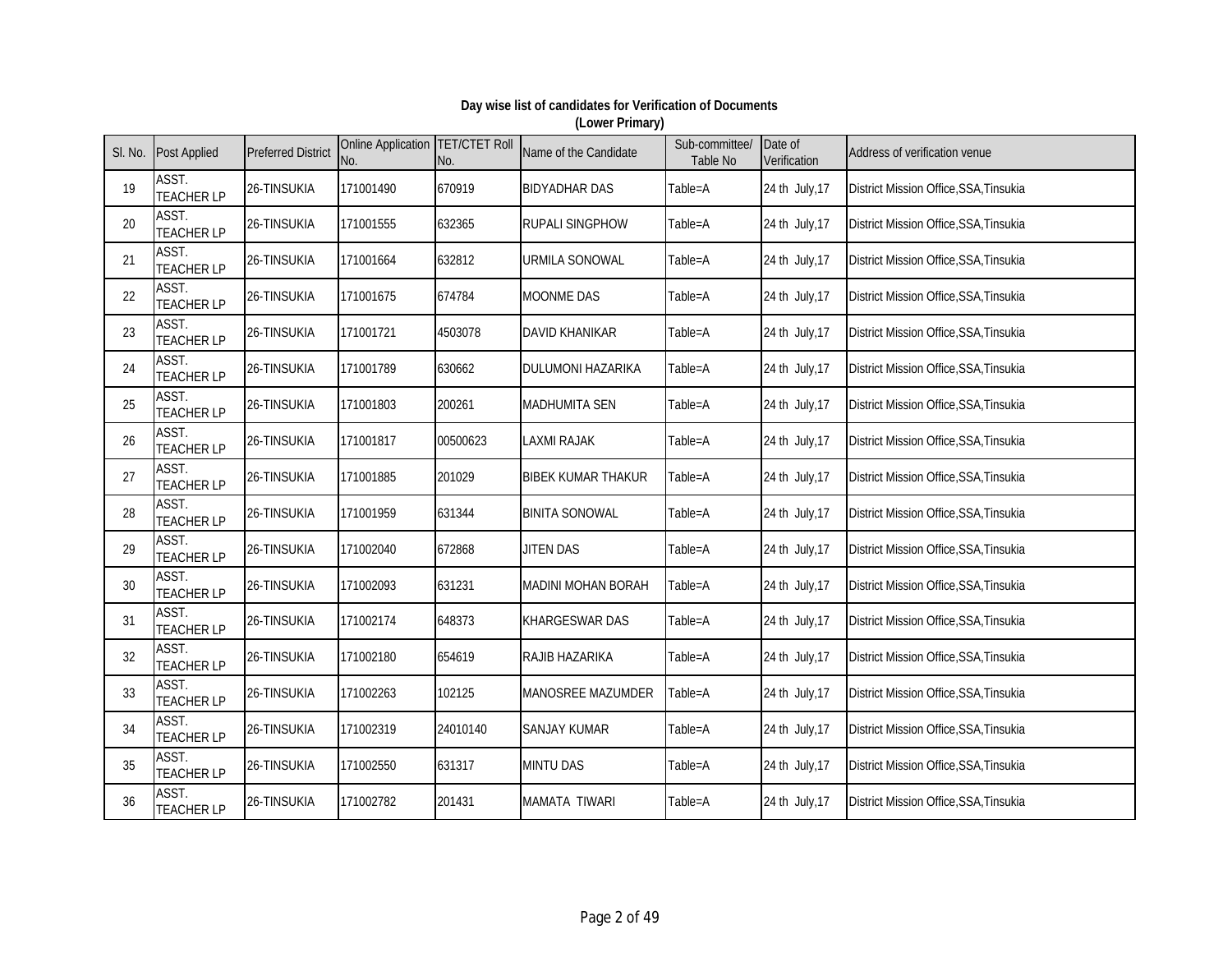**Day wise list of candidates for Verification of Documents**
**(Lower Primary)**

| Sl. No. | Post Applied | Preferred District | Online Application No. | TET/CTET Roll No. | Name of the Candidate | Sub-committee/ Table No | Date of Verification | Address of verification venue |
|---|---|---|---|---|---|---|---|---|
| 19 | ASST. TEACHER LP | 26-TINSUKIA | 171001490 | 670919 | BIDYADHAR DAS | Table=A | 24 th July,17 | District Mission Office,SSA,Tinsukia |
| 20 | ASST. TEACHER LP | 26-TINSUKIA | 171001555 | 632365 | RUPALI SINGPHOW | Table=A | 24 th July,17 | District Mission Office,SSA,Tinsukia |
| 21 | ASST. TEACHER LP | 26-TINSUKIA | 171001664 | 632812 | URMILA SONOWAL | Table=A | 24 th July,17 | District Mission Office,SSA,Tinsukia |
| 22 | ASST. TEACHER LP | 26-TINSUKIA | 171001675 | 674784 | MOONME DAS | Table=A | 24 th July,17 | District Mission Office,SSA,Tinsukia |
| 23 | ASST. TEACHER LP | 26-TINSUKIA | 171001721 | 4503078 | DAVID KHANIKAR | Table=A | 24 th July,17 | District Mission Office,SSA,Tinsukia |
| 24 | ASST. TEACHER LP | 26-TINSUKIA | 171001789 | 630662 | DULUMONI HAZARIKA | Table=A | 24 th July,17 | District Mission Office,SSA,Tinsukia |
| 25 | ASST. TEACHER LP | 26-TINSUKIA | 171001803 | 200261 | MADHUMITA SEN | Table=A | 24 th July,17 | District Mission Office,SSA,Tinsukia |
| 26 | ASST. TEACHER LP | 26-TINSUKIA | 171001817 | 00500623 | LAXMI RAJAK | Table=A | 24 th July,17 | District Mission Office,SSA,Tinsukia |
| 27 | ASST. TEACHER LP | 26-TINSUKIA | 171001885 | 201029 | BIBEK KUMAR THAKUR | Table=A | 24 th July,17 | District Mission Office,SSA,Tinsukia |
| 28 | ASST. TEACHER LP | 26-TINSUKIA | 171001959 | 631344 | BINITA SONOWAL | Table=A | 24 th July,17 | District Mission Office,SSA,Tinsukia |
| 29 | ASST. TEACHER LP | 26-TINSUKIA | 171002040 | 672868 | JITEN DAS | Table=A | 24 th July,17 | District Mission Office,SSA,Tinsukia |
| 30 | ASST. TEACHER LP | 26-TINSUKIA | 171002093 | 631231 | MADINI MOHAN BORAH | Table=A | 24 th July,17 | District Mission Office,SSA,Tinsukia |
| 31 | ASST. TEACHER LP | 26-TINSUKIA | 171002174 | 648373 | KHARGESWAR DAS | Table=A | 24 th July,17 | District Mission Office,SSA,Tinsukia |
| 32 | ASST. TEACHER LP | 26-TINSUKIA | 171002180 | 654619 | RAJIB HAZARIKA | Table=A | 24 th July,17 | District Mission Office,SSA,Tinsukia |
| 33 | ASST. TEACHER LP | 26-TINSUKIA | 171002263 | 102125 | MANOSREE MAZUMDER | Table=A | 24 th July,17 | District Mission Office,SSA,Tinsukia |
| 34 | ASST. TEACHER LP | 26-TINSUKIA | 171002319 | 24010140 | SANJAY KUMAR | Table=A | 24 th July,17 | District Mission Office,SSA,Tinsukia |
| 35 | ASST. TEACHER LP | 26-TINSUKIA | 171002550 | 631317 | MINTU DAS | Table=A | 24 th July,17 | District Mission Office,SSA,Tinsukia |
| 36 | ASST. TEACHER LP | 26-TINSUKIA | 171002782 | 201431 | MAMATA TIWARI | Table=A | 24 th July,17 | District Mission Office,SSA,Tinsukia |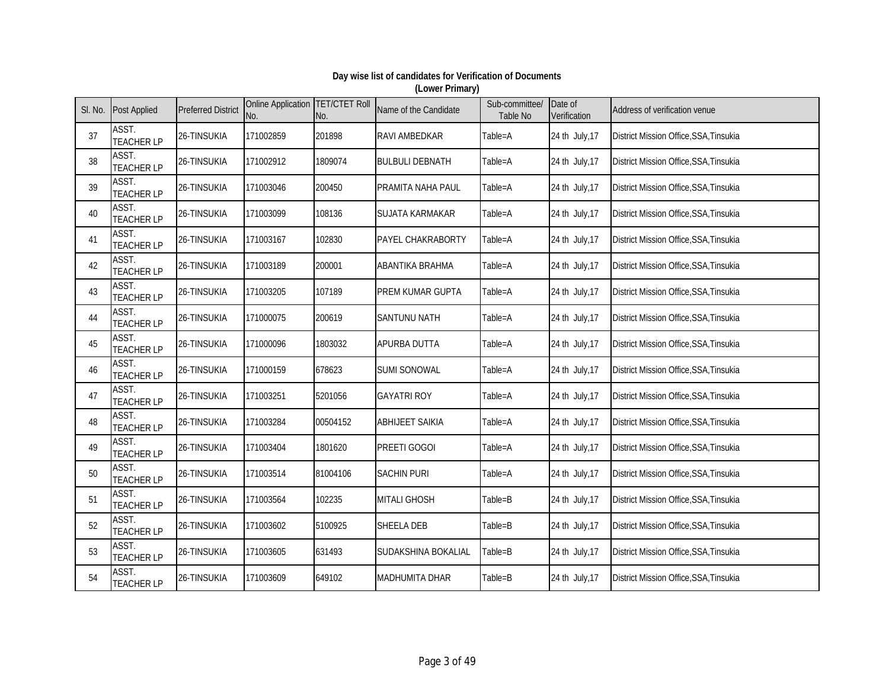**Day wise list of candidates for Verification of Documents**
**(Lower Primary)**

| Sl. No. | Post Applied | Preferred District | Online Application No. | TET/CTET Roll No. | Name of the Candidate | Sub-committee/ Table No | Date of Verification | Address of verification venue |
|---|---|---|---|---|---|---|---|---|
| 37 | ASST. TEACHER LP | 26-TINSUKIA | 171002859 | 201898 | RAVI AMBEDKAR | Table=A | 24 th July,17 | District Mission Office,SSA,Tinsukia |
| 38 | ASST. TEACHER LP | 26-TINSUKIA | 171002912 | 1809074 | BULBULI DEBNATH | Table=A | 24 th July,17 | District Mission Office,SSA,Tinsukia |
| 39 | ASST. TEACHER LP | 26-TINSUKIA | 171003046 | 200450 | PRAMITA NAHA PAUL | Table=A | 24 th July,17 | District Mission Office,SSA,Tinsukia |
| 40 | ASST. TEACHER LP | 26-TINSUKIA | 171003099 | 108136 | SUJATA KARMAKAR | Table=A | 24 th July,17 | District Mission Office,SSA,Tinsukia |
| 41 | ASST. TEACHER LP | 26-TINSUKIA | 171003167 | 102830 | PAYEL CHAKRABORTY | Table=A | 24 th July,17 | District Mission Office,SSA,Tinsukia |
| 42 | ASST. TEACHER LP | 26-TINSUKIA | 171003189 | 200001 | ABANTIKA BRAHMA | Table=A | 24 th July,17 | District Mission Office,SSA,Tinsukia |
| 43 | ASST. TEACHER LP | 26-TINSUKIA | 171003205 | 107189 | PREM KUMAR GUPTA | Table=A | 24 th July,17 | District Mission Office,SSA,Tinsukia |
| 44 | ASST. TEACHER LP | 26-TINSUKIA | 171000075 | 200619 | SANTUNU NATH | Table=A | 24 th July,17 | District Mission Office,SSA,Tinsukia |
| 45 | ASST. TEACHER LP | 26-TINSUKIA | 171000096 | 1803032 | APURBA DUTTA | Table=A | 24 th July,17 | District Mission Office,SSA,Tinsukia |
| 46 | ASST. TEACHER LP | 26-TINSUKIA | 171000159 | 678623 | SUMI SONOWAL | Table=A | 24 th July,17 | District Mission Office,SSA,Tinsukia |
| 47 | ASST. TEACHER LP | 26-TINSUKIA | 171003251 | 5201056 | GAYATRI ROY | Table=A | 24 th July,17 | District Mission Office,SSA,Tinsukia |
| 48 | ASST. TEACHER LP | 26-TINSUKIA | 171003284 | 00504152 | ABHIJEET SAIKIA | Table=A | 24 th July,17 | District Mission Office,SSA,Tinsukia |
| 49 | ASST. TEACHER LP | 26-TINSUKIA | 171003404 | 1801620 | PREETI GOGOI | Table=A | 24 th July,17 | District Mission Office,SSA,Tinsukia |
| 50 | ASST. TEACHER LP | 26-TINSUKIA | 171003514 | 81004106 | SACHIN PURI | Table=A | 24 th July,17 | District Mission Office,SSA,Tinsukia |
| 51 | ASST. TEACHER LP | 26-TINSUKIA | 171003564 | 102235 | MITALI GHOSH | Table=B | 24 th July,17 | District Mission Office,SSA,Tinsukia |
| 52 | ASST. TEACHER LP | 26-TINSUKIA | 171003602 | 5100925 | SHEELA DEB | Table=B | 24 th July,17 | District Mission Office,SSA,Tinsukia |
| 53 | ASST. TEACHER LP | 26-TINSUKIA | 171003605 | 631493 | SUDAKSHINA BOKALIAL | Table=B | 24 th July,17 | District Mission Office,SSA,Tinsukia |
| 54 | ASST. TEACHER LP | 26-TINSUKIA | 171003609 | 649102 | MADHUMITA DHAR | Table=B | 24 th July,17 | District Mission Office,SSA,Tinsukia |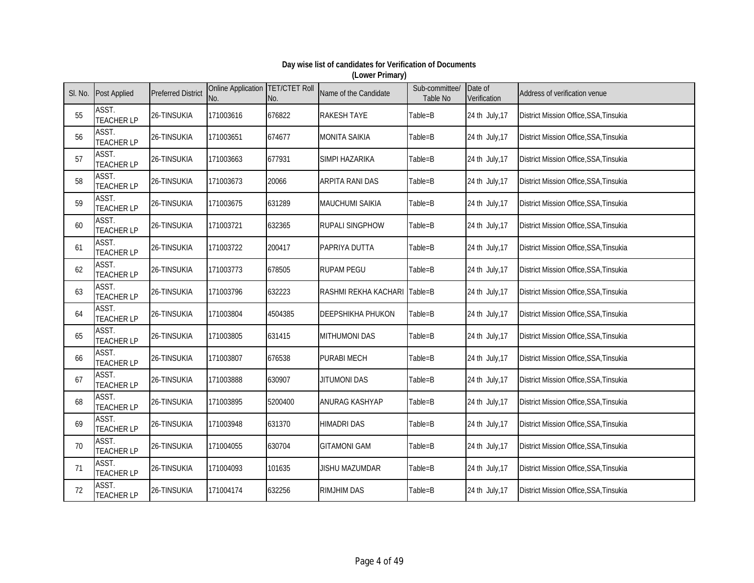**Day wise list of candidates for Verification of Documents**
**(Lower Primary)**

| Sl. No. | Post Applied | Preferred District | Online Application No. | TET/CTET Roll No. | Name of the Candidate | Sub-committee/ Table No | Date of Verification | Address of verification venue |
|---|---|---|---|---|---|---|---|---|
| 55 | ASST. TEACHER LP | 26-TINSUKIA | 171003616 | 676822 | RAKESH TAYE | Table=B | 24 th July,17 | District Mission Office,SSA,Tinsukia |
| 56 | ASST. TEACHER LP | 26-TINSUKIA | 171003651 | 674677 | MONITA SAIKIA | Table=B | 24 th July,17 | District Mission Office,SSA,Tinsukia |
| 57 | ASST. TEACHER LP | 26-TINSUKIA | 171003663 | 677931 | SIMPI HAZARIKA | Table=B | 24 th July,17 | District Mission Office,SSA,Tinsukia |
| 58 | ASST. TEACHER LP | 26-TINSUKIA | 171003673 | 20066 | ARPITA RANI DAS | Table=B | 24 th July,17 | District Mission Office,SSA,Tinsukia |
| 59 | ASST. TEACHER LP | 26-TINSUKIA | 171003675 | 631289 | MAUCHUMI SAIKIA | Table=B | 24 th July,17 | District Mission Office,SSA,Tinsukia |
| 60 | ASST. TEACHER LP | 26-TINSUKIA | 171003721 | 632365 | RUPALI SINGPHOW | Table=B | 24 th July,17 | District Mission Office,SSA,Tinsukia |
| 61 | ASST. TEACHER LP | 26-TINSUKIA | 171003722 | 200417 | PAPRIYA DUTTA | Table=B | 24 th July,17 | District Mission Office,SSA,Tinsukia |
| 62 | ASST. TEACHER LP | 26-TINSUKIA | 171003773 | 678505 | RUPAM PEGU | Table=B | 24 th July,17 | District Mission Office,SSA,Tinsukia |
| 63 | ASST. TEACHER LP | 26-TINSUKIA | 171003796 | 632223 | RASHMI REKHA KACHARI | Table=B | 24 th July,17 | District Mission Office,SSA,Tinsukia |
| 64 | ASST. TEACHER LP | 26-TINSUKIA | 171003804 | 4504385 | DEEPSHIKHA PHUKON | Table=B | 24 th July,17 | District Mission Office,SSA,Tinsukia |
| 65 | ASST. TEACHER LP | 26-TINSUKIA | 171003805 | 631415 | MITHUMONI DAS | Table=B | 24 th July,17 | District Mission Office,SSA,Tinsukia |
| 66 | ASST. TEACHER LP | 26-TINSUKIA | 171003807 | 676538 | PURABI MECH | Table=B | 24 th July,17 | District Mission Office,SSA,Tinsukia |
| 67 | ASST. TEACHER LP | 26-TINSUKIA | 171003888 | 630907 | JITUMONI DAS | Table=B | 24 th July,17 | District Mission Office,SSA,Tinsukia |
| 68 | ASST. TEACHER LP | 26-TINSUKIA | 171003895 | 5200400 | ANURAG KASHYAP | Table=B | 24 th July,17 | District Mission Office,SSA,Tinsukia |
| 69 | ASST. TEACHER LP | 26-TINSUKIA | 171003948 | 631370 | HIMADRI DAS | Table=B | 24 th July,17 | District Mission Office,SSA,Tinsukia |
| 70 | ASST. TEACHER LP | 26-TINSUKIA | 171004055 | 630704 | GITAMONI GAM | Table=B | 24 th July,17 | District Mission Office,SSA,Tinsukia |
| 71 | ASST. TEACHER LP | 26-TINSUKIA | 171004093 | 101635 | JISHU MAZUMDAR | Table=B | 24 th July,17 | District Mission Office,SSA,Tinsukia |
| 72 | ASST. TEACHER LP | 26-TINSUKIA | 171004174 | 632256 | RIMJHIM DAS | Table=B | 24 th July,17 | District Mission Office,SSA,Tinsukia |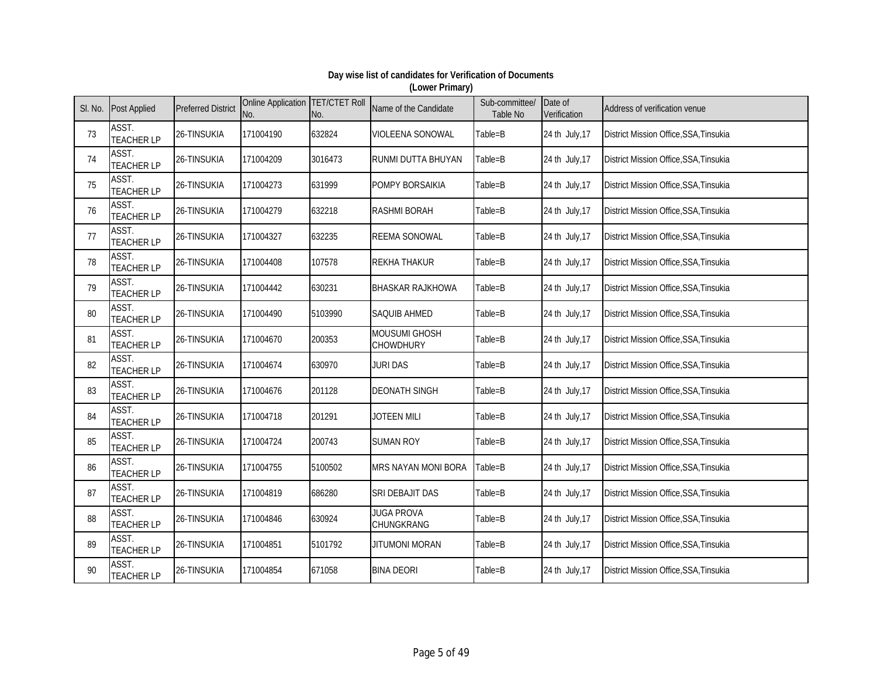**Day wise list of candidates for Verification of Documents**
**(Lower Primary)**

| Sl. No. | Post Applied | Preferred District | Online Application No. | TET/CTET Roll No. | Name of the Candidate | Sub-committee/ Table No | Date of Verification | Address of verification venue |
|---|---|---|---|---|---|---|---|---|
| 73 | ASST. TEACHER LP | 26-TINSUKIA | 171004190 | 632824 | VIOLEENA SONOWAL | Table=B | 24 th July,17 | District Mission Office,SSA,Tinsukia |
| 74 | ASST. TEACHER LP | 26-TINSUKIA | 171004209 | 3016473 | RUNMI DUTTA BHUYAN | Table=B | 24 th July,17 | District Mission Office,SSA,Tinsukia |
| 75 | ASST. TEACHER LP | 26-TINSUKIA | 171004273 | 631999 | POMPY BORSAIKIA | Table=B | 24 th July,17 | District Mission Office,SSA,Tinsukia |
| 76 | ASST. TEACHER LP | 26-TINSUKIA | 171004279 | 632218 | RASHMI BORAH | Table=B | 24 th July,17 | District Mission Office,SSA,Tinsukia |
| 77 | ASST. TEACHER LP | 26-TINSUKIA | 171004327 | 632235 | REEMA SONOWAL | Table=B | 24 th July,17 | District Mission Office,SSA,Tinsukia |
| 78 | ASST. TEACHER LP | 26-TINSUKIA | 171004408 | 107578 | REKHA THAKUR | Table=B | 24 th July,17 | District Mission Office,SSA,Tinsukia |
| 79 | ASST. TEACHER LP | 26-TINSUKIA | 171004442 | 630231 | BHASKAR RAJKHOWA | Table=B | 24 th July,17 | District Mission Office,SSA,Tinsukia |
| 80 | ASST. TEACHER LP | 26-TINSUKIA | 171004490 | 5103990 | SAQUIB AHMED | Table=B | 24 th July,17 | District Mission Office,SSA,Tinsukia |
| 81 | ASST. TEACHER LP | 26-TINSUKIA | 171004670 | 200353 | MOUSUMI GHOSH CHOWDHURY | Table=B | 24 th July,17 | District Mission Office,SSA,Tinsukia |
| 82 | ASST. TEACHER LP | 26-TINSUKIA | 171004674 | 630970 | JURI DAS | Table=B | 24 th July,17 | District Mission Office,SSA,Tinsukia |
| 83 | ASST. TEACHER LP | 26-TINSUKIA | 171004676 | 201128 | DEONATH SINGH | Table=B | 24 th July,17 | District Mission Office,SSA,Tinsukia |
| 84 | ASST. TEACHER LP | 26-TINSUKIA | 171004718 | 201291 | JOTEEN MILI | Table=B | 24 th July,17 | District Mission Office,SSA,Tinsukia |
| 85 | ASST. TEACHER LP | 26-TINSUKIA | 171004724 | 200743 | SUMAN ROY | Table=B | 24 th July,17 | District Mission Office,SSA,Tinsukia |
| 86 | ASST. TEACHER LP | 26-TINSUKIA | 171004755 | 5100502 | MRS NAYAN MONI BORA | Table=B | 24 th July,17 | District Mission Office,SSA,Tinsukia |
| 87 | ASST. TEACHER LP | 26-TINSUKIA | 171004819 | 686280 | SRI DEBAJIT DAS | Table=B | 24 th July,17 | District Mission Office,SSA,Tinsukia |
| 88 | ASST. TEACHER LP | 26-TINSUKIA | 171004846 | 630924 | JUGA PROVA CHUNGKRANG | Table=B | 24 th July,17 | District Mission Office,SSA,Tinsukia |
| 89 | ASST. TEACHER LP | 26-TINSUKIA | 171004851 | 5101792 | JITUMONI MORAN | Table=B | 24 th July,17 | District Mission Office,SSA,Tinsukia |
| 90 | ASST. TEACHER LP | 26-TINSUKIA | 171004854 | 671058 | BINA DEORI | Table=B | 24 th July,17 | District Mission Office,SSA,Tinsukia |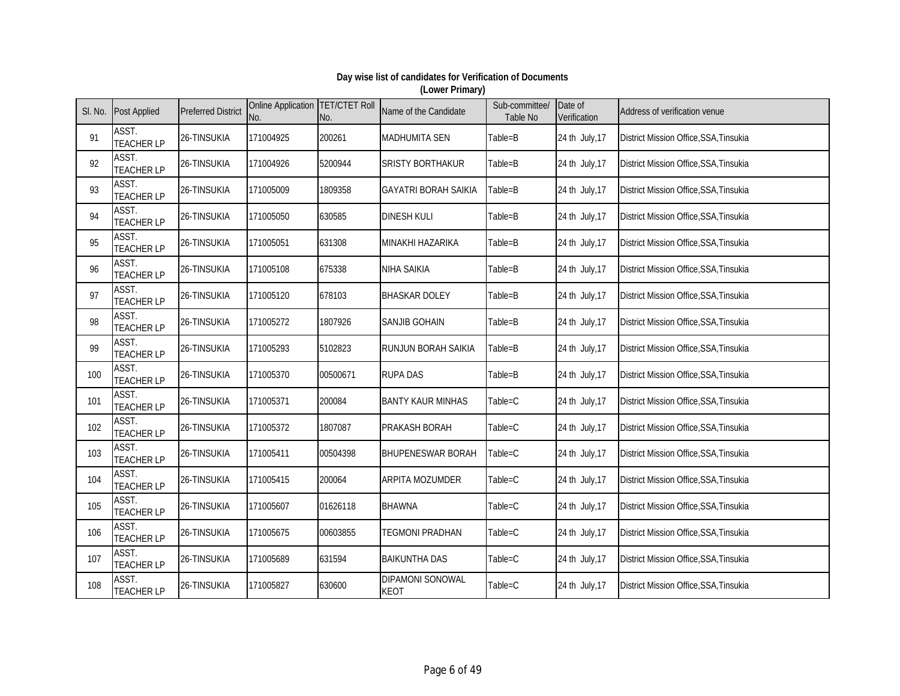**Day wise list of candidates for Verification of Documents**
**(Lower Primary)**

| Sl. No. | Post Applied | Preferred District | Online Application No. | TET/CTET Roll No. | Name of the Candidate | Sub-committee/ Table No | Date of Verification | Address of verification venue |
|---|---|---|---|---|---|---|---|---|
| 91 | ASST. TEACHER LP | 26-TINSUKIA | 171004925 | 200261 | MADHUMITA SEN | Table=B | 24 th July,17 | District Mission Office,SSA,Tinsukia |
| 92 | ASST. TEACHER LP | 26-TINSUKIA | 171004926 | 5200944 | SRISTY BORTHAKUR | Table=B | 24 th July,17 | District Mission Office,SSA,Tinsukia |
| 93 | ASST. TEACHER LP | 26-TINSUKIA | 171005009 | 1809358 | GAYATRI BORAH SAIKIA | Table=B | 24 th July,17 | District Mission Office,SSA,Tinsukia |
| 94 | ASST. TEACHER LP | 26-TINSUKIA | 171005050 | 630585 | DINESH KULI | Table=B | 24 th July,17 | District Mission Office,SSA,Tinsukia |
| 95 | ASST. TEACHER LP | 26-TINSUKIA | 171005051 | 631308 | MINAKHI HAZARIKA | Table=B | 24 th July,17 | District Mission Office,SSA,Tinsukia |
| 96 | ASST. TEACHER LP | 26-TINSUKIA | 171005108 | 675338 | NIHA SAIKIA | Table=B | 24 th July,17 | District Mission Office,SSA,Tinsukia |
| 97 | ASST. TEACHER LP | 26-TINSUKIA | 171005120 | 678103 | BHASKAR DOLEY | Table=B | 24 th July,17 | District Mission Office,SSA,Tinsukia |
| 98 | ASST. TEACHER LP | 26-TINSUKIA | 171005272 | 1807926 | SANJIB GOHAIN | Table=B | 24 th July,17 | District Mission Office,SSA,Tinsukia |
| 99 | ASST. TEACHER LP | 26-TINSUKIA | 171005293 | 5102823 | RUNJUN BORAH SAIKIA | Table=B | 24 th July,17 | District Mission Office,SSA,Tinsukia |
| 100 | ASST. TEACHER LP | 26-TINSUKIA | 171005370 | 00500671 | RUPA DAS | Table=B | 24 th July,17 | District Mission Office,SSA,Tinsukia |
| 101 | ASST. TEACHER LP | 26-TINSUKIA | 171005371 | 200084 | BANTY KAUR MINHAS | Table=C | 24 th July,17 | District Mission Office,SSA,Tinsukia |
| 102 | ASST. TEACHER LP | 26-TINSUKIA | 171005372 | 1807087 | PRAKASH BORAH | Table=C | 24 th July,17 | District Mission Office,SSA,Tinsukia |
| 103 | ASST. TEACHER LP | 26-TINSUKIA | 171005411 | 00504398 | BHUPENESWAR BORAH | Table=C | 24 th July,17 | District Mission Office,SSA,Tinsukia |
| 104 | ASST. TEACHER LP | 26-TINSUKIA | 171005415 | 200064 | ARPITA MOZUMDER | Table=C | 24 th July,17 | District Mission Office,SSA,Tinsukia |
| 105 | ASST. TEACHER LP | 26-TINSUKIA | 171005607 | 01626118 | BHAWNA | Table=C | 24 th July,17 | District Mission Office,SSA,Tinsukia |
| 106 | ASST. TEACHER LP | 26-TINSUKIA | 171005675 | 00603855 | TEGMONI PRADHAN | Table=C | 24 th July,17 | District Mission Office,SSA,Tinsukia |
| 107 | ASST. TEACHER LP | 26-TINSUKIA | 171005689 | 631594 | BAIKUNTHA DAS | Table=C | 24 th July,17 | District Mission Office,SSA,Tinsukia |
| 108 | ASST. TEACHER LP | 26-TINSUKIA | 171005827 | 630600 | DIPAMONI SONOWAL KEOT | Table=C | 24 th July,17 | District Mission Office,SSA,Tinsukia |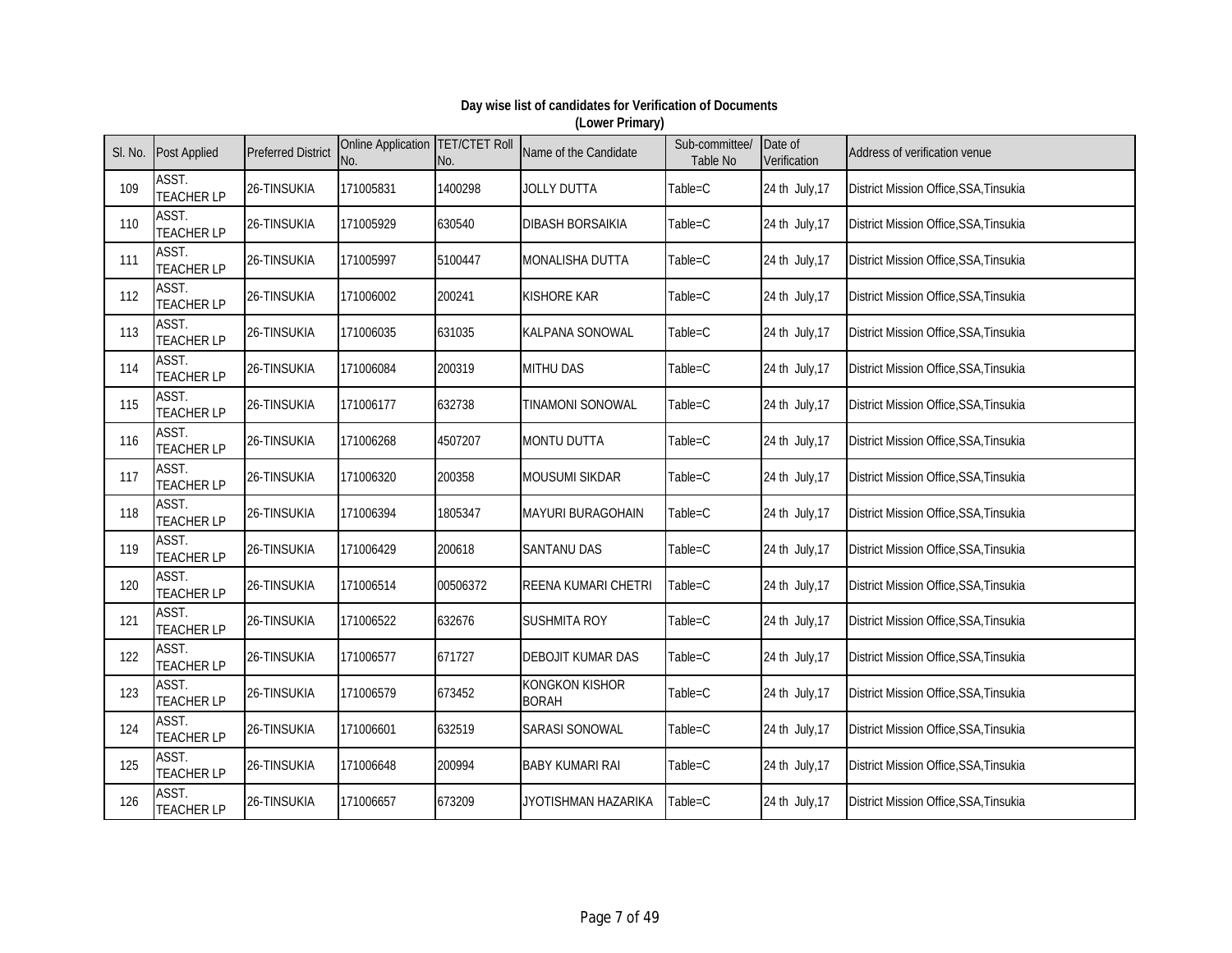**Day wise list of candidates for Verification of Documents**
**(Lower Primary)**

| Sl. No. | Post Applied | Preferred District | Online Application No. | TET/CTET Roll No. | Name of the Candidate | Sub-committee/ Table No | Date of Verification | Address of verification venue |
|---|---|---|---|---|---|---|---|---|
| 109 | ASST. TEACHER LP | 26-TINSUKIA | 171005831 | 1400298 | JOLLY DUTTA | Table=C | 24 th July,17 | District Mission Office,SSA,Tinsukia |
| 110 | ASST. TEACHER LP | 26-TINSUKIA | 171005929 | 630540 | DIBASH BORSAIKIA | Table=C | 24 th July,17 | District Mission Office,SSA,Tinsukia |
| 111 | ASST. TEACHER LP | 26-TINSUKIA | 171005997 | 5100447 | MONALISHA DUTTA | Table=C | 24 th July,17 | District Mission Office,SSA,Tinsukia |
| 112 | ASST. TEACHER LP | 26-TINSUKIA | 171006002 | 200241 | KISHORE KAR | Table=C | 24 th July,17 | District Mission Office,SSA,Tinsukia |
| 113 | ASST. TEACHER LP | 26-TINSUKIA | 171006035 | 631035 | KALPANA SONOWAL | Table=C | 24 th July,17 | District Mission Office,SSA,Tinsukia |
| 114 | ASST. TEACHER LP | 26-TINSUKIA | 171006084 | 200319 | MITHU DAS | Table=C | 24 th July,17 | District Mission Office,SSA,Tinsukia |
| 115 | ASST. TEACHER LP | 26-TINSUKIA | 171006177 | 632738 | TINAMONI SONOWAL | Table=C | 24 th July,17 | District Mission Office,SSA,Tinsukia |
| 116 | ASST. TEACHER LP | 26-TINSUKIA | 171006268 | 4507207 | MONTU DUTTA | Table=C | 24 th July,17 | District Mission Office,SSA,Tinsukia |
| 117 | ASST. TEACHER LP | 26-TINSUKIA | 171006320 | 200358 | MOUSUMI SIKDAR | Table=C | 24 th July,17 | District Mission Office,SSA,Tinsukia |
| 118 | ASST. TEACHER LP | 26-TINSUKIA | 171006394 | 1805347 | MAYURI BURAGOHAIN | Table=C | 24 th July,17 | District Mission Office,SSA,Tinsukia |
| 119 | ASST. TEACHER LP | 26-TINSUKIA | 171006429 | 200618 | SANTANU DAS | Table=C | 24 th July,17 | District Mission Office,SSA,Tinsukia |
| 120 | ASST. TEACHER LP | 26-TINSUKIA | 171006514 | 00506372 | REENA KUMARI CHETRI | Table=C | 24 th July,17 | District Mission Office,SSA,Tinsukia |
| 121 | ASST. TEACHER LP | 26-TINSUKIA | 171006522 | 632676 | SUSHMITA ROY | Table=C | 24 th July,17 | District Mission Office,SSA,Tinsukia |
| 122 | ASST. TEACHER LP | 26-TINSUKIA | 171006577 | 671727 | DEBOJIT KUMAR DAS | Table=C | 24 th July,17 | District Mission Office,SSA,Tinsukia |
| 123 | ASST. TEACHER LP | 26-TINSUKIA | 171006579 | 673452 | KONGKON KISHOR BORAH | Table=C | 24 th July,17 | District Mission Office,SSA,Tinsukia |
| 124 | ASST. TEACHER LP | 26-TINSUKIA | 171006601 | 632519 | SARASI SONOWAL | Table=C | 24 th July,17 | District Mission Office,SSA,Tinsukia |
| 125 | ASST. TEACHER LP | 26-TINSUKIA | 171006648 | 200994 | BABY KUMARI RAI | Table=C | 24 th July,17 | District Mission Office,SSA,Tinsukia |
| 126 | ASST. TEACHER LP | 26-TINSUKIA | 171006657 | 673209 | JYOTISHMAN HAZARIKA | Table=C | 24 th July,17 | District Mission Office,SSA,Tinsukia |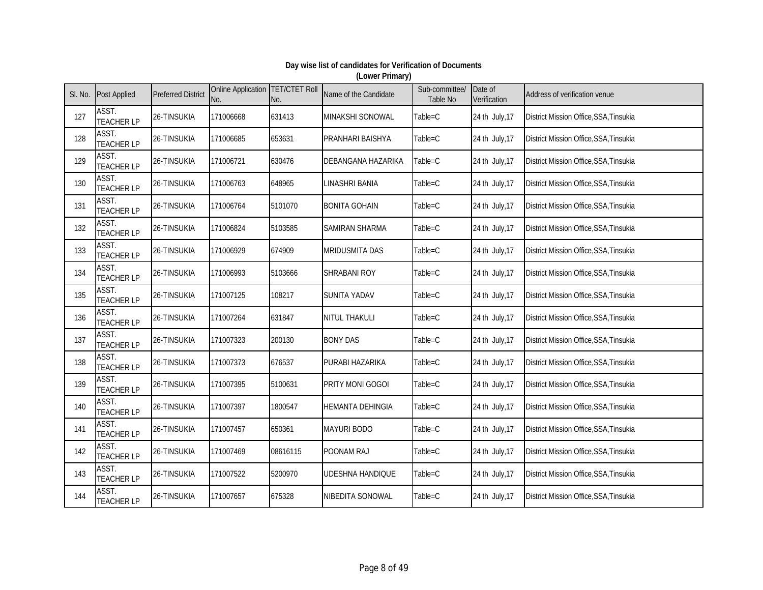**Day wise list of candidates for Verification of Documents**
**(Lower Primary)**

| Sl. No. | Post Applied | Preferred District | Online Application No. | TET/CTET Roll No. | Name of the Candidate | Sub-committee/ Table No | Date of Verification | Address of verification venue |
|---|---|---|---|---|---|---|---|---|
| 127 | ASST. TEACHER LP | 26-TINSUKIA | 171006668 | 631413 | MINAKSHI SONOWAL | Table=C | 24 th July,17 | District Mission Office,SSA,Tinsukia |
| 128 | ASST. TEACHER LP | 26-TINSUKIA | 171006685 | 653631 | PRANHARI BAISHYA | Table=C | 24 th July,17 | District Mission Office,SSA,Tinsukia |
| 129 | ASST. TEACHER LP | 26-TINSUKIA | 171006721 | 630476 | DEBANGANA HAZARIKA | Table=C | 24 th July,17 | District Mission Office,SSA,Tinsukia |
| 130 | ASST. TEACHER LP | 26-TINSUKIA | 171006763 | 648965 | LINASHRI BANIA | Table=C | 24 th July,17 | District Mission Office,SSA,Tinsukia |
| 131 | ASST. TEACHER LP | 26-TINSUKIA | 171006764 | 5101070 | BONITA GOHAIN | Table=C | 24 th July,17 | District Mission Office,SSA,Tinsukia |
| 132 | ASST. TEACHER LP | 26-TINSUKIA | 171006824 | 5103585 | SAMIRAN SHARMA | Table=C | 24 th July,17 | District Mission Office,SSA,Tinsukia |
| 133 | ASST. TEACHER LP | 26-TINSUKIA | 171006929 | 674909 | MRIDUSMITA DAS | Table=C | 24 th July,17 | District Mission Office,SSA,Tinsukia |
| 134 | ASST. TEACHER LP | 26-TINSUKIA | 171006993 | 5103666 | SHRABANI ROY | Table=C | 24 th July,17 | District Mission Office,SSA,Tinsukia |
| 135 | ASST. TEACHER LP | 26-TINSUKIA | 171007125 | 108217 | SUNITA YADAV | Table=C | 24 th July,17 | District Mission Office,SSA,Tinsukia |
| 136 | ASST. TEACHER LP | 26-TINSUKIA | 171007264 | 631847 | NITUL THAKULI | Table=C | 24 th July,17 | District Mission Office,SSA,Tinsukia |
| 137 | ASST. TEACHER LP | 26-TINSUKIA | 171007323 | 200130 | BONY DAS | Table=C | 24 th July,17 | District Mission Office,SSA,Tinsukia |
| 138 | ASST. TEACHER LP | 26-TINSUKIA | 171007373 | 676537 | PURABI HAZARIKA | Table=C | 24 th July,17 | District Mission Office,SSA,Tinsukia |
| 139 | ASST. TEACHER LP | 26-TINSUKIA | 171007395 | 5100631 | PRITY MONI GOGOI | Table=C | 24 th July,17 | District Mission Office,SSA,Tinsukia |
| 140 | ASST. TEACHER LP | 26-TINSUKIA | 171007397 | 1800547 | HEMANTA DEHINGIA | Table=C | 24 th July,17 | District Mission Office,SSA,Tinsukia |
| 141 | ASST. TEACHER LP | 26-TINSUKIA | 171007457 | 650361 | MAYURI BODO | Table=C | 24 th July,17 | District Mission Office,SSA,Tinsukia |
| 142 | ASST. TEACHER LP | 26-TINSUKIA | 171007469 | 08616115 | POONAM RAJ | Table=C | 24 th July,17 | District Mission Office,SSA,Tinsukia |
| 143 | ASST. TEACHER LP | 26-TINSUKIA | 171007522 | 5200970 | UDESHNA HANDIQUE | Table=C | 24 th July,17 | District Mission Office,SSA,Tinsukia |
| 144 | ASST. TEACHER LP | 26-TINSUKIA | 171007657 | 675328 | NIBEDITA SONOWAL | Table=C | 24 th July,17 | District Mission Office,SSA,Tinsukia |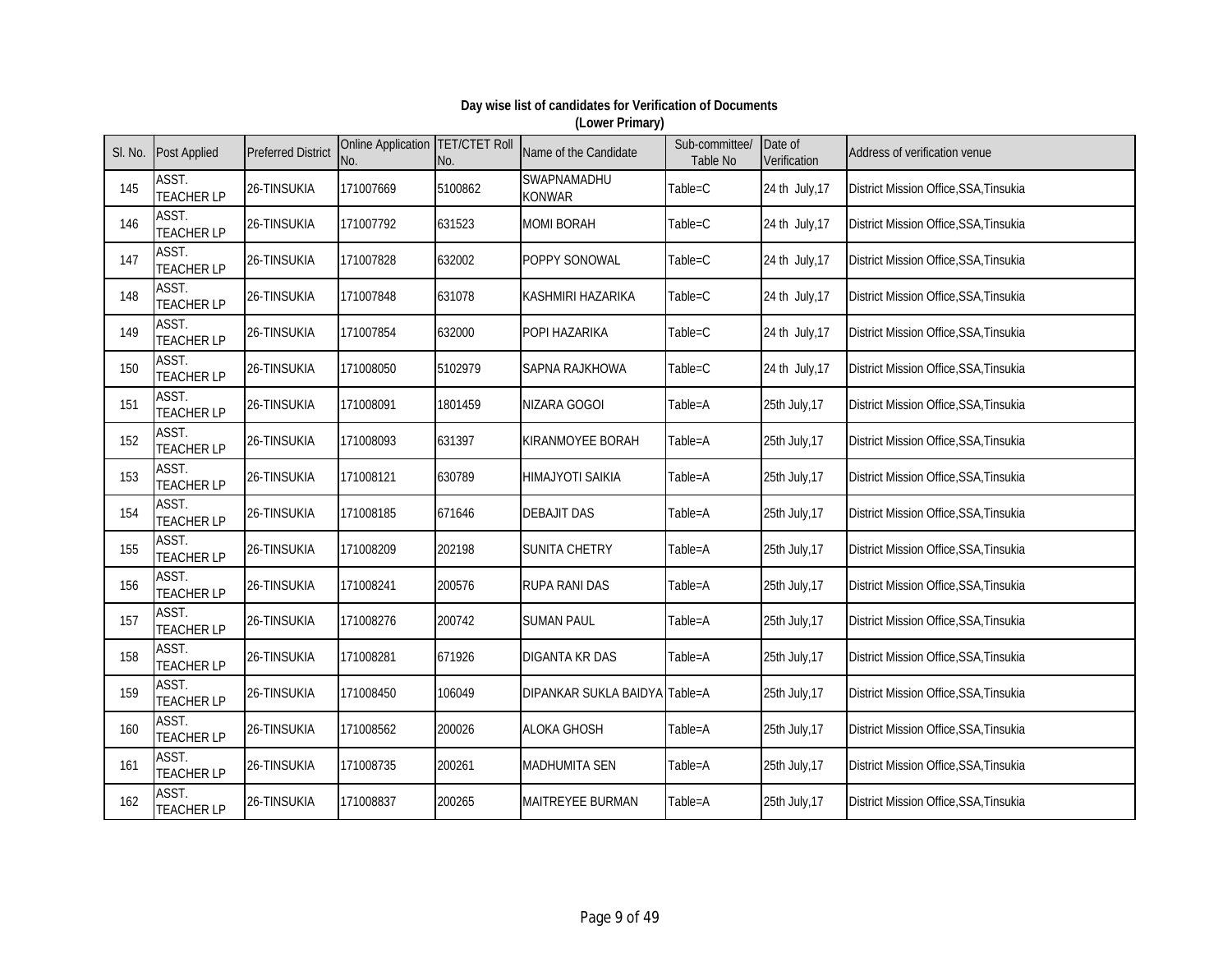**Day wise list of candidates for Verification of Documents**
**(Lower Primary)**

| Sl. No. | Post Applied | Preferred District | Online Application No. | TET/CTET Roll No. | Name of the Candidate | Sub-committee/ Table No | Date of Verification | Address of verification venue |
|---|---|---|---|---|---|---|---|---|
| 145 | ASST. TEACHER LP | 26-TINSUKIA | 171007669 | 5100862 | SWAPNAMADHU KONWAR | Table=C | 24 th July,17 | District Mission Office,SSA,Tinsukia |
| 146 | ASST. TEACHER LP | 26-TINSUKIA | 171007792 | 631523 | MOMI BORAH | Table=C | 24 th July,17 | District Mission Office,SSA,Tinsukia |
| 147 | ASST. TEACHER LP | 26-TINSUKIA | 171007828 | 632002 | POPPY SONOWAL | Table=C | 24 th July,17 | District Mission Office,SSA,Tinsukia |
| 148 | ASST. TEACHER LP | 26-TINSUKIA | 171007848 | 631078 | KASHMIRI HAZARIKA | Table=C | 24 th July,17 | District Mission Office,SSA,Tinsukia |
| 149 | ASST. TEACHER LP | 26-TINSUKIA | 171007854 | 632000 | POPI HAZARIKA | Table=C | 24 th July,17 | District Mission Office,SSA,Tinsukia |
| 150 | ASST. TEACHER LP | 26-TINSUKIA | 171008050 | 5102979 | SAPNA RAJKHOWA | Table=C | 24 th July,17 | District Mission Office,SSA,Tinsukia |
| 151 | ASST. TEACHER LP | 26-TINSUKIA | 171008091 | 1801459 | NIZARA GOGOI | Table=A | 25th July,17 | District Mission Office,SSA,Tinsukia |
| 152 | ASST. TEACHER LP | 26-TINSUKIA | 171008093 | 631397 | KIRANMOYEE BORAH | Table=A | 25th July,17 | District Mission Office,SSA,Tinsukia |
| 153 | ASST. TEACHER LP | 26-TINSUKIA | 171008121 | 630789 | HIMAJYOTI SAIKIA | Table=A | 25th July,17 | District Mission Office,SSA,Tinsukia |
| 154 | ASST. TEACHER LP | 26-TINSUKIA | 171008185 | 671646 | DEBAJIT DAS | Table=A | 25th July,17 | District Mission Office,SSA,Tinsukia |
| 155 | ASST. TEACHER LP | 26-TINSUKIA | 171008209 | 202198 | SUNITA CHETRY | Table=A | 25th July,17 | District Mission Office,SSA,Tinsukia |
| 156 | ASST. TEACHER LP | 26-TINSUKIA | 171008241 | 200576 | RUPA RANI DAS | Table=A | 25th July,17 | District Mission Office,SSA,Tinsukia |
| 157 | ASST. TEACHER LP | 26-TINSUKIA | 171008276 | 200742 | SUMAN PAUL | Table=A | 25th July,17 | District Mission Office,SSA,Tinsukia |
| 158 | ASST. TEACHER LP | 26-TINSUKIA | 171008281 | 671926 | DIGANTA KR DAS | Table=A | 25th July,17 | District Mission Office,SSA,Tinsukia |
| 159 | ASST. TEACHER LP | 26-TINSUKIA | 171008450 | 106049 | DIPANKAR SUKLA BAIDYA | Table=A | 25th July,17 | District Mission Office,SSA,Tinsukia |
| 160 | ASST. TEACHER LP | 26-TINSUKIA | 171008562 | 200026 | ALOKA GHOSH | Table=A | 25th July,17 | District Mission Office,SSA,Tinsukia |
| 161 | ASST. TEACHER LP | 26-TINSUKIA | 171008735 | 200261 | MADHUMITA SEN | Table=A | 25th July,17 | District Mission Office,SSA,Tinsukia |
| 162 | ASST. TEACHER LP | 26-TINSUKIA | 171008837 | 200265 | MAITREYEE BURMAN | Table=A | 25th July,17 | District Mission Office,SSA,Tinsukia |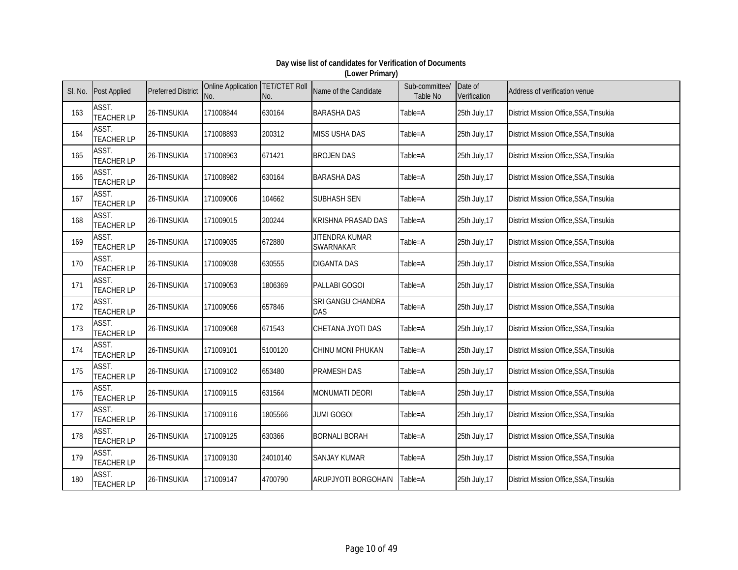**Day wise list of candidates for Verification of Documents**
**(Lower Primary)**

| Sl. No. | Post Applied | Preferred District | Online Application No. | TET/CTET Roll No. | Name of the Candidate | Sub-committee/ Table No | Date of Verification | Address of verification venue |
|---|---|---|---|---|---|---|---|---|
| 163 | ASST. TEACHER LP | 26-TINSUKIA | 171008844 | 630164 | BARASHA DAS | Table=A | 25th July,17 | District Mission Office,SSA,Tinsukia |
| 164 | ASST. TEACHER LP | 26-TINSUKIA | 171008893 | 200312 | MISS USHA DAS | Table=A | 25th July,17 | District Mission Office,SSA,Tinsukia |
| 165 | ASST. TEACHER LP | 26-TINSUKIA | 171008963 | 671421 | BROJEN DAS | Table=A | 25th July,17 | District Mission Office,SSA,Tinsukia |
| 166 | ASST. TEACHER LP | 26-TINSUKIA | 171008982 | 630164 | BARASHA DAS | Table=A | 25th July,17 | District Mission Office,SSA,Tinsukia |
| 167 | ASST. TEACHER LP | 26-TINSUKIA | 171009006 | 104662 | SUBHASH SEN | Table=A | 25th July,17 | District Mission Office,SSA,Tinsukia |
| 168 | ASST. TEACHER LP | 26-TINSUKIA | 171009015 | 200244 | KRISHNA PRASAD DAS | Table=A | 25th July,17 | District Mission Office,SSA,Tinsukia |
| 169 | ASST. TEACHER LP | 26-TINSUKIA | 171009035 | 672880 | JITENDRA KUMAR SWARNAKAR | Table=A | 25th July,17 | District Mission Office,SSA,Tinsukia |
| 170 | ASST. TEACHER LP | 26-TINSUKIA | 171009038 | 630555 | DIGANTA DAS | Table=A | 25th July,17 | District Mission Office,SSA,Tinsukia |
| 171 | ASST. TEACHER LP | 26-TINSUKIA | 171009053 | 1806369 | PALLABI GOGOI | Table=A | 25th July,17 | District Mission Office,SSA,Tinsukia |
| 172 | ASST. TEACHER LP | 26-TINSUKIA | 171009056 | 657846 | SRI GANGU CHANDRA DAS | Table=A | 25th July,17 | District Mission Office,SSA,Tinsukia |
| 173 | ASST. TEACHER LP | 26-TINSUKIA | 171009068 | 671543 | CHETANA JYOTI DAS | Table=A | 25th July,17 | District Mission Office,SSA,Tinsukia |
| 174 | ASST. TEACHER LP | 26-TINSUKIA | 171009101 | 5100120 | CHINU MONI PHUKAN | Table=A | 25th July,17 | District Mission Office,SSA,Tinsukia |
| 175 | ASST. TEACHER LP | 26-TINSUKIA | 171009102 | 653480 | PRAMESH DAS | Table=A | 25th July,17 | District Mission Office,SSA,Tinsukia |
| 176 | ASST. TEACHER LP | 26-TINSUKIA | 171009115 | 631564 | MONUMATI DEORI | Table=A | 25th July,17 | District Mission Office,SSA,Tinsukia |
| 177 | ASST. TEACHER LP | 26-TINSUKIA | 171009116 | 1805566 | JUMI GOGOI | Table=A | 25th July,17 | District Mission Office,SSA,Tinsukia |
| 178 | ASST. TEACHER LP | 26-TINSUKIA | 171009125 | 630366 | BORNALI BORAH | Table=A | 25th July,17 | District Mission Office,SSA,Tinsukia |
| 179 | ASST. TEACHER LP | 26-TINSUKIA | 171009130 | 24010140 | SANJAY KUMAR | Table=A | 25th July,17 | District Mission Office,SSA,Tinsukia |
| 180 | ASST. TEACHER LP | 26-TINSUKIA | 171009147 | 4700790 | ARUPJYOTI BORGOHAIN | Table=A | 25th July,17 | District Mission Office,SSA,Tinsukia |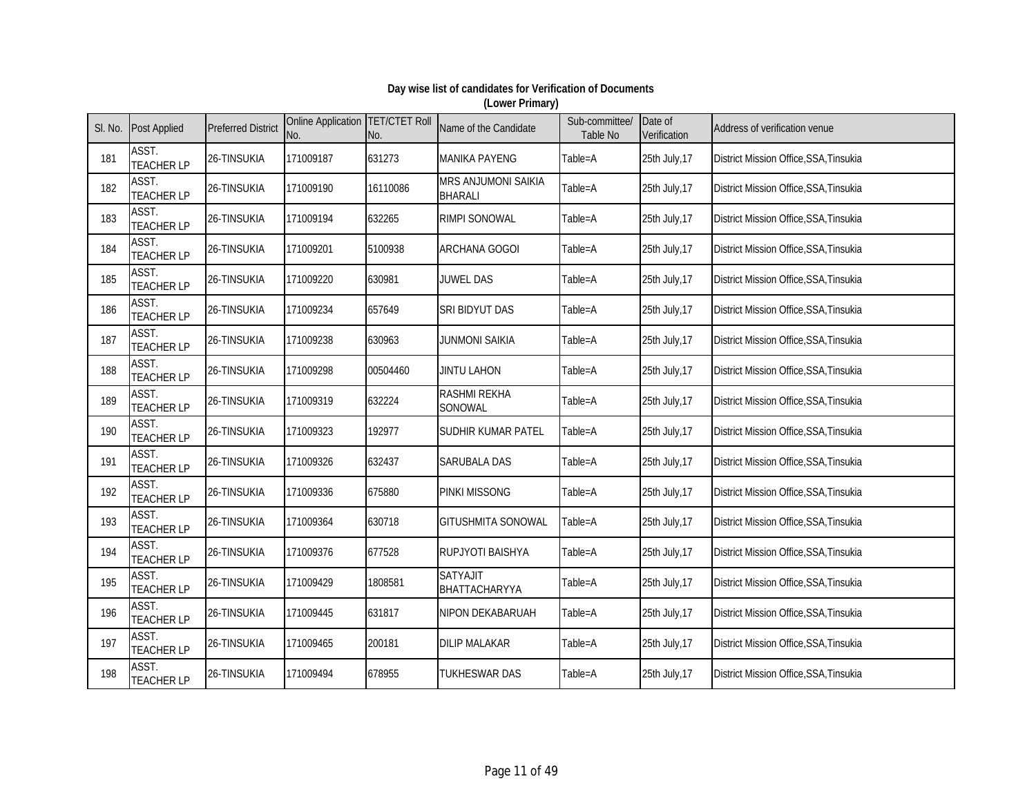**Day wise list of candidates for Verification of Documents**
**(Lower Primary)**

| Sl. No. | Post Applied | Preferred District | Online Application No. | TET/CTET Roll No. | Name of the Candidate | Sub-committee/ Table No | Date of Verification | Address of verification venue |
|---|---|---|---|---|---|---|---|---|
| 181 | ASST. TEACHER LP | 26-TINSUKIA | 171009187 | 631273 | MANIKA PAYENG | Table=A | 25th July,17 | District Mission Office,SSA,Tinsukia |
| 182 | ASST. TEACHER LP | 26-TINSUKIA | 171009190 | 16110086 | MRS ANJUMONI SAIKIA BHARALI | Table=A | 25th July,17 | District Mission Office,SSA,Tinsukia |
| 183 | ASST. TEACHER LP | 26-TINSUKIA | 171009194 | 632265 | RIMPI SONOWAL | Table=A | 25th July,17 | District Mission Office,SSA,Tinsukia |
| 184 | ASST. TEACHER LP | 26-TINSUKIA | 171009201 | 5100938 | ARCHANA GOGOI | Table=A | 25th July,17 | District Mission Office,SSA,Tinsukia |
| 185 | ASST. TEACHER LP | 26-TINSUKIA | 171009220 | 630981 | JUWEL DAS | Table=A | 25th July,17 | District Mission Office,SSA,Tinsukia |
| 186 | ASST. TEACHER LP | 26-TINSUKIA | 171009234 | 657649 | SRI BIDYUT DAS | Table=A | 25th July,17 | District Mission Office,SSA,Tinsukia |
| 187 | ASST. TEACHER LP | 26-TINSUKIA | 171009238 | 630963 | JUNMONI SAIKIA | Table=A | 25th July,17 | District Mission Office,SSA,Tinsukia |
| 188 | ASST. TEACHER LP | 26-TINSUKIA | 171009298 | 00504460 | JINTU LAHON | Table=A | 25th July,17 | District Mission Office,SSA,Tinsukia |
| 189 | ASST. TEACHER LP | 26-TINSUKIA | 171009319 | 632224 | RASHMI REKHA SONOWAL | Table=A | 25th July,17 | District Mission Office,SSA,Tinsukia |
| 190 | ASST. TEACHER LP | 26-TINSUKIA | 171009323 | 192977 | SUDHIR KUMAR PATEL | Table=A | 25th July,17 | District Mission Office,SSA,Tinsukia |
| 191 | ASST. TEACHER LP | 26-TINSUKIA | 171009326 | 632437 | SARUBALA DAS | Table=A | 25th July,17 | District Mission Office,SSA,Tinsukia |
| 192 | ASST. TEACHER LP | 26-TINSUKIA | 171009336 | 675880 | PINKI MISSONG | Table=A | 25th July,17 | District Mission Office,SSA,Tinsukia |
| 193 | ASST. TEACHER LP | 26-TINSUKIA | 171009364 | 630718 | GITUSHMITA SONOWAL | Table=A | 25th July,17 | District Mission Office,SSA,Tinsukia |
| 194 | ASST. TEACHER LP | 26-TINSUKIA | 171009376 | 677528 | RUPJYOTI BAISHYA | Table=A | 25th July,17 | District Mission Office,SSA,Tinsukia |
| 195 | ASST. TEACHER LP | 26-TINSUKIA | 171009429 | 1808581 | SATYAJIT BHATTACHARYYA | Table=A | 25th July,17 | District Mission Office,SSA,Tinsukia |
| 196 | ASST. TEACHER LP | 26-TINSUKIA | 171009445 | 631817 | NIPON DEKABARUAH | Table=A | 25th July,17 | District Mission Office,SSA,Tinsukia |
| 197 | ASST. TEACHER LP | 26-TINSUKIA | 171009465 | 200181 | DILIP MALAKAR | Table=A | 25th July,17 | District Mission Office,SSA,Tinsukia |
| 198 | ASST. TEACHER LP | 26-TINSUKIA | 171009494 | 678955 | TUKHESWAR DAS | Table=A | 25th July,17 | District Mission Office,SSA,Tinsukia |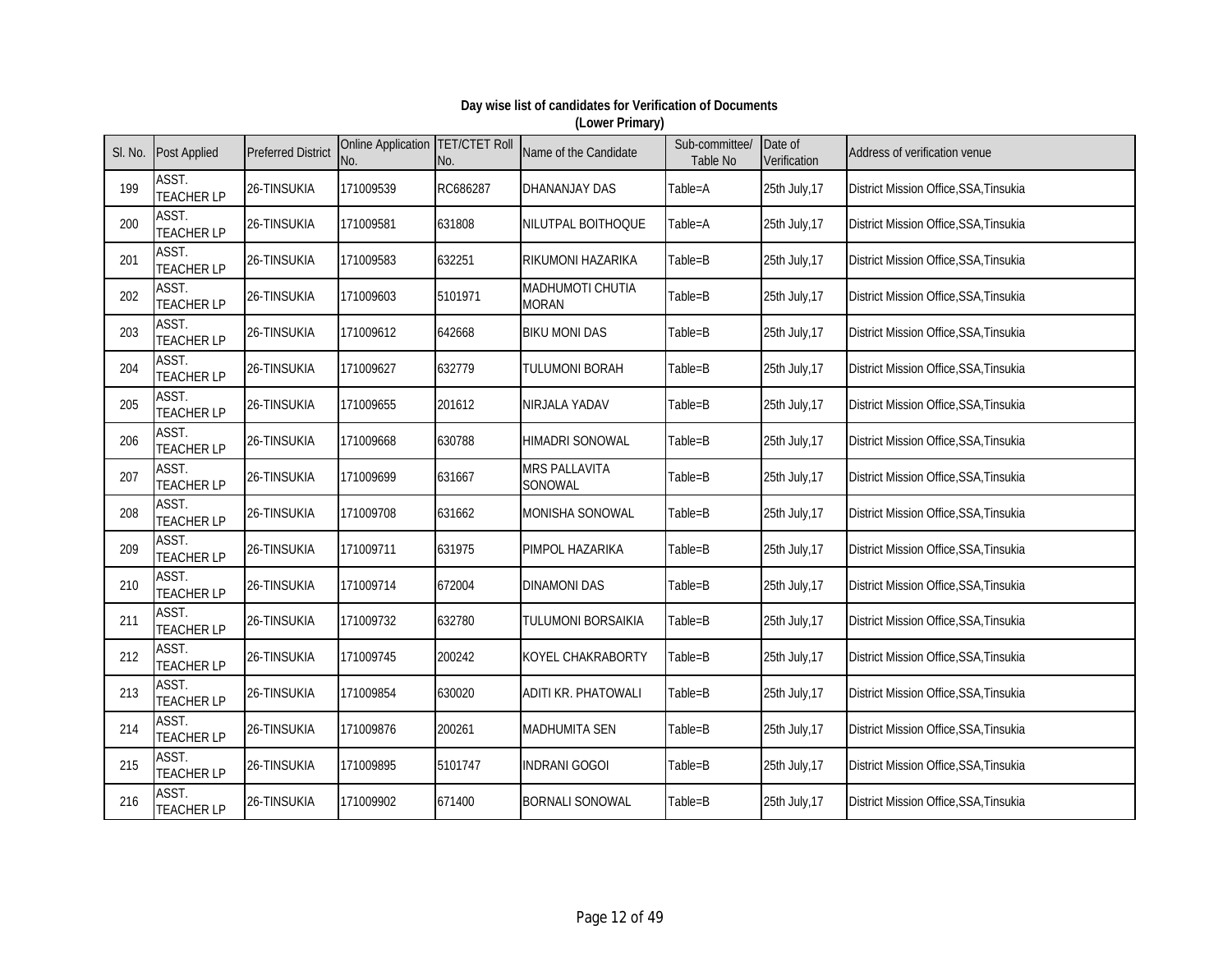**Day wise list of candidates for Verification of Documents**
**(Lower Primary)**

| Sl. No. | Post Applied | Preferred District | Online Application No. | TET/CTET Roll No. | Name of the Candidate | Sub-committee/ Table No | Date of Verification | Address of verification venue |
|---|---|---|---|---|---|---|---|---|
| 199 | ASST. TEACHER LP | 26-TINSUKIA | 171009539 | RC686287 | DHANANJAY DAS | Table=A | 25th July,17 | District Mission Office,SSA,Tinsukia |
| 200 | ASST. TEACHER LP | 26-TINSUKIA | 171009581 | 631808 | NILUTPAL BOITHOQUE | Table=A | 25th July,17 | District Mission Office,SSA,Tinsukia |
| 201 | ASST. TEACHER LP | 26-TINSUKIA | 171009583 | 632251 | RIKUMONI HAZARIKA | Table=B | 25th July,17 | District Mission Office,SSA,Tinsukia |
| 202 | ASST. TEACHER LP | 26-TINSUKIA | 171009603 | 5101971 | MADHUMOTI CHUTIA MORAN | Table=B | 25th July,17 | District Mission Office,SSA,Tinsukia |
| 203 | ASST. TEACHER LP | 26-TINSUKIA | 171009612 | 642668 | BIKU MONI DAS | Table=B | 25th July,17 | District Mission Office,SSA,Tinsukia |
| 204 | ASST. TEACHER LP | 26-TINSUKIA | 171009627 | 632779 | TULUMONI BORAH | Table=B | 25th July,17 | District Mission Office,SSA,Tinsukia |
| 205 | ASST. TEACHER LP | 26-TINSUKIA | 171009655 | 201612 | NIRJALA YADAV | Table=B | 25th July,17 | District Mission Office,SSA,Tinsukia |
| 206 | ASST. TEACHER LP | 26-TINSUKIA | 171009668 | 630788 | HIMADRI SONOWAL | Table=B | 25th July,17 | District Mission Office,SSA,Tinsukia |
| 207 | ASST. TEACHER LP | 26-TINSUKIA | 171009699 | 631667 | MRS PALLAVITA SONOWAL | Table=B | 25th July,17 | District Mission Office,SSA,Tinsukia |
| 208 | ASST. TEACHER LP | 26-TINSUKIA | 171009708 | 631662 | MONISHA SONOWAL | Table=B | 25th July,17 | District Mission Office,SSA,Tinsukia |
| 209 | ASST. TEACHER LP | 26-TINSUKIA | 171009711 | 631975 | PIMPOL HAZARIKA | Table=B | 25th July,17 | District Mission Office,SSA,Tinsukia |
| 210 | ASST. TEACHER LP | 26-TINSUKIA | 171009714 | 672004 | DINAMONI DAS | Table=B | 25th July,17 | District Mission Office,SSA,Tinsukia |
| 211 | ASST. TEACHER LP | 26-TINSUKIA | 171009732 | 632780 | TULUMONI BORSAIKIA | Table=B | 25th July,17 | District Mission Office,SSA,Tinsukia |
| 212 | ASST. TEACHER LP | 26-TINSUKIA | 171009745 | 200242 | KOYEL CHAKRABORTY | Table=B | 25th July,17 | District Mission Office,SSA,Tinsukia |
| 213 | ASST. TEACHER LP | 26-TINSUKIA | 171009854 | 630020 | ADITI KR. PHATOWALI | Table=B | 25th July,17 | District Mission Office,SSA,Tinsukia |
| 214 | ASST. TEACHER LP | 26-TINSUKIA | 171009876 | 200261 | MADHUMITA SEN | Table=B | 25th July,17 | District Mission Office,SSA,Tinsukia |
| 215 | ASST. TEACHER LP | 26-TINSUKIA | 171009895 | 5101747 | INDRANI GOGOI | Table=B | 25th July,17 | District Mission Office,SSA,Tinsukia |
| 216 | ASST. TEACHER LP | 26-TINSUKIA | 171009902 | 671400 | BORNALI SONOWAL | Table=B | 25th July,17 | District Mission Office,SSA,Tinsukia |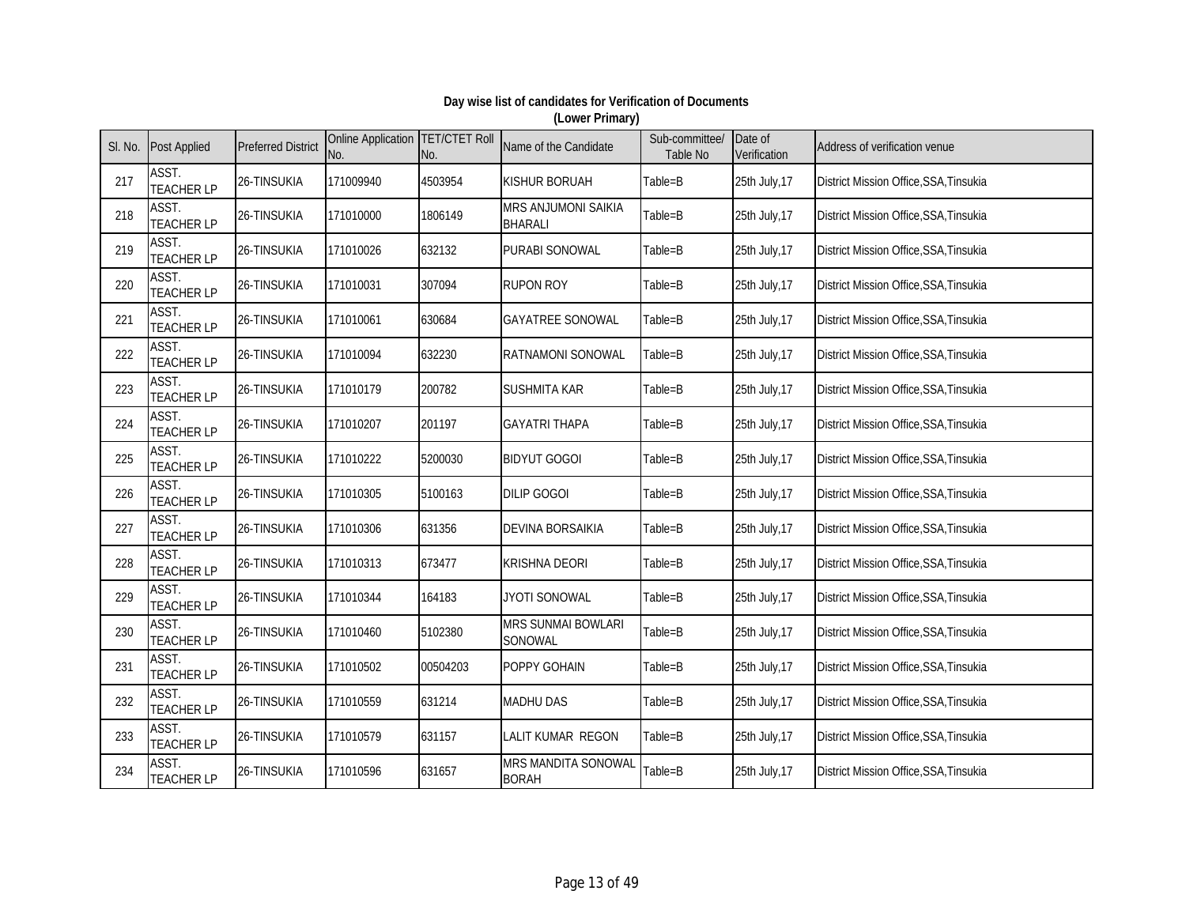**Day wise list of candidates for Verification of Documents**
**(Lower Primary)**

| Sl. No. | Post Applied | Preferred District | Online Application No. | TET/CTET Roll No. | Name of the Candidate | Sub-committee/ Table No | Date of Verification | Address of verification venue |
|---|---|---|---|---|---|---|---|---|
| 217 | ASST. TEACHER LP | 26-TINSUKIA | 171009940 | 4503954 | KISHUR BORUAH | Table=B | 25th July,17 | District Mission Office,SSA,Tinsukia |
| 218 | ASST. TEACHER LP | 26-TINSUKIA | 171010000 | 1806149 | MRS ANJUMONI SAIKIA BHARALI | Table=B | 25th July,17 | District Mission Office,SSA,Tinsukia |
| 219 | ASST. TEACHER LP | 26-TINSUKIA | 171010026 | 632132 | PURABI SONOWAL | Table=B | 25th July,17 | District Mission Office,SSA,Tinsukia |
| 220 | ASST. TEACHER LP | 26-TINSUKIA | 171010031 | 307094 | RUPON ROY | Table=B | 25th July,17 | District Mission Office,SSA,Tinsukia |
| 221 | ASST. TEACHER LP | 26-TINSUKIA | 171010061 | 630684 | GAYATREE SONOWAL | Table=B | 25th July,17 | District Mission Office,SSA,Tinsukia |
| 222 | ASST. TEACHER LP | 26-TINSUKIA | 171010094 | 632230 | RATNAMONI SONOWAL | Table=B | 25th July,17 | District Mission Office,SSA,Tinsukia |
| 223 | ASST. TEACHER LP | 26-TINSUKIA | 171010179 | 200782 | SUSHMITA KAR | Table=B | 25th July,17 | District Mission Office,SSA,Tinsukia |
| 224 | ASST. TEACHER LP | 26-TINSUKIA | 171010207 | 201197 | GAYATRI THAPA | Table=B | 25th July,17 | District Mission Office,SSA,Tinsukia |
| 225 | ASST. TEACHER LP | 26-TINSUKIA | 171010222 | 5200030 | BIDYUT GOGOI | Table=B | 25th July,17 | District Mission Office,SSA,Tinsukia |
| 226 | ASST. TEACHER LP | 26-TINSUKIA | 171010305 | 5100163 | DILIP GOGOI | Table=B | 25th July,17 | District Mission Office,SSA,Tinsukia |
| 227 | ASST. TEACHER LP | 26-TINSUKIA | 171010306 | 631356 | DEVINA BORSAIKIA | Table=B | 25th July,17 | District Mission Office,SSA,Tinsukia |
| 228 | ASST. TEACHER LP | 26-TINSUKIA | 171010313 | 673477 | KRISHNA DEORI | Table=B | 25th July,17 | District Mission Office,SSA,Tinsukia |
| 229 | ASST. TEACHER LP | 26-TINSUKIA | 171010344 | 164183 | JYOTI SONOWAL | Table=B | 25th July,17 | District Mission Office,SSA,Tinsukia |
| 230 | ASST. TEACHER LP | 26-TINSUKIA | 171010460 | 5102380 | MRS SUNMAI BOWLARI SONOWAL | Table=B | 25th July,17 | District Mission Office,SSA,Tinsukia |
| 231 | ASST. TEACHER LP | 26-TINSUKIA | 171010502 | 00504203 | POPPY GOHAIN | Table=B | 25th July,17 | District Mission Office,SSA,Tinsukia |
| 232 | ASST. TEACHER LP | 26-TINSUKIA | 171010559 | 631214 | MADHU DAS | Table=B | 25th July,17 | District Mission Office,SSA,Tinsukia |
| 233 | ASST. TEACHER LP | 26-TINSUKIA | 171010579 | 631157 | LALIT KUMAR REGON | Table=B | 25th July,17 | District Mission Office,SSA,Tinsukia |
| 234 | ASST. TEACHER LP | 26-TINSUKIA | 171010596 | 631657 | MRS MANDITA SONOWAL BORAH | Table=B | 25th July,17 | District Mission Office,SSA,Tinsukia |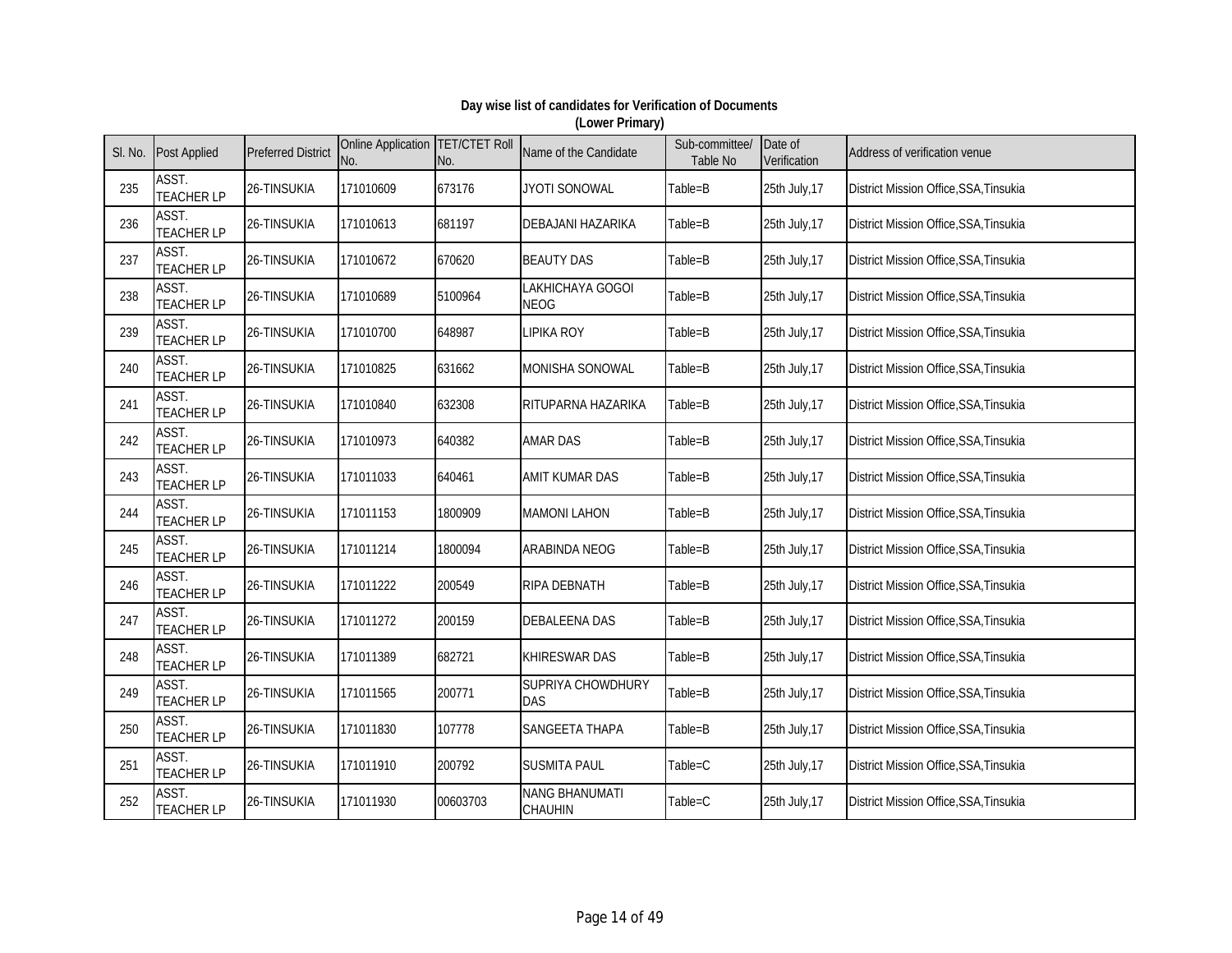**Day wise list of candidates for Verification of Documents**
**(Lower Primary)**

| Sl. No. | Post Applied | Preferred District | Online Application No. | TET/CTET Roll No. | Name of the Candidate | Sub-committee/ Table No | Date of Verification | Address of verification venue |
|---|---|---|---|---|---|---|---|---|
| 235 | ASST. TEACHER LP | 26-TINSUKIA | 171010609 | 673176 | JYOTI SONOWAL | Table=B | 25th July,17 | District Mission Office,SSA,Tinsukia |
| 236 | ASST. TEACHER LP | 26-TINSUKIA | 171010613 | 681197 | DEBAJANI HAZARIKA | Table=B | 25th July,17 | District Mission Office,SSA,Tinsukia |
| 237 | ASST. TEACHER LP | 26-TINSUKIA | 171010672 | 670620 | BEAUTY DAS | Table=B | 25th July,17 | District Mission Office,SSA,Tinsukia |
| 238 | ASST. TEACHER LP | 26-TINSUKIA | 171010689 | 5100964 | LAKHICHAYA GOGOI NEOG | Table=B | 25th July,17 | District Mission Office,SSA,Tinsukia |
| 239 | ASST. TEACHER LP | 26-TINSUKIA | 171010700 | 648987 | LIPIKA ROY | Table=B | 25th July,17 | District Mission Office,SSA,Tinsukia |
| 240 | ASST. TEACHER LP | 26-TINSUKIA | 171010825 | 631662 | MONISHA SONOWAL | Table=B | 25th July,17 | District Mission Office,SSA,Tinsukia |
| 241 | ASST. TEACHER LP | 26-TINSUKIA | 171010840 | 632308 | RITUPARNA HAZARIKA | Table=B | 25th July,17 | District Mission Office,SSA,Tinsukia |
| 242 | ASST. TEACHER LP | 26-TINSUKIA | 171010973 | 640382 | AMAR DAS | Table=B | 25th July,17 | District Mission Office,SSA,Tinsukia |
| 243 | ASST. TEACHER LP | 26-TINSUKIA | 171011033 | 640461 | AMIT KUMAR DAS | Table=B | 25th July,17 | District Mission Office,SSA,Tinsukia |
| 244 | ASST. TEACHER LP | 26-TINSUKIA | 171011153 | 1800909 | MAMONI LAHON | Table=B | 25th July,17 | District Mission Office,SSA,Tinsukia |
| 245 | ASST. TEACHER LP | 26-TINSUKIA | 171011214 | 1800094 | ARABINDA NEOG | Table=B | 25th July,17 | District Mission Office,SSA,Tinsukia |
| 246 | ASST. TEACHER LP | 26-TINSUKIA | 171011222 | 200549 | RIPA DEBNATH | Table=B | 25th July,17 | District Mission Office,SSA,Tinsukia |
| 247 | ASST. TEACHER LP | 26-TINSUKIA | 171011272 | 200159 | DEBALEENA DAS | Table=B | 25th July,17 | District Mission Office,SSA,Tinsukia |
| 248 | ASST. TEACHER LP | 26-TINSUKIA | 171011389 | 682721 | KHIRESWAR DAS | Table=B | 25th July,17 | District Mission Office,SSA,Tinsukia |
| 249 | ASST. TEACHER LP | 26-TINSUKIA | 171011565 | 200771 | SUPRIYA CHOWDHURY DAS | Table=B | 25th July,17 | District Mission Office,SSA,Tinsukia |
| 250 | ASST. TEACHER LP | 26-TINSUKIA | 171011830 | 107778 | SANGEETA THAPA | Table=B | 25th July,17 | District Mission Office,SSA,Tinsukia |
| 251 | ASST. TEACHER LP | 26-TINSUKIA | 171011910 | 200792 | SUSMITA PAUL | Table=C | 25th July,17 | District Mission Office,SSA,Tinsukia |
| 252 | ASST. TEACHER LP | 26-TINSUKIA | 171011930 | 00603703 | NANG BHANUMATI CHAUHIN | Table=C | 25th July,17 | District Mission Office,SSA,Tinsukia |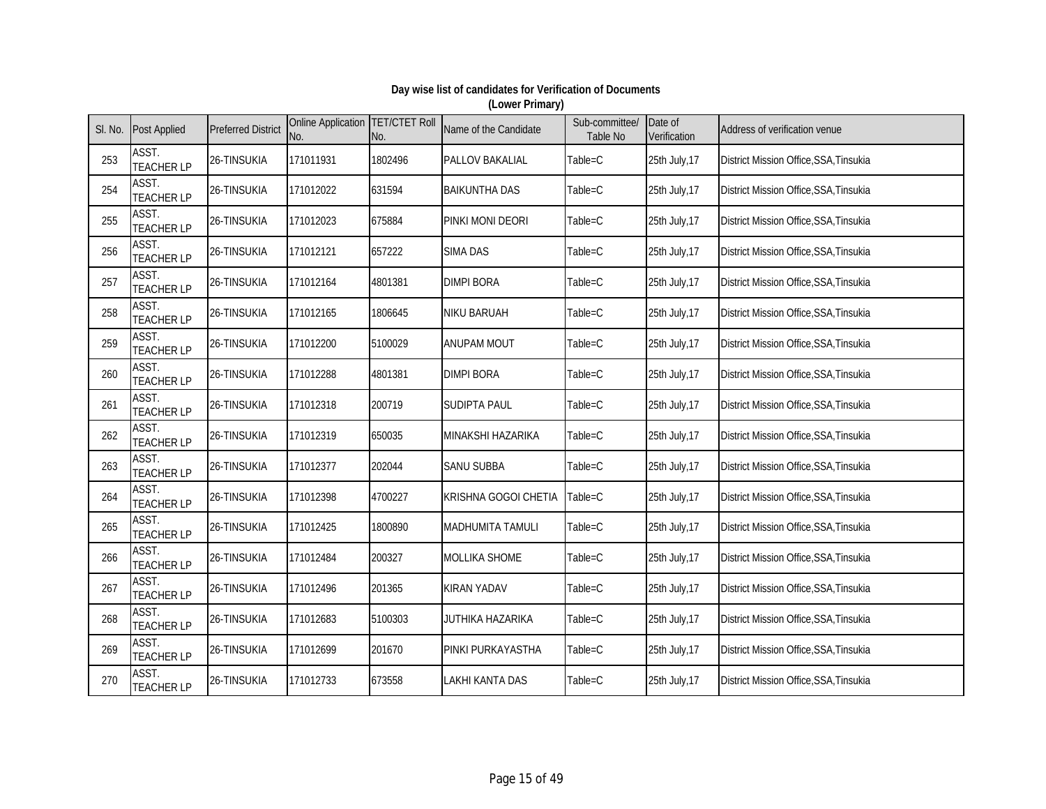**Day wise list of candidates for Verification of Documents**
**(Lower Primary)**

| Sl. No. | Post Applied | Preferred District | Online Application No. | TET/CTET Roll No. | Name of the Candidate | Sub-committee/ Table No | Date of Verification | Address of verification venue |
|---|---|---|---|---|---|---|---|---|
| 253 | ASST. TEACHER LP | 26-TINSUKIA | 171011931 | 1802496 | PALLOV BAKALIAL | Table=C | 25th July,17 | District Mission Office,SSA,Tinsukia |
| 254 | ASST. TEACHER LP | 26-TINSUKIA | 171012022 | 631594 | BAIKUNTHA DAS | Table=C | 25th July,17 | District Mission Office,SSA,Tinsukia |
| 255 | ASST. TEACHER LP | 26-TINSUKIA | 171012023 | 675884 | PINKI MONI DEORI | Table=C | 25th July,17 | District Mission Office,SSA,Tinsukia |
| 256 | ASST. TEACHER LP | 26-TINSUKIA | 171012121 | 657222 | SIMA DAS | Table=C | 25th July,17 | District Mission Office,SSA,Tinsukia |
| 257 | ASST. TEACHER LP | 26-TINSUKIA | 171012164 | 4801381 | DIMPI BORA | Table=C | 25th July,17 | District Mission Office,SSA,Tinsukia |
| 258 | ASST. TEACHER LP | 26-TINSUKIA | 171012165 | 1806645 | NIKU BARUAH | Table=C | 25th July,17 | District Mission Office,SSA,Tinsukia |
| 259 | ASST. TEACHER LP | 26-TINSUKIA | 171012200 | 5100029 | ANUPAM MOUT | Table=C | 25th July,17 | District Mission Office,SSA,Tinsukia |
| 260 | ASST. TEACHER LP | 26-TINSUKIA | 171012288 | 4801381 | DIMPI BORA | Table=C | 25th July,17 | District Mission Office,SSA,Tinsukia |
| 261 | ASST. TEACHER LP | 26-TINSUKIA | 171012318 | 200719 | SUDIPTA PAUL | Table=C | 25th July,17 | District Mission Office,SSA,Tinsukia |
| 262 | ASST. TEACHER LP | 26-TINSUKIA | 171012319 | 650035 | MINAKSHI HAZARIKA | Table=C | 25th July,17 | District Mission Office,SSA,Tinsukia |
| 263 | ASST. TEACHER LP | 26-TINSUKIA | 171012377 | 202044 | SANU SUBBA | Table=C | 25th July,17 | District Mission Office,SSA,Tinsukia |
| 264 | ASST. TEACHER LP | 26-TINSUKIA | 171012398 | 4700227 | KRISHNA GOGOI CHETIA | Table=C | 25th July,17 | District Mission Office,SSA,Tinsukia |
| 265 | ASST. TEACHER LP | 26-TINSUKIA | 171012425 | 1800890 | MADHUMITA TAMULI | Table=C | 25th July,17 | District Mission Office,SSA,Tinsukia |
| 266 | ASST. TEACHER LP | 26-TINSUKIA | 171012484 | 200327 | MOLLIKA SHOME | Table=C | 25th July,17 | District Mission Office,SSA,Tinsukia |
| 267 | ASST. TEACHER LP | 26-TINSUKIA | 171012496 | 201365 | KIRAN YADAV | Table=C | 25th July,17 | District Mission Office,SSA,Tinsukia |
| 268 | ASST. TEACHER LP | 26-TINSUKIA | 171012683 | 5100303 | JUTHIKA HAZARIKA | Table=C | 25th July,17 | District Mission Office,SSA,Tinsukia |
| 269 | ASST. TEACHER LP | 26-TINSUKIA | 171012699 | 201670 | PINKI PURKAYASTHA | Table=C | 25th July,17 | District Mission Office,SSA,Tinsukia |
| 270 | ASST. TEACHER LP | 26-TINSUKIA | 171012733 | 673558 | LAKHI KANTA DAS | Table=C | 25th July,17 | District Mission Office,SSA,Tinsukia |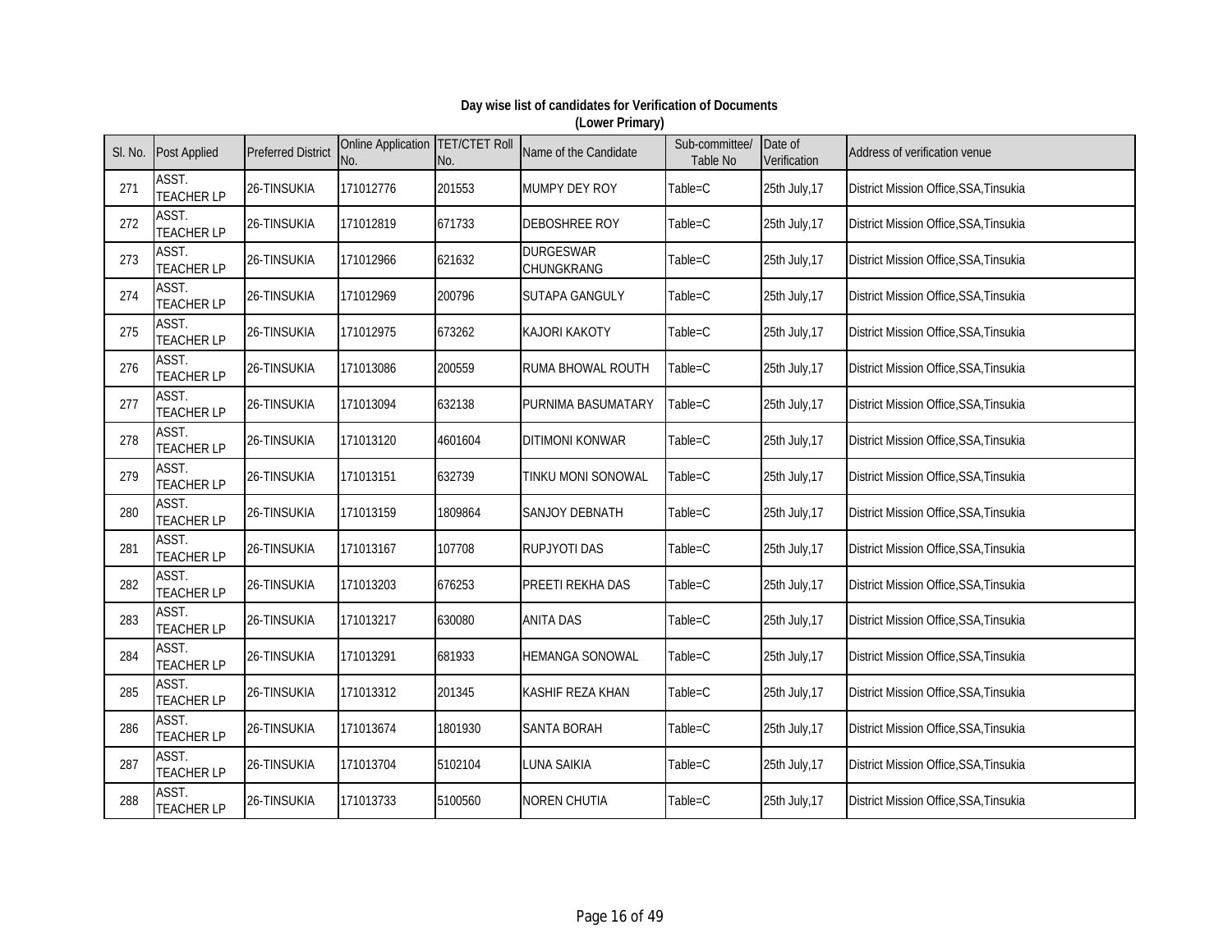**Day wise list of candidates for Verification of Documents**
**(Lower Primary)**

| Sl. No. | Post Applied | Preferred District | Online Application No. | TET/CTET Roll No. | Name of the Candidate | Sub-committee/ Table No | Date of Verification | Address of verification venue |
|---|---|---|---|---|---|---|---|---|
| 271 | ASST. TEACHER LP | 26-TINSUKIA | 171012776 | 201553 | MUMPY DEY ROY | Table=C | 25th July,17 | District Mission Office,SSA,Tinsukia |
| 272 | ASST. TEACHER LP | 26-TINSUKIA | 171012819 | 671733 | DEBOSHREE ROY | Table=C | 25th July,17 | District Mission Office,SSA,Tinsukia |
| 273 | ASST. TEACHER LP | 26-TINSUKIA | 171012966 | 621632 | DURGESWAR CHUNGKRANG | Table=C | 25th July,17 | District Mission Office,SSA,Tinsukia |
| 274 | ASST. TEACHER LP | 26-TINSUKIA | 171012969 | 200796 | SUTAPA GANGULY | Table=C | 25th July,17 | District Mission Office,SSA,Tinsukia |
| 275 | ASST. TEACHER LP | 26-TINSUKIA | 171012975 | 673262 | KAJORI KAKOTY | Table=C | 25th July,17 | District Mission Office,SSA,Tinsukia |
| 276 | ASST. TEACHER LP | 26-TINSUKIA | 171013086 | 200559 | RUMA BHOWAL ROUTH | Table=C | 25th July,17 | District Mission Office,SSA,Tinsukia |
| 277 | ASST. TEACHER LP | 26-TINSUKIA | 171013094 | 632138 | PURNIMA BASUMATARY | Table=C | 25th July,17 | District Mission Office,SSA,Tinsukia |
| 278 | ASST. TEACHER LP | 26-TINSUKIA | 171013120 | 4601604 | DITIMONI KONWAR | Table=C | 25th July,17 | District Mission Office,SSA,Tinsukia |
| 279 | ASST. TEACHER LP | 26-TINSUKIA | 171013151 | 632739 | TINKU MONI SONOWAL | Table=C | 25th July,17 | District Mission Office,SSA,Tinsukia |
| 280 | ASST. TEACHER LP | 26-TINSUKIA | 171013159 | 1809864 | SANJOY DEBNATH | Table=C | 25th July,17 | District Mission Office,SSA,Tinsukia |
| 281 | ASST. TEACHER LP | 26-TINSUKIA | 171013167 | 107708 | RUPJYOTI DAS | Table=C | 25th July,17 | District Mission Office,SSA,Tinsukia |
| 282 | ASST. TEACHER LP | 26-TINSUKIA | 171013203 | 676253 | PREETI REKHA DAS | Table=C | 25th July,17 | District Mission Office,SSA,Tinsukia |
| 283 | ASST. TEACHER LP | 26-TINSUKIA | 171013217 | 630080 | ANITA DAS | Table=C | 25th July,17 | District Mission Office,SSA,Tinsukia |
| 284 | ASST. TEACHER LP | 26-TINSUKIA | 171013291 | 681933 | HEMANGA SONOWAL | Table=C | 25th July,17 | District Mission Office,SSA,Tinsukia |
| 285 | ASST. TEACHER LP | 26-TINSUKIA | 171013312 | 201345 | KASHIF REZA KHAN | Table=C | 25th July,17 | District Mission Office,SSA,Tinsukia |
| 286 | ASST. TEACHER LP | 26-TINSUKIA | 171013674 | 1801930 | SANTA BORAH | Table=C | 25th July,17 | District Mission Office,SSA,Tinsukia |
| 287 | ASST. TEACHER LP | 26-TINSUKIA | 171013704 | 5102104 | LUNA SAIKIA | Table=C | 25th July,17 | District Mission Office,SSA,Tinsukia |
| 288 | ASST. TEACHER LP | 26-TINSUKIA | 171013733 | 5100560 | NOREN CHUTIA | Table=C | 25th July,17 | District Mission Office,SSA,Tinsukia |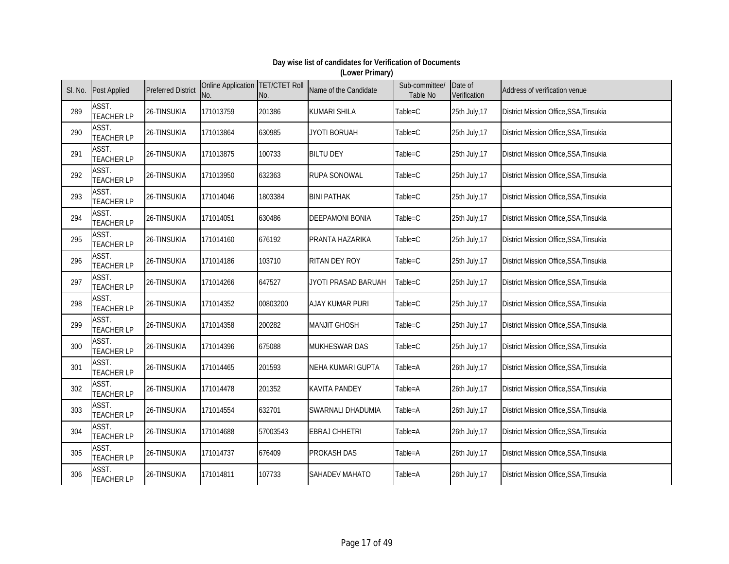**Day wise list of candidates for Verification of Documents**

**(Lower Primary)**

| Sl. No. | Post Applied | Preferred District | Online Application No. | TET/CTET Roll No. | Name of the Candidate | Sub-committee/ Table No | Date of Verification | Address of verification venue |
|---|---|---|---|---|---|---|---|---|
| 289 | ASST. TEACHER LP | 26-TINSUKIA | 171013759 | 201386 | KUMARI SHILA | Table=C | 25th July,17 | District Mission Office,SSA,Tinsukia |
| 290 | ASST. TEACHER LP | 26-TINSUKIA | 171013864 | 630985 | JYOTI BORUAH | Table=C | 25th July,17 | District Mission Office,SSA,Tinsukia |
| 291 | ASST. TEACHER LP | 26-TINSUKIA | 171013875 | 100733 | BILTU DEY | Table=C | 25th July,17 | District Mission Office,SSA,Tinsukia |
| 292 | ASST. TEACHER LP | 26-TINSUKIA | 171013950 | 632363 | RUPA SONOWAL | Table=C | 25th July,17 | District Mission Office,SSA,Tinsukia |
| 293 | ASST. TEACHER LP | 26-TINSUKIA | 171014046 | 1803384 | BINI PATHAK | Table=C | 25th July,17 | District Mission Office,SSA,Tinsukia |
| 294 | ASST. TEACHER LP | 26-TINSUKIA | 171014051 | 630486 | DEEPAMONI BONIA | Table=C | 25th July,17 | District Mission Office,SSA,Tinsukia |
| 295 | ASST. TEACHER LP | 26-TINSUKIA | 171014160 | 676192 | PRANTA HAZARIKA | Table=C | 25th July,17 | District Mission Office,SSA,Tinsukia |
| 296 | ASST. TEACHER LP | 26-TINSUKIA | 171014186 | 103710 | RITAN DEY ROY | Table=C | 25th July,17 | District Mission Office,SSA,Tinsukia |
| 297 | ASST. TEACHER LP | 26-TINSUKIA | 171014266 | 647527 | JYOTI PRASAD BARUAH | Table=C | 25th July,17 | District Mission Office,SSA,Tinsukia |
| 298 | ASST. TEACHER LP | 26-TINSUKIA | 171014352 | 00803200 | AJAY KUMAR PURI | Table=C | 25th July,17 | District Mission Office,SSA,Tinsukia |
| 299 | ASST. TEACHER LP | 26-TINSUKIA | 171014358 | 200282 | MANJIT GHOSH | Table=C | 25th July,17 | District Mission Office,SSA,Tinsukia |
| 300 | ASST. TEACHER LP | 26-TINSUKIA | 171014396 | 675088 | MUKHESWAR DAS | Table=C | 25th July,17 | District Mission Office,SSA,Tinsukia |
| 301 | ASST. TEACHER LP | 26-TINSUKIA | 171014465 | 201593 | NEHA KUMARI GUPTA | Table=A | 26th July,17 | District Mission Office,SSA,Tinsukia |
| 302 | ASST. TEACHER LP | 26-TINSUKIA | 171014478 | 201352 | KAVITA PANDEY | Table=A | 26th July,17 | District Mission Office,SSA,Tinsukia |
| 303 | ASST. TEACHER LP | 26-TINSUKIA | 171014554 | 632701 | SWARNALI DHADUMIA | Table=A | 26th July,17 | District Mission Office,SSA,Tinsukia |
| 304 | ASST. TEACHER LP | 26-TINSUKIA | 171014688 | 57003543 | EBRAJ CHHETRI | Table=A | 26th July,17 | District Mission Office,SSA,Tinsukia |
| 305 | ASST. TEACHER LP | 26-TINSUKIA | 171014737 | 676409 | PROKASH DAS | Table=A | 26th July,17 | District Mission Office,SSA,Tinsukia |
| 306 | ASST. TEACHER LP | 26-TINSUKIA | 171014811 | 107733 | SAHADEV MAHATO | Table=A | 26th July,17 | District Mission Office,SSA,Tinsukia |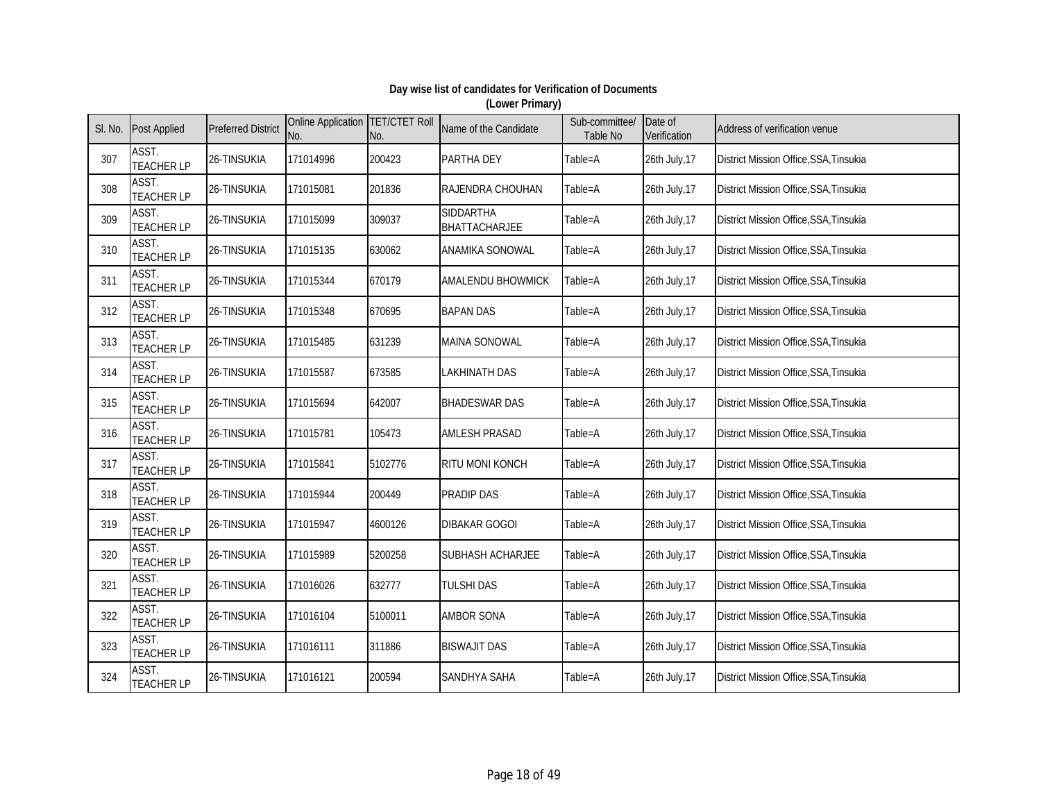**Day wise list of candidates for Verification of Documents**
**(Lower Primary)**

| Sl. No. | Post Applied | Preferred District | Online Application No. | TET/CTET Roll No. | Name of the Candidate | Sub-committee/ Table No | Date of Verification | Address of verification venue |
|---|---|---|---|---|---|---|---|---|
| 307 | ASST. TEACHER LP | 26-TINSUKIA | 171014996 | 200423 | PARTHA DEY | Table=A | 26th July,17 | District Mission Office,SSA,Tinsukia |
| 308 | ASST. TEACHER LP | 26-TINSUKIA | 171015081 | 201836 | RAJENDRA CHOUHAN | Table=A | 26th July,17 | District Mission Office,SSA,Tinsukia |
| 309 | ASST. TEACHER LP | 26-TINSUKIA | 171015099 | 309037 | SIDDARTHA BHATTACHARJEE | Table=A | 26th July,17 | District Mission Office,SSA,Tinsukia |
| 310 | ASST. TEACHER LP | 26-TINSUKIA | 171015135 | 630062 | ANAMIKA SONOWAL | Table=A | 26th July,17 | District Mission Office,SSA,Tinsukia |
| 311 | ASST. TEACHER LP | 26-TINSUKIA | 171015344 | 670179 | AMALENDU BHOWMICK | Table=A | 26th July,17 | District Mission Office,SSA,Tinsukia |
| 312 | ASST. TEACHER LP | 26-TINSUKIA | 171015348 | 670695 | BAPAN DAS | Table=A | 26th July,17 | District Mission Office,SSA,Tinsukia |
| 313 | ASST. TEACHER LP | 26-TINSUKIA | 171015485 | 631239 | MAINA SONOWAL | Table=A | 26th July,17 | District Mission Office,SSA,Tinsukia |
| 314 | ASST. TEACHER LP | 26-TINSUKIA | 171015587 | 673585 | LAKHINATH DAS | Table=A | 26th July,17 | District Mission Office,SSA,Tinsukia |
| 315 | ASST. TEACHER LP | 26-TINSUKIA | 171015694 | 642007 | BHADESWAR DAS | Table=A | 26th July,17 | District Mission Office,SSA,Tinsukia |
| 316 | ASST. TEACHER LP | 26-TINSUKIA | 171015781 | 105473 | AMLESH PRASAD | Table=A | 26th July,17 | District Mission Office,SSA,Tinsukia |
| 317 | ASST. TEACHER LP | 26-TINSUKIA | 171015841 | 5102776 | RITU MONI KONCH | Table=A | 26th July,17 | District Mission Office,SSA,Tinsukia |
| 318 | ASST. TEACHER LP | 26-TINSUKIA | 171015944 | 200449 | PRADIP DAS | Table=A | 26th July,17 | District Mission Office,SSA,Tinsukia |
| 319 | ASST. TEACHER LP | 26-TINSUKIA | 171015947 | 4600126 | DIBAKAR GOGOI | Table=A | 26th July,17 | District Mission Office,SSA,Tinsukia |
| 320 | ASST. TEACHER LP | 26-TINSUKIA | 171015989 | 5200258 | SUBHASH ACHARJEE | Table=A | 26th July,17 | District Mission Office,SSA,Tinsukia |
| 321 | ASST. TEACHER LP | 26-TINSUKIA | 171016026 | 632777 | TULSHI DAS | Table=A | 26th July,17 | District Mission Office,SSA,Tinsukia |
| 322 | ASST. TEACHER LP | 26-TINSUKIA | 171016104 | 5100011 | AMBOR SONA | Table=A | 26th July,17 | District Mission Office,SSA,Tinsukia |
| 323 | ASST. TEACHER LP | 26-TINSUKIA | 171016111 | 311886 | BISWAJIT DAS | Table=A | 26th July,17 | District Mission Office,SSA,Tinsukia |
| 324 | ASST. TEACHER LP | 26-TINSUKIA | 171016121 | 200594 | SANDHYA SAHA | Table=A | 26th July,17 | District Mission Office,SSA,Tinsukia |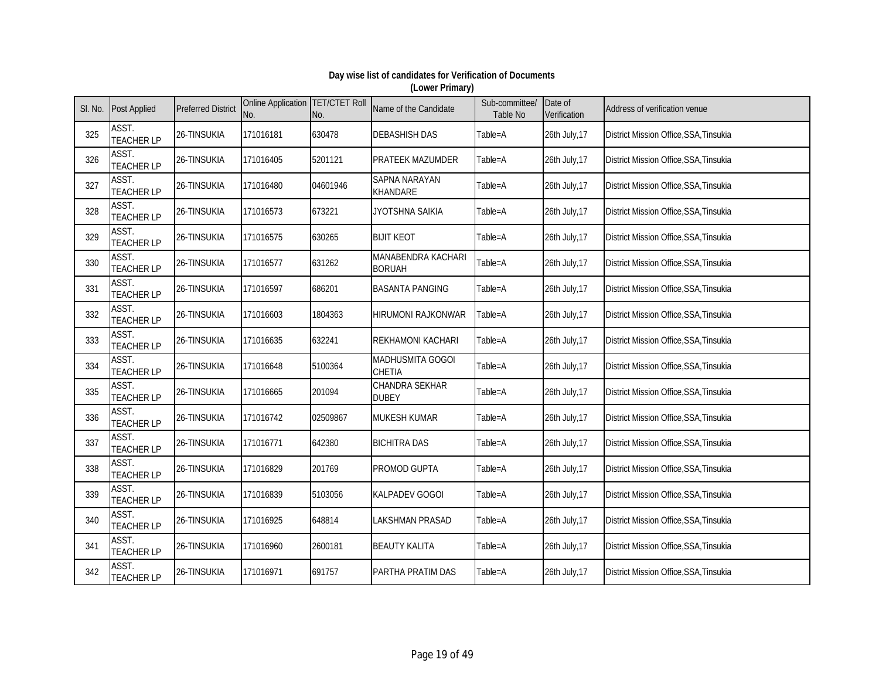**Day wise list of candidates for Verification of Documents**
**(Lower Primary)**

| Sl. No. | Post Applied | Preferred District | Online Application No. | TET/CTET Roll No. | Name of the Candidate | Sub-committee/ Table No | Date of Verification | Address of verification venue |
|---|---|---|---|---|---|---|---|---|
| 325 | ASST. TEACHER LP | 26-TINSUKIA | 171016181 | 630478 | DEBASHISH DAS | Table=A | 26th July,17 | District Mission Office,SSA,Tinsukia |
| 326 | ASST. TEACHER LP | 26-TINSUKIA | 171016405 | 5201121 | PRATEEK MAZUMDER | Table=A | 26th July,17 | District Mission Office,SSA,Tinsukia |
| 327 | ASST. TEACHER LP | 26-TINSUKIA | 171016480 | 04601946 | SAPNA NARAYAN KHANDARE | Table=A | 26th July,17 | District Mission Office,SSA,Tinsukia |
| 328 | ASST. TEACHER LP | 26-TINSUKIA | 171016573 | 673221 | JYOTSHNA SAIKIA | Table=A | 26th July,17 | District Mission Office,SSA,Tinsukia |
| 329 | ASST. TEACHER LP | 26-TINSUKIA | 171016575 | 630265 | BIJIT KEOT | Table=A | 26th July,17 | District Mission Office,SSA,Tinsukia |
| 330 | ASST. TEACHER LP | 26-TINSUKIA | 171016577 | 631262 | MANABENDRA KACHARI BORUAH | Table=A | 26th July,17 | District Mission Office,SSA,Tinsukia |
| 331 | ASST. TEACHER LP | 26-TINSUKIA | 171016597 | 686201 | BASANTA PANGING | Table=A | 26th July,17 | District Mission Office,SSA,Tinsukia |
| 332 | ASST. TEACHER LP | 26-TINSUKIA | 171016603 | 1804363 | HIRUMONI RAJKONWAR | Table=A | 26th July,17 | District Mission Office,SSA,Tinsukia |
| 333 | ASST. TEACHER LP | 26-TINSUKIA | 171016635 | 632241 | REKHAMONI KACHARI | Table=A | 26th July,17 | District Mission Office,SSA,Tinsukia |
| 334 | ASST. TEACHER LP | 26-TINSUKIA | 171016648 | 5100364 | MADHUSMITA GOGOI CHETIA | Table=A | 26th July,17 | District Mission Office,SSA,Tinsukia |
| 335 | ASST. TEACHER LP | 26-TINSUKIA | 171016665 | 201094 | CHANDRA SEKHAR DUBEY | Table=A | 26th July,17 | District Mission Office,SSA,Tinsukia |
| 336 | ASST. TEACHER LP | 26-TINSUKIA | 171016742 | 02509867 | MUKESH KUMAR | Table=A | 26th July,17 | District Mission Office,SSA,Tinsukia |
| 337 | ASST. TEACHER LP | 26-TINSUKIA | 171016771 | 642380 | BICHITRA DAS | Table=A | 26th July,17 | District Mission Office,SSA,Tinsukia |
| 338 | ASST. TEACHER LP | 26-TINSUKIA | 171016829 | 201769 | PROMOD GUPTA | Table=A | 26th July,17 | District Mission Office,SSA,Tinsukia |
| 339 | ASST. TEACHER LP | 26-TINSUKIA | 171016839 | 5103056 | KALPADEV GOGOI | Table=A | 26th July,17 | District Mission Office,SSA,Tinsukia |
| 340 | ASST. TEACHER LP | 26-TINSUKIA | 171016925 | 648814 | LAKSHMAN PRASAD | Table=A | 26th July,17 | District Mission Office,SSA,Tinsukia |
| 341 | ASST. TEACHER LP | 26-TINSUKIA | 171016960 | 2600181 | BEAUTY KALITA | Table=A | 26th July,17 | District Mission Office,SSA,Tinsukia |
| 342 | ASST. TEACHER LP | 26-TINSUKIA | 171016971 | 691757 | PARTHA PRATIM DAS | Table=A | 26th July,17 | District Mission Office,SSA,Tinsukia |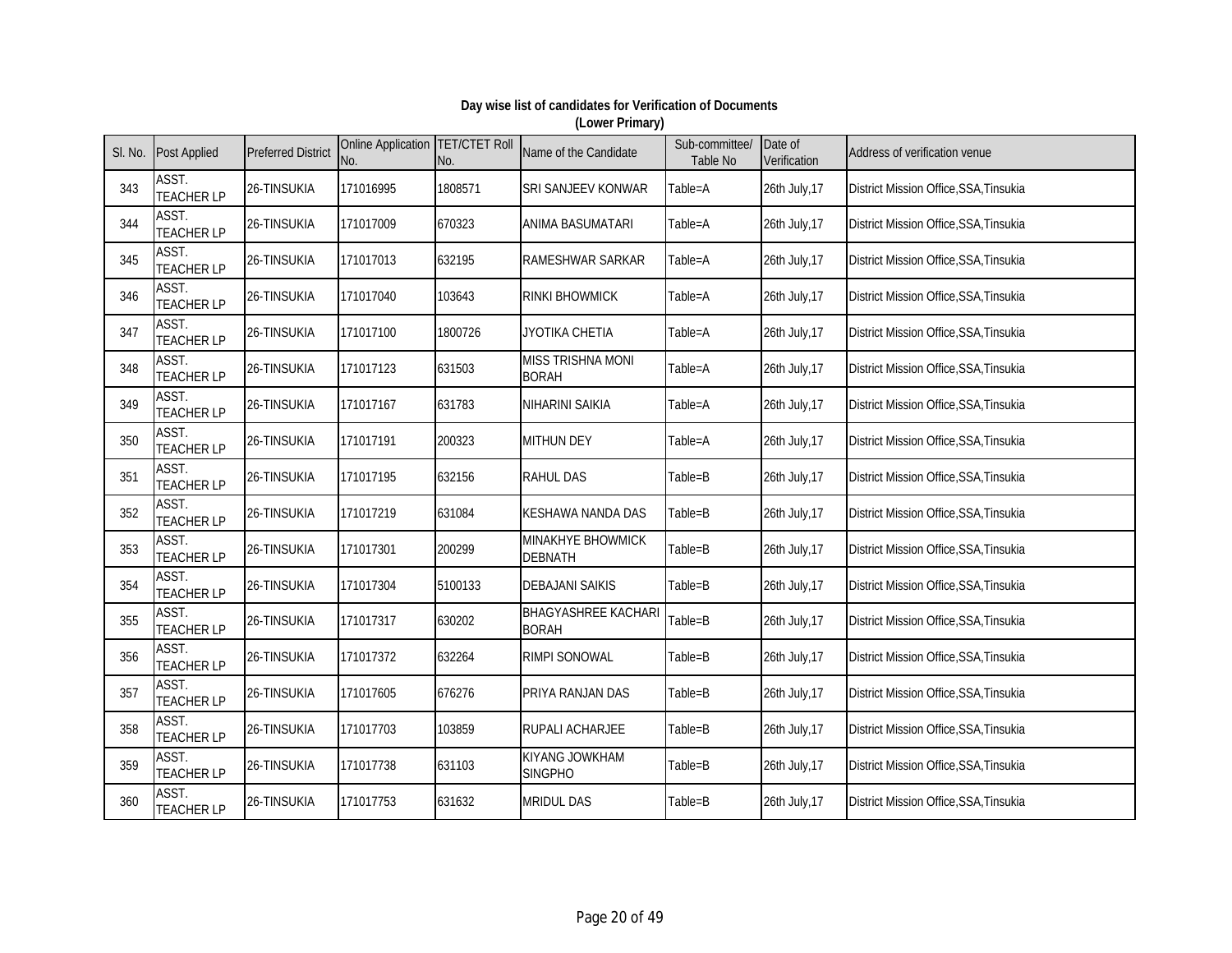**Day wise list of candidates for Verification of Documents**
**(Lower Primary)**

| Sl. No. | Post Applied | Preferred District | Online Application No. | TET/CTET Roll No. | Name of the Candidate | Sub-committee/ Table No | Date of Verification | Address of verification venue |
|---|---|---|---|---|---|---|---|---|
| 343 | ASST. TEACHER LP | 26-TINSUKIA | 171016995 | 1808571 | SRI SANJEEV KONWAR | Table=A | 26th July,17 | District Mission Office,SSA,Tinsukia |
| 344 | ASST. TEACHER LP | 26-TINSUKIA | 171017009 | 670323 | ANIMA BASUMATARI | Table=A | 26th July,17 | District Mission Office,SSA,Tinsukia |
| 345 | ASST. TEACHER LP | 26-TINSUKIA | 171017013 | 632195 | RAMESHWAR SARKAR | Table=A | 26th July,17 | District Mission Office,SSA,Tinsukia |
| 346 | ASST. TEACHER LP | 26-TINSUKIA | 171017040 | 103643 | RINKI BHOWMICK | Table=A | 26th July,17 | District Mission Office,SSA,Tinsukia |
| 347 | ASST. TEACHER LP | 26-TINSUKIA | 171017100 | 1800726 | JYOTIKA CHETIA | Table=A | 26th July,17 | District Mission Office,SSA,Tinsukia |
| 348 | ASST. TEACHER LP | 26-TINSUKIA | 171017123 | 631503 | MISS TRISHNA MONI BORAH | Table=A | 26th July,17 | District Mission Office,SSA,Tinsukia |
| 349 | ASST. TEACHER LP | 26-TINSUKIA | 171017167 | 631783 | NIHARINI SAIKIA | Table=A | 26th July,17 | District Mission Office,SSA,Tinsukia |
| 350 | ASST. TEACHER LP | 26-TINSUKIA | 171017191 | 200323 | MITHUN DEY | Table=A | 26th July,17 | District Mission Office,SSA,Tinsukia |
| 351 | ASST. TEACHER LP | 26-TINSUKIA | 171017195 | 632156 | RAHUL DAS | Table=B | 26th July,17 | District Mission Office,SSA,Tinsukia |
| 352 | ASST. TEACHER LP | 26-TINSUKIA | 171017219 | 631084 | KESHAWA NANDA DAS | Table=B | 26th July,17 | District Mission Office,SSA,Tinsukia |
| 353 | ASST. TEACHER LP | 26-TINSUKIA | 171017301 | 200299 | MINAKHYE BHOWMICK DEBNATH | Table=B | 26th July,17 | District Mission Office,SSA,Tinsukia |
| 354 | ASST. TEACHER LP | 26-TINSUKIA | 171017304 | 5100133 | DEBAJANI SAIKIS | Table=B | 26th July,17 | District Mission Office,SSA,Tinsukia |
| 355 | ASST. TEACHER LP | 26-TINSUKIA | 171017317 | 630202 | BHAGYASHREE KACHARI BORAH | Table=B | 26th July,17 | District Mission Office,SSA,Tinsukia |
| 356 | ASST. TEACHER LP | 26-TINSUKIA | 171017372 | 632264 | RIMPI SONOWAL | Table=B | 26th July,17 | District Mission Office,SSA,Tinsukia |
| 357 | ASST. TEACHER LP | 26-TINSUKIA | 171017605 | 676276 | PRIYA RANJAN DAS | Table=B | 26th July,17 | District Mission Office,SSA,Tinsukia |
| 358 | ASST. TEACHER LP | 26-TINSUKIA | 171017703 | 103859 | RUPALI ACHARJEE | Table=B | 26th July,17 | District Mission Office,SSA,Tinsukia |
| 359 | ASST. TEACHER LP | 26-TINSUKIA | 171017738 | 631103 | KIYANG JOWKHAM SINGPHO | Table=B | 26th July,17 | District Mission Office,SSA,Tinsukia |
| 360 | ASST. TEACHER LP | 26-TINSUKIA | 171017753 | 631632 | MRIDUL DAS | Table=B | 26th July,17 | District Mission Office,SSA,Tinsukia |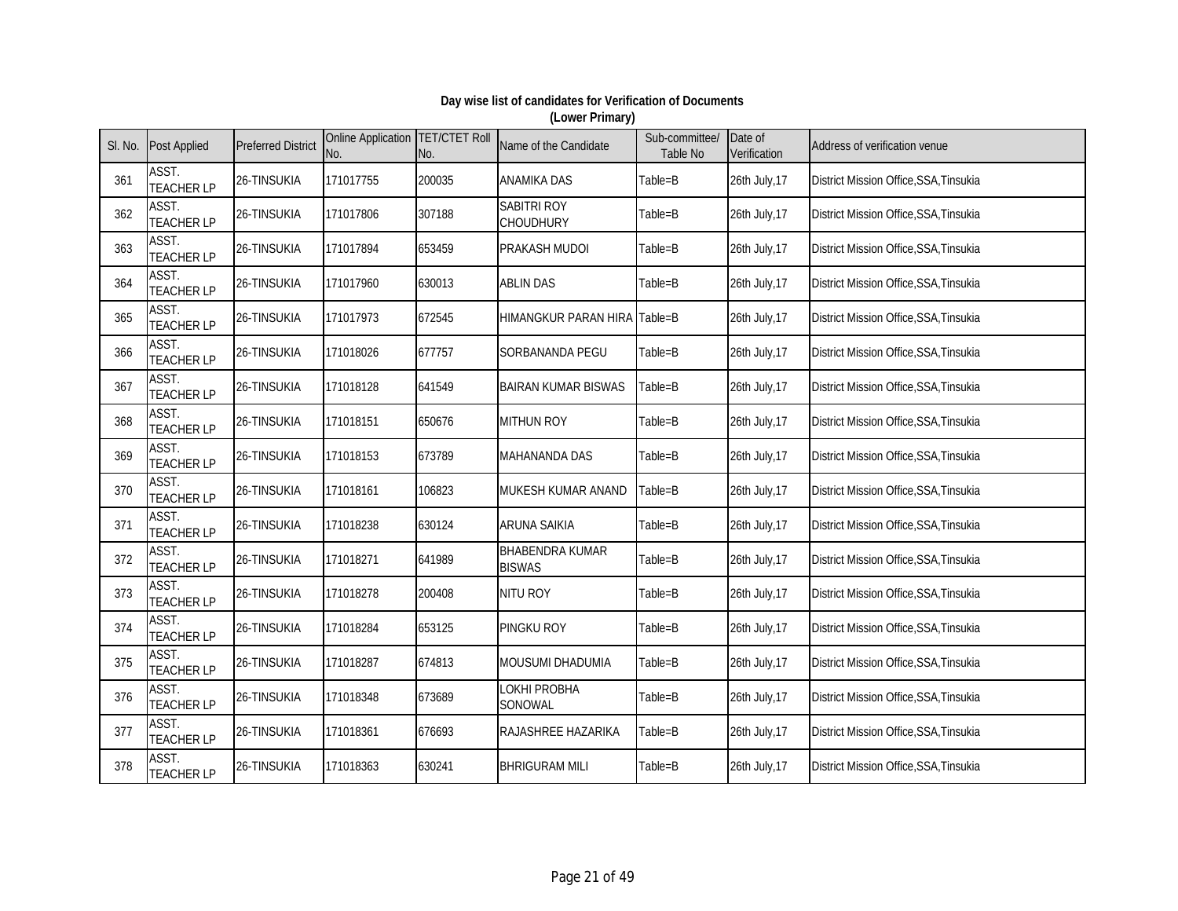**Day wise list of candidates for Verification of Documents**
**(Lower Primary)**

| Sl. No. | Post Applied | Preferred District | Online Application No. | TET/CTET Roll No. | Name of the Candidate | Sub-committee/ Table No | Date of Verification | Address of verification venue |
|---|---|---|---|---|---|---|---|---|
| 361 | ASST. TEACHER LP | 26-TINSUKIA | 171017755 | 200035 | ANAMIKA DAS | Table=B | 26th July,17 | District Mission Office,SSA,Tinsukia |
| 362 | ASST. TEACHER LP | 26-TINSUKIA | 171017806 | 307188 | SABITRI ROY CHOUDHURY | Table=B | 26th July,17 | District Mission Office,SSA,Tinsukia |
| 363 | ASST. TEACHER LP | 26-TINSUKIA | 171017894 | 653459 | PRAKASH MUDOI | Table=B | 26th July,17 | District Mission Office,SSA,Tinsukia |
| 364 | ASST. TEACHER LP | 26-TINSUKIA | 171017960 | 630013 | ABLIN DAS | Table=B | 26th July,17 | District Mission Office,SSA,Tinsukia |
| 365 | ASST. TEACHER LP | 26-TINSUKIA | 171017973 | 672545 | HIMANGKUR PARAN HIRA | Table=B | 26th July,17 | District Mission Office,SSA,Tinsukia |
| 366 | ASST. TEACHER LP | 26-TINSUKIA | 171018026 | 677757 | SORBANANDA PEGU | Table=B | 26th July,17 | District Mission Office,SSA,Tinsukia |
| 367 | ASST. TEACHER LP | 26-TINSUKIA | 171018128 | 641549 | BAIRAN KUMAR BISWAS | Table=B | 26th July,17 | District Mission Office,SSA,Tinsukia |
| 368 | ASST. TEACHER LP | 26-TINSUKIA | 171018151 | 650676 | MITHUN ROY | Table=B | 26th July,17 | District Mission Office,SSA,Tinsukia |
| 369 | ASST. TEACHER LP | 26-TINSUKIA | 171018153 | 673789 | MAHANANDA DAS | Table=B | 26th July,17 | District Mission Office,SSA,Tinsukia |
| 370 | ASST. TEACHER LP | 26-TINSUKIA | 171018161 | 106823 | MUKESH KUMAR ANAND | Table=B | 26th July,17 | District Mission Office,SSA,Tinsukia |
| 371 | ASST. TEACHER LP | 26-TINSUKIA | 171018238 | 630124 | ARUNA SAIKIA | Table=B | 26th July,17 | District Mission Office,SSA,Tinsukia |
| 372 | ASST. TEACHER LP | 26-TINSUKIA | 171018271 | 641989 | BHABENDRA KUMAR BISWAS | Table=B | 26th July,17 | District Mission Office,SSA,Tinsukia |
| 373 | ASST. TEACHER LP | 26-TINSUKIA | 171018278 | 200408 | NITU ROY | Table=B | 26th July,17 | District Mission Office,SSA,Tinsukia |
| 374 | ASST. TEACHER LP | 26-TINSUKIA | 171018284 | 653125 | PINGKU ROY | Table=B | 26th July,17 | District Mission Office,SSA,Tinsukia |
| 375 | ASST. TEACHER LP | 26-TINSUKIA | 171018287 | 674813 | MOUSUMI DHADUMIA | Table=B | 26th July,17 | District Mission Office,SSA,Tinsukia |
| 376 | ASST. TEACHER LP | 26-TINSUKIA | 171018348 | 673689 | LOKHI PROBHA SONOWAL | Table=B | 26th July,17 | District Mission Office,SSA,Tinsukia |
| 377 | ASST. TEACHER LP | 26-TINSUKIA | 171018361 | 676693 | RAJASHREE HAZARIKA | Table=B | 26th July,17 | District Mission Office,SSA,Tinsukia |
| 378 | ASST. TEACHER LP | 26-TINSUKIA | 171018363 | 630241 | BHRIGURAM MILI | Table=B | 26th July,17 | District Mission Office,SSA,Tinsukia |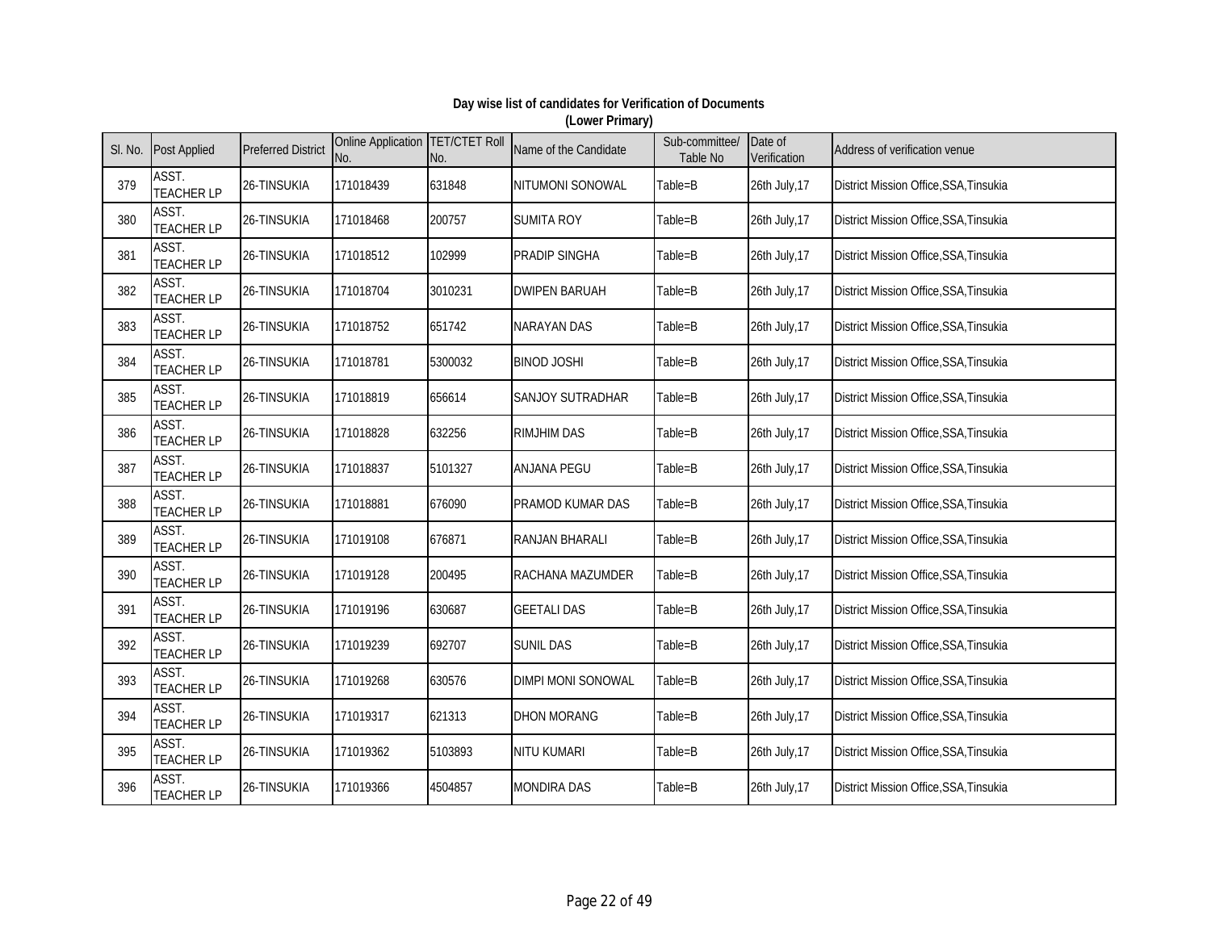**Day wise list of candidates for Verification of Documents**
**(Lower Primary)**

| Sl. No. | Post Applied | Preferred District | Online Application No. | TET/CTET Roll No. | Name of the Candidate | Sub-committee/ Table No | Date of Verification | Address of verification venue |
|---|---|---|---|---|---|---|---|---|
| 379 | ASST. TEACHER LP | 26-TINSUKIA | 171018439 | 631848 | NITUMONI SONOWAL | Table=B | 26th July,17 | District Mission Office,SSA,Tinsukia |
| 380 | ASST. TEACHER LP | 26-TINSUKIA | 171018468 | 200757 | SUMITA ROY | Table=B | 26th July,17 | District Mission Office,SSA,Tinsukia |
| 381 | ASST. TEACHER LP | 26-TINSUKIA | 171018512 | 102999 | PRADIP SINGHA | Table=B | 26th July,17 | District Mission Office,SSA,Tinsukia |
| 382 | ASST. TEACHER LP | 26-TINSUKIA | 171018704 | 3010231 | DWIPEN BARUAH | Table=B | 26th July,17 | District Mission Office,SSA,Tinsukia |
| 383 | ASST. TEACHER LP | 26-TINSUKIA | 171018752 | 651742 | NARAYAN DAS | Table=B | 26th July,17 | District Mission Office,SSA,Tinsukia |
| 384 | ASST. TEACHER LP | 26-TINSUKIA | 171018781 | 5300032 | BINOD JOSHI | Table=B | 26th July,17 | District Mission Office,SSA,Tinsukia |
| 385 | ASST. TEACHER LP | 26-TINSUKIA | 171018819 | 656614 | SANJOY SUTRADHAR | Table=B | 26th July,17 | District Mission Office,SSA,Tinsukia |
| 386 | ASST. TEACHER LP | 26-TINSUKIA | 171018828 | 632256 | RIMJHIM DAS | Table=B | 26th July,17 | District Mission Office,SSA,Tinsukia |
| 387 | ASST. TEACHER LP | 26-TINSUKIA | 171018837 | 5101327 | ANJANA PEGU | Table=B | 26th July,17 | District Mission Office,SSA,Tinsukia |
| 388 | ASST. TEACHER LP | 26-TINSUKIA | 171018881 | 676090 | PRAMOD KUMAR DAS | Table=B | 26th July,17 | District Mission Office,SSA,Tinsukia |
| 389 | ASST. TEACHER LP | 26-TINSUKIA | 171019108 | 676871 | RANJAN BHARALI | Table=B | 26th July,17 | District Mission Office,SSA,Tinsukia |
| 390 | ASST. TEACHER LP | 26-TINSUKIA | 171019128 | 200495 | RACHANA MAZUMDER | Table=B | 26th July,17 | District Mission Office,SSA,Tinsukia |
| 391 | ASST. TEACHER LP | 26-TINSUKIA | 171019196 | 630687 | GEETALI DAS | Table=B | 26th July,17 | District Mission Office,SSA,Tinsukia |
| 392 | ASST. TEACHER LP | 26-TINSUKIA | 171019239 | 692707 | SUNIL DAS | Table=B | 26th July,17 | District Mission Office,SSA,Tinsukia |
| 393 | ASST. TEACHER LP | 26-TINSUKIA | 171019268 | 630576 | DIMPI MONI SONOWAL | Table=B | 26th July,17 | District Mission Office,SSA,Tinsukia |
| 394 | ASST. TEACHER LP | 26-TINSUKIA | 171019317 | 621313 | DHON MORANG | Table=B | 26th July,17 | District Mission Office,SSA,Tinsukia |
| 395 | ASST. TEACHER LP | 26-TINSUKIA | 171019362 | 5103893 | NITU KUMARI | Table=B | 26th July,17 | District Mission Office,SSA,Tinsukia |
| 396 | ASST. TEACHER LP | 26-TINSUKIA | 171019366 | 4504857 | MONDIRA DAS | Table=B | 26th July,17 | District Mission Office,SSA,Tinsukia |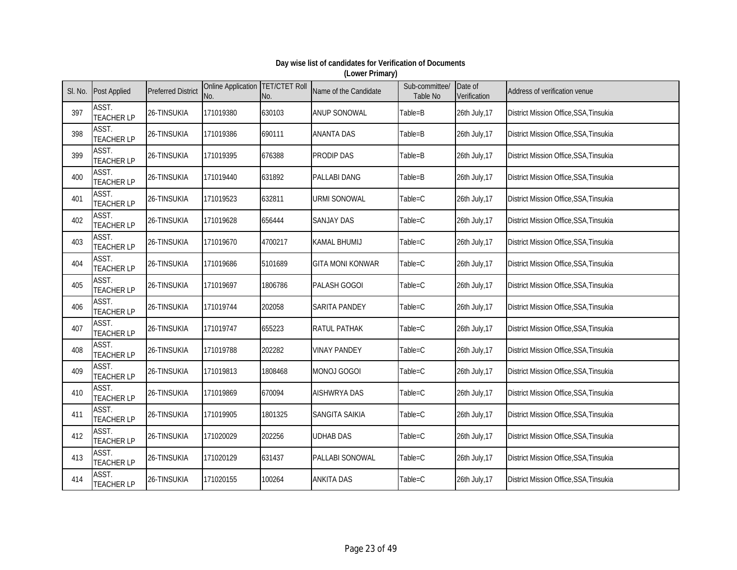**Day wise list of candidates for Verification of Documents**
**(Lower Primary)**

| Sl. No. | Post Applied | Preferred District | Online Application No. | TET/CTET Roll No. | Name of the Candidate | Sub-committee/ Table No | Date of Verification | Address of verification venue |
|---|---|---|---|---|---|---|---|---|
| 397 | ASST. TEACHER LP | 26-TINSUKIA | 171019380 | 630103 | ANUP SONOWAL | Table=B | 26th July,17 | District Mission Office,SSA,Tinsukia |
| 398 | ASST. TEACHER LP | 26-TINSUKIA | 171019386 | 690111 | ANANTA DAS | Table=B | 26th July,17 | District Mission Office,SSA,Tinsukia |
| 399 | ASST. TEACHER LP | 26-TINSUKIA | 171019395 | 676388 | PRODIP DAS | Table=B | 26th July,17 | District Mission Office,SSA,Tinsukia |
| 400 | ASST. TEACHER LP | 26-TINSUKIA | 171019440 | 631892 | PALLABI DANG | Table=B | 26th July,17 | District Mission Office,SSA,Tinsukia |
| 401 | ASST. TEACHER LP | 26-TINSUKIA | 171019523 | 632811 | URMI SONOWAL | Table=C | 26th July,17 | District Mission Office,SSA,Tinsukia |
| 402 | ASST. TEACHER LP | 26-TINSUKIA | 171019628 | 656444 | SANJAY DAS | Table=C | 26th July,17 | District Mission Office,SSA,Tinsukia |
| 403 | ASST. TEACHER LP | 26-TINSUKIA | 171019670 | 4700217 | KAMAL BHUMIJ | Table=C | 26th July,17 | District Mission Office,SSA,Tinsukia |
| 404 | ASST. TEACHER LP | 26-TINSUKIA | 171019686 | 5101689 | GITA MONI KONWAR | Table=C | 26th July,17 | District Mission Office,SSA,Tinsukia |
| 405 | ASST. TEACHER LP | 26-TINSUKIA | 171019697 | 1806786 | PALASH GOGOI | Table=C | 26th July,17 | District Mission Office,SSA,Tinsukia |
| 406 | ASST. TEACHER LP | 26-TINSUKIA | 171019744 | 202058 | SARITA PANDEY | Table=C | 26th July,17 | District Mission Office,SSA,Tinsukia |
| 407 | ASST. TEACHER LP | 26-TINSUKIA | 171019747 | 655223 | RATUL PATHAK | Table=C | 26th July,17 | District Mission Office,SSA,Tinsukia |
| 408 | ASST. TEACHER LP | 26-TINSUKIA | 171019788 | 202282 | VINAY PANDEY | Table=C | 26th July,17 | District Mission Office,SSA,Tinsukia |
| 409 | ASST. TEACHER LP | 26-TINSUKIA | 171019813 | 1808468 | MONOJ GOGOI | Table=C | 26th July,17 | District Mission Office,SSA,Tinsukia |
| 410 | ASST. TEACHER LP | 26-TINSUKIA | 171019869 | 670094 | AISHWRYA DAS | Table=C | 26th July,17 | District Mission Office,SSA,Tinsukia |
| 411 | ASST. TEACHER LP | 26-TINSUKIA | 171019905 | 1801325 | SANGITA SAIKIA | Table=C | 26th July,17 | District Mission Office,SSA,Tinsukia |
| 412 | ASST. TEACHER LP | 26-TINSUKIA | 171020029 | 202256 | UDHAB DAS | Table=C | 26th July,17 | District Mission Office,SSA,Tinsukia |
| 413 | ASST. TEACHER LP | 26-TINSUKIA | 171020129 | 631437 | PALLABI SONOWAL | Table=C | 26th July,17 | District Mission Office,SSA,Tinsukia |
| 414 | ASST. TEACHER LP | 26-TINSUKIA | 171020155 | 100264 | ANKITA DAS | Table=C | 26th July,17 | District Mission Office,SSA,Tinsukia |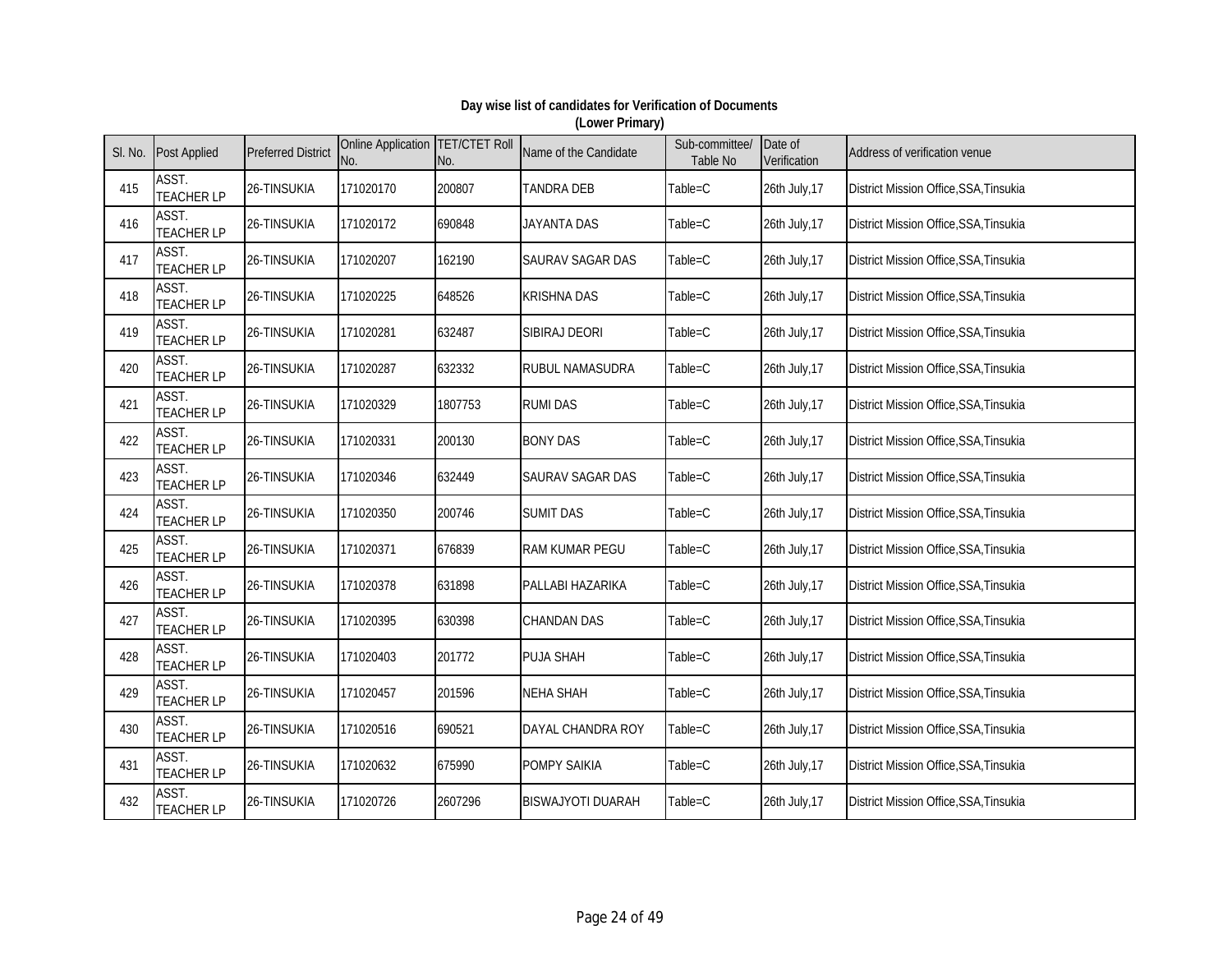**Day wise list of candidates for Verification of Documents**
**(Lower Primary)**

| Sl. No. | Post Applied | Preferred District | Online Application No. | TET/CTET Roll No. | Name of the Candidate | Sub-committee/ Table No | Date of Verification | Address of verification venue |
|---|---|---|---|---|---|---|---|---|
| 415 | ASST. TEACHER LP | 26-TINSUKIA | 171020170 | 200807 | TANDRA DEB | Table=C | 26th July,17 | District Mission Office,SSA,Tinsukia |
| 416 | ASST. TEACHER LP | 26-TINSUKIA | 171020172 | 690848 | JAYANTA DAS | Table=C | 26th July,17 | District Mission Office,SSA,Tinsukia |
| 417 | ASST. TEACHER LP | 26-TINSUKIA | 171020207 | 162190 | SAURAV SAGAR DAS | Table=C | 26th July,17 | District Mission Office,SSA,Tinsukia |
| 418 | ASST. TEACHER LP | 26-TINSUKIA | 171020225 | 648526 | KRISHNA DAS | Table=C | 26th July,17 | District Mission Office,SSA,Tinsukia |
| 419 | ASST. TEACHER LP | 26-TINSUKIA | 171020281 | 632487 | SIBIRAJ DEORI | Table=C | 26th July,17 | District Mission Office,SSA,Tinsukia |
| 420 | ASST. TEACHER LP | 26-TINSUKIA | 171020287 | 632332 | RUBUL NAMASUDRA | Table=C | 26th July,17 | District Mission Office,SSA,Tinsukia |
| 421 | ASST. TEACHER LP | 26-TINSUKIA | 171020329 | 1807753 | RUMI DAS | Table=C | 26th July,17 | District Mission Office,SSA,Tinsukia |
| 422 | ASST. TEACHER LP | 26-TINSUKIA | 171020331 | 200130 | BONY DAS | Table=C | 26th July,17 | District Mission Office,SSA,Tinsukia |
| 423 | ASST. TEACHER LP | 26-TINSUKIA | 171020346 | 632449 | SAURAV SAGAR DAS | Table=C | 26th July,17 | District Mission Office,SSA,Tinsukia |
| 424 | ASST. TEACHER LP | 26-TINSUKIA | 171020350 | 200746 | SUMIT DAS | Table=C | 26th July,17 | District Mission Office,SSA,Tinsukia |
| 425 | ASST. TEACHER LP | 26-TINSUKIA | 171020371 | 676839 | RAM KUMAR PEGU | Table=C | 26th July,17 | District Mission Office,SSA,Tinsukia |
| 426 | ASST. TEACHER LP | 26-TINSUKIA | 171020378 | 631898 | PALLABI HAZARIKA | Table=C | 26th July,17 | District Mission Office,SSA,Tinsukia |
| 427 | ASST. TEACHER LP | 26-TINSUKIA | 171020395 | 630398 | CHANDAN DAS | Table=C | 26th July,17 | District Mission Office,SSA,Tinsukia |
| 428 | ASST. TEACHER LP | 26-TINSUKIA | 171020403 | 201772 | PUJA SHAH | Table=C | 26th July,17 | District Mission Office,SSA,Tinsukia |
| 429 | ASST. TEACHER LP | 26-TINSUKIA | 171020457 | 201596 | NEHA SHAH | Table=C | 26th July,17 | District Mission Office,SSA,Tinsukia |
| 430 | ASST. TEACHER LP | 26-TINSUKIA | 171020516 | 690521 | DAYAL CHANDRA ROY | Table=C | 26th July,17 | District Mission Office,SSA,Tinsukia |
| 431 | ASST. TEACHER LP | 26-TINSUKIA | 171020632 | 675990 | POMPY SAIKIA | Table=C | 26th July,17 | District Mission Office,SSA,Tinsukia |
| 432 | ASST. TEACHER LP | 26-TINSUKIA | 171020726 | 2607296 | BISWAJYOTI DUARAH | Table=C | 26th July,17 | District Mission Office,SSA,Tinsukia |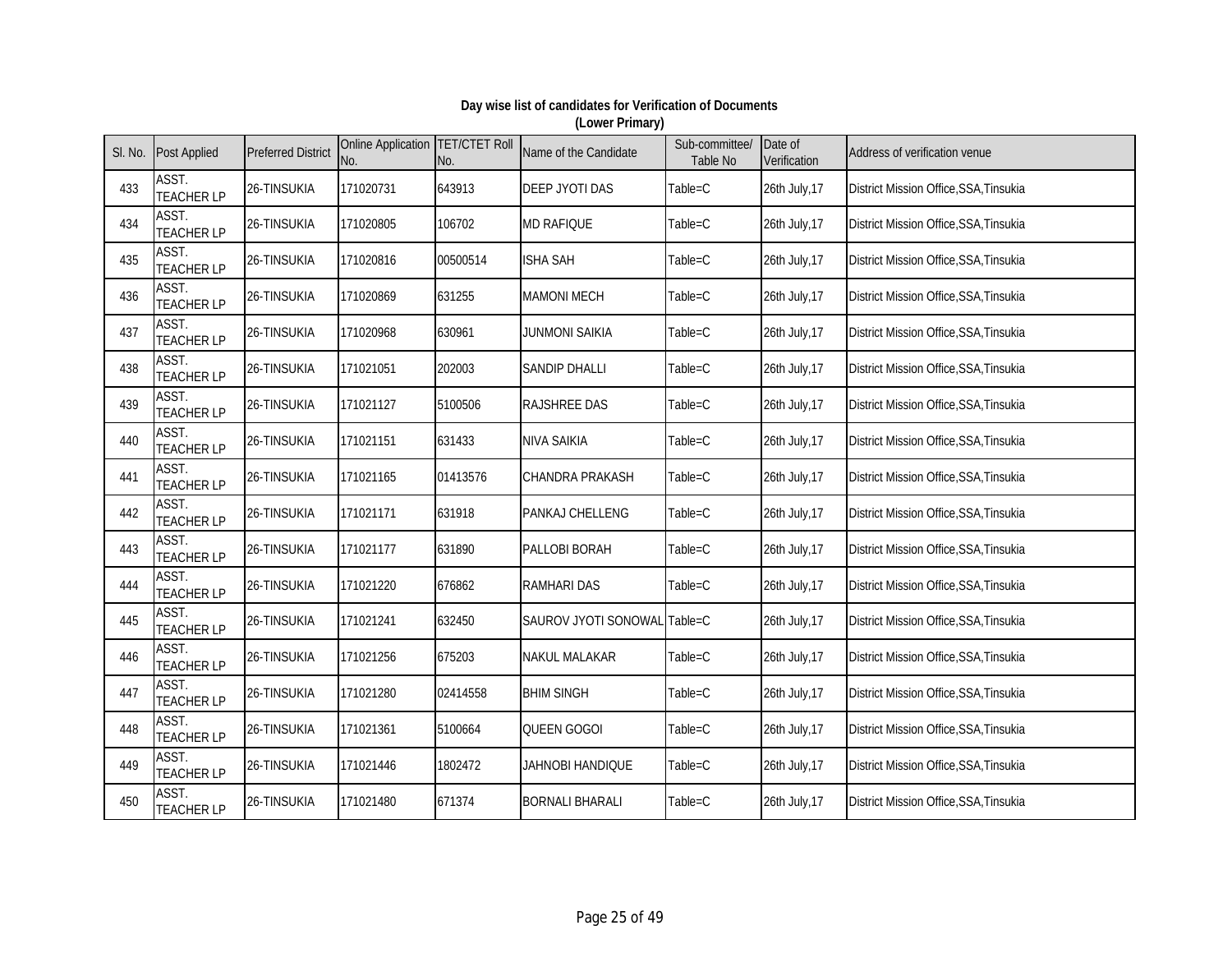## Day wise list of candidates for Verification of Documents
### (Lower Primary)

| Sl. No. | Post Applied | Preferred District | Online Application No. | TET/CTET Roll No. | Name of the Candidate | Sub-committee/ Table No | Date of Verification | Address of verification venue |
|---|---|---|---|---|---|---|---|---|
| 433 | ASST. TEACHER LP | 26-TINSUKIA | 171020731 | 643913 | DEEP JYOTI DAS | Table=C | 26th July,17 | District Mission Office,SSA,Tinsukia |
| 434 | ASST. TEACHER LP | 26-TINSUKIA | 171020805 | 106702 | MD RAFIQUE | Table=C | 26th July,17 | District Mission Office,SSA,Tinsukia |
| 435 | ASST. TEACHER LP | 26-TINSUKIA | 171020816 | 00500514 | ISHA SAH | Table=C | 26th July,17 | District Mission Office,SSA,Tinsukia |
| 436 | ASST. TEACHER LP | 26-TINSUKIA | 171020869 | 631255 | MAMONI MECH | Table=C | 26th July,17 | District Mission Office,SSA,Tinsukia |
| 437 | ASST. TEACHER LP | 26-TINSUKIA | 171020968 | 630961 | JUNMONI SAIKIA | Table=C | 26th July,17 | District Mission Office,SSA,Tinsukia |
| 438 | ASST. TEACHER LP | 26-TINSUKIA | 171021051 | 202003 | SANDIP DHALLI | Table=C | 26th July,17 | District Mission Office,SSA,Tinsukia |
| 439 | ASST. TEACHER LP | 26-TINSUKIA | 171021127 | 5100506 | RAJSHREE DAS | Table=C | 26th July,17 | District Mission Office,SSA,Tinsukia |
| 440 | ASST. TEACHER LP | 26-TINSUKIA | 171021151 | 631433 | NIVA SAIKIA | Table=C | 26th July,17 | District Mission Office,SSA,Tinsukia |
| 441 | ASST. TEACHER LP | 26-TINSUKIA | 171021165 | 01413576 | CHANDRA PRAKASH | Table=C | 26th July,17 | District Mission Office,SSA,Tinsukia |
| 442 | ASST. TEACHER LP | 26-TINSUKIA | 171021171 | 631918 | PANKAJ CHELLENG | Table=C | 26th July,17 | District Mission Office,SSA,Tinsukia |
| 443 | ASST. TEACHER LP | 26-TINSUKIA | 171021177 | 631890 | PALLOBI BORAH | Table=C | 26th July,17 | District Mission Office,SSA,Tinsukia |
| 444 | ASST. TEACHER LP | 26-TINSUKIA | 171021220 | 676862 | RAMHARI DAS | Table=C | 26th July,17 | District Mission Office,SSA,Tinsukia |
| 445 | ASST. TEACHER LP | 26-TINSUKIA | 171021241 | 632450 | SAUROV JYOTI SONOWAL | Table=C | 26th July,17 | District Mission Office,SSA,Tinsukia |
| 446 | ASST. TEACHER LP | 26-TINSUKIA | 171021256 | 675203 | NAKUL MALAKAR | Table=C | 26th July,17 | District Mission Office,SSA,Tinsukia |
| 447 | ASST. TEACHER LP | 26-TINSUKIA | 171021280 | 02414558 | BHIM SINGH | Table=C | 26th July,17 | District Mission Office,SSA,Tinsukia |
| 448 | ASST. TEACHER LP | 26-TINSUKIA | 171021361 | 5100664 | QUEEN GOGOI | Table=C | 26th July,17 | District Mission Office,SSA,Tinsukia |
| 449 | ASST. TEACHER LP | 26-TINSUKIA | 171021446 | 1802472 | JAHNOBI HANDIQUE | Table=C | 26th July,17 | District Mission Office,SSA,Tinsukia |
| 450 | ASST. TEACHER LP | 26-TINSUKIA | 171021480 | 671374 | BORNALI BHARALI | Table=C | 26th July,17 | District Mission Office,SSA,Tinsukia |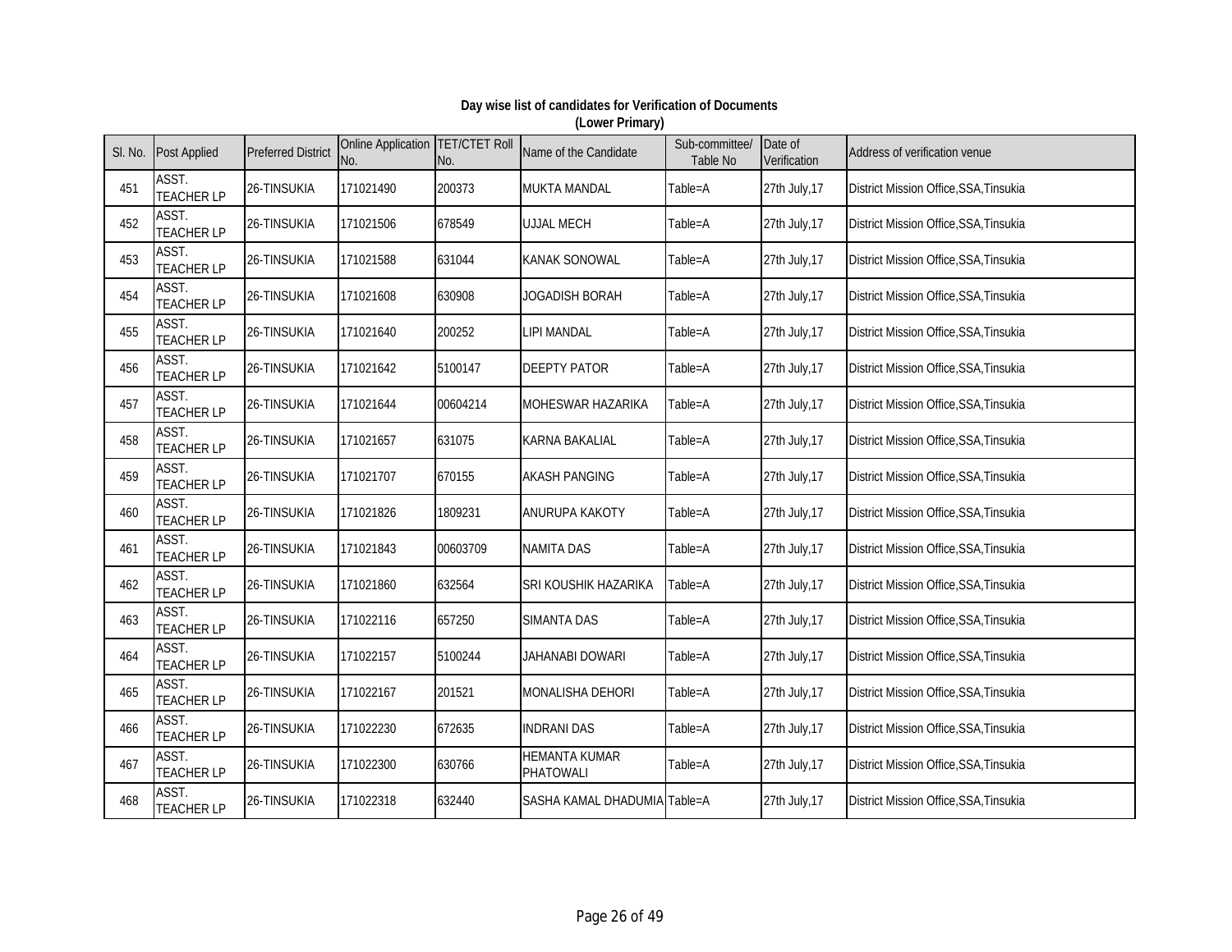**Day wise list of candidates for Verification of Documents**
**(Lower Primary)**

| Sl. No. | Post Applied | Preferred District | Online Application No. | TET/CTET Roll No. | Name of the Candidate | Sub-committee/ Table No | Date of Verification | Address of verification venue |
|---|---|---|---|---|---|---|---|---|
| 451 | ASST. TEACHER LP | 26-TINSUKIA | 171021490 | 200373 | MUKTA MANDAL | Table=A | 27th July,17 | District Mission Office,SSA,Tinsukia |
| 452 | ASST. TEACHER LP | 26-TINSUKIA | 171021506 | 678549 | UJJAL MECH | Table=A | 27th July,17 | District Mission Office,SSA,Tinsukia |
| 453 | ASST. TEACHER LP | 26-TINSUKIA | 171021588 | 631044 | KANAK SONOWAL | Table=A | 27th July,17 | District Mission Office,SSA,Tinsukia |
| 454 | ASST. TEACHER LP | 26-TINSUKIA | 171021608 | 630908 | JOGADISH BORAH | Table=A | 27th July,17 | District Mission Office,SSA,Tinsukia |
| 455 | ASST. TEACHER LP | 26-TINSUKIA | 171021640 | 200252 | LIPI MANDAL | Table=A | 27th July,17 | District Mission Office,SSA,Tinsukia |
| 456 | ASST. TEACHER LP | 26-TINSUKIA | 171021642 | 5100147 | DEEPTY PATOR | Table=A | 27th July,17 | District Mission Office,SSA,Tinsukia |
| 457 | ASST. TEACHER LP | 26-TINSUKIA | 171021644 | 00604214 | MOHESWAR HAZARIKA | Table=A | 27th July,17 | District Mission Office,SSA,Tinsukia |
| 458 | ASST. TEACHER LP | 26-TINSUKIA | 171021657 | 631075 | KARNA BAKALIAL | Table=A | 27th July,17 | District Mission Office,SSA,Tinsukia |
| 459 | ASST. TEACHER LP | 26-TINSUKIA | 171021707 | 670155 | AKASH PANGING | Table=A | 27th July,17 | District Mission Office,SSA,Tinsukia |
| 460 | ASST. TEACHER LP | 26-TINSUKIA | 171021826 | 1809231 | ANURUPA KAKOTY | Table=A | 27th July,17 | District Mission Office,SSA,Tinsukia |
| 461 | ASST. TEACHER LP | 26-TINSUKIA | 171021843 | 00603709 | NAMITA DAS | Table=A | 27th July,17 | District Mission Office,SSA,Tinsukia |
| 462 | ASST. TEACHER LP | 26-TINSUKIA | 171021860 | 632564 | SRI KOUSHIK HAZARIKA | Table=A | 27th July,17 | District Mission Office,SSA,Tinsukia |
| 463 | ASST. TEACHER LP | 26-TINSUKIA | 171022116 | 657250 | SIMANTA DAS | Table=A | 27th July,17 | District Mission Office,SSA,Tinsukia |
| 464 | ASST. TEACHER LP | 26-TINSUKIA | 171022157 | 5100244 | JAHANABI DOWARI | Table=A | 27th July,17 | District Mission Office,SSA,Tinsukia |
| 465 | ASST. TEACHER LP | 26-TINSUKIA | 171022167 | 201521 | MONALISHA DEHORI | Table=A | 27th July,17 | District Mission Office,SSA,Tinsukia |
| 466 | ASST. TEACHER LP | 26-TINSUKIA | 171022230 | 672635 | INDRANI DAS | Table=A | 27th July,17 | District Mission Office,SSA,Tinsukia |
| 467 | ASST. TEACHER LP | 26-TINSUKIA | 171022300 | 630766 | HEMANTA KUMAR PHATOWALI | Table=A | 27th July,17 | District Mission Office,SSA,Tinsukia |
| 468 | ASST. TEACHER LP | 26-TINSUKIA | 171022318 | 632440 | SASHA KAMAL DHADUMIA | Table=A | 27th July,17 | District Mission Office,SSA,Tinsukia |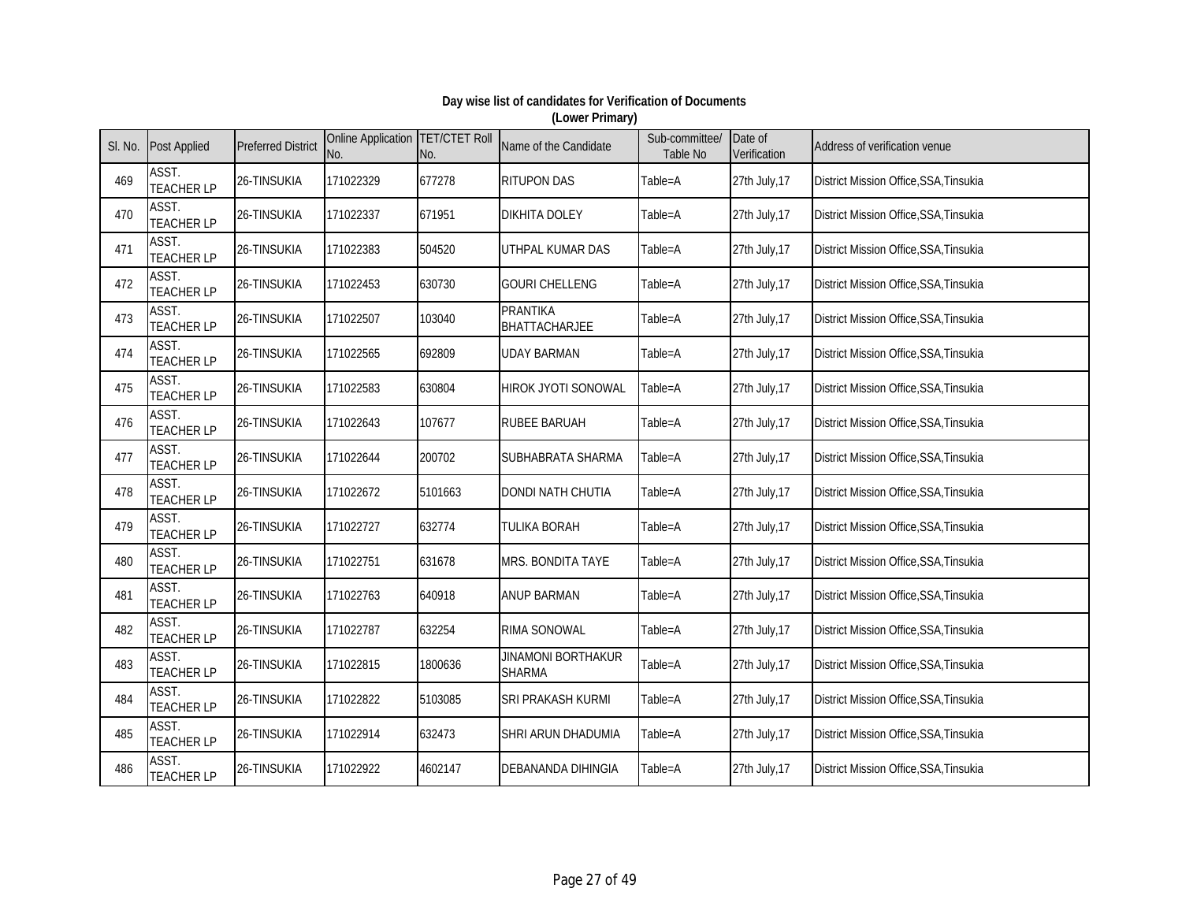**Day wise list of candidates for Verification of Documents**
**(Lower Primary)**

| Sl. No. | Post Applied | Preferred District | Online Application No. | TET/CTET Roll No. | Name of the Candidate | Sub-committee/ Table No | Date of Verification | Address of verification venue |
|---|---|---|---|---|---|---|---|---|
| 469 | ASST. TEACHER LP | 26-TINSUKIA | 171022329 | 677278 | RITUPON DAS | Table=A | 27th July,17 | District Mission Office,SSA,Tinsukia |
| 470 | ASST. TEACHER LP | 26-TINSUKIA | 171022337 | 671951 | DIKHITA DOLEY | Table=A | 27th July,17 | District Mission Office,SSA,Tinsukia |
| 471 | ASST. TEACHER LP | 26-TINSUKIA | 171022383 | 504520 | UTHPAL KUMAR DAS | Table=A | 27th July,17 | District Mission Office,SSA,Tinsukia |
| 472 | ASST. TEACHER LP | 26-TINSUKIA | 171022453 | 630730 | GOURI CHELLENG | Table=A | 27th July,17 | District Mission Office,SSA,Tinsukia |
| 473 | ASST. TEACHER LP | 26-TINSUKIA | 171022507 | 103040 | PRANTIKA BHATTACHARJEE | Table=A | 27th July,17 | District Mission Office,SSA,Tinsukia |
| 474 | ASST. TEACHER LP | 26-TINSUKIA | 171022565 | 692809 | UDAY BARMAN | Table=A | 27th July,17 | District Mission Office,SSA,Tinsukia |
| 475 | ASST. TEACHER LP | 26-TINSUKIA | 171022583 | 630804 | HIROK JYOTI SONOWAL | Table=A | 27th July,17 | District Mission Office,SSA,Tinsukia |
| 476 | ASST. TEACHER LP | 26-TINSUKIA | 171022643 | 107677 | RUBEE BARUAH | Table=A | 27th July,17 | District Mission Office,SSA,Tinsukia |
| 477 | ASST. TEACHER LP | 26-TINSUKIA | 171022644 | 200702 | SUBHABRATA SHARMA | Table=A | 27th July,17 | District Mission Office,SSA,Tinsukia |
| 478 | ASST. TEACHER LP | 26-TINSUKIA | 171022672 | 5101663 | DONDI NATH CHUTIA | Table=A | 27th July,17 | District Mission Office,SSA,Tinsukia |
| 479 | ASST. TEACHER LP | 26-TINSUKIA | 171022727 | 632774 | TULIKA BORAH | Table=A | 27th July,17 | District Mission Office,SSA,Tinsukia |
| 480 | ASST. TEACHER LP | 26-TINSUKIA | 171022751 | 631678 | MRS. BONDITA TAYE | Table=A | 27th July,17 | District Mission Office,SSA,Tinsukia |
| 481 | ASST. TEACHER LP | 26-TINSUKIA | 171022763 | 640918 | ANUP BARMAN | Table=A | 27th July,17 | District Mission Office,SSA,Tinsukia |
| 482 | ASST. TEACHER LP | 26-TINSUKIA | 171022787 | 632254 | RIMA SONOWAL | Table=A | 27th July,17 | District Mission Office,SSA,Tinsukia |
| 483 | ASST. TEACHER LP | 26-TINSUKIA | 171022815 | 1800636 | JINAMONI BORTHAKUR SHARMA | Table=A | 27th July,17 | District Mission Office,SSA,Tinsukia |
| 484 | ASST. TEACHER LP | 26-TINSUKIA | 171022822 | 5103085 | SRI PRAKASH KURMI | Table=A | 27th July,17 | District Mission Office,SSA,Tinsukia |
| 485 | ASST. TEACHER LP | 26-TINSUKIA | 171022914 | 632473 | SHRI ARUN DHADUMIA | Table=A | 27th July,17 | District Mission Office,SSA,Tinsukia |
| 486 | ASST. TEACHER LP | 26-TINSUKIA | 171022922 | 4602147 | DEBANANDA DIHINGIA | Table=A | 27th July,17 | District Mission Office,SSA,Tinsukia |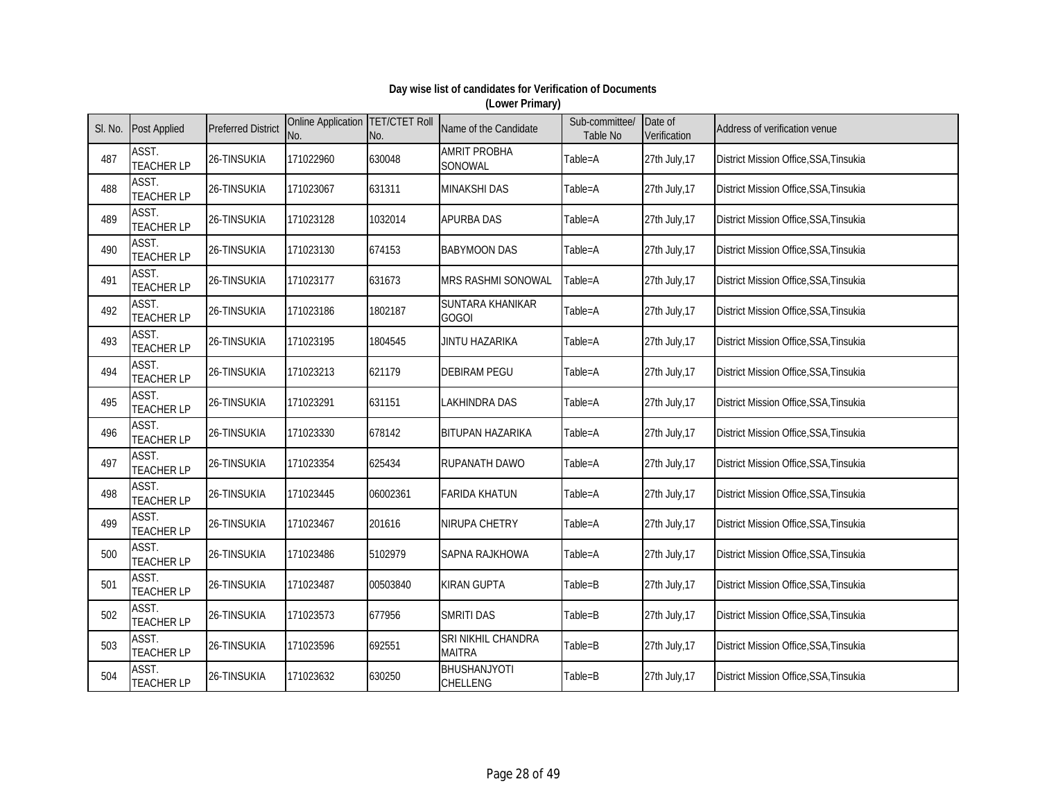## Day wise list of candidates for Verification of Documents
### (Lower Primary)

| Sl. No. | Post Applied | Preferred District | Online Application No. | TET/CTET Roll No. | Name of the Candidate | Sub-committee/ Table No | Date of Verification | Address of verification venue |
|---|---|---|---|---|---|---|---|---|
| 487 | ASST. TEACHER LP | 26-TINSUKIA | 171022960 | 630048 | AMRIT PROBHA SONOWAL | Table=A | 27th July,17 | District Mission Office,SSA,Tinsukia |
| 488 | ASST. TEACHER LP | 26-TINSUKIA | 171023067 | 631311 | MINAKSHI DAS | Table=A | 27th July,17 | District Mission Office,SSA,Tinsukia |
| 489 | ASST. TEACHER LP | 26-TINSUKIA | 171023128 | 1032014 | APURBA DAS | Table=A | 27th July,17 | District Mission Office,SSA,Tinsukia |
| 490 | ASST. TEACHER LP | 26-TINSUKIA | 171023130 | 674153 | BABYMOON DAS | Table=A | 27th July,17 | District Mission Office,SSA,Tinsukia |
| 491 | ASST. TEACHER LP | 26-TINSUKIA | 171023177 | 631673 | MRS RASHMI SONOWAL | Table=A | 27th July,17 | District Mission Office,SSA,Tinsukia |
| 492 | ASST. TEACHER LP | 26-TINSUKIA | 171023186 | 1802187 | SUNTARA KHANIKAR GOGOI | Table=A | 27th July,17 | District Mission Office,SSA,Tinsukia |
| 493 | ASST. TEACHER LP | 26-TINSUKIA | 171023195 | 1804545 | JINTU HAZARIKA | Table=A | 27th July,17 | District Mission Office,SSA,Tinsukia |
| 494 | ASST. TEACHER LP | 26-TINSUKIA | 171023213 | 621179 | DEBIRAM PEGU | Table=A | 27th July,17 | District Mission Office,SSA,Tinsukia |
| 495 | ASST. TEACHER LP | 26-TINSUKIA | 171023291 | 631151 | LAKHINDRA DAS | Table=A | 27th July,17 | District Mission Office,SSA,Tinsukia |
| 496 | ASST. TEACHER LP | 26-TINSUKIA | 171023330 | 678142 | BITUPAN HAZARIKA | Table=A | 27th July,17 | District Mission Office,SSA,Tinsukia |
| 497 | ASST. TEACHER LP | 26-TINSUKIA | 171023354 | 625434 | RUPANATH DAWO | Table=A | 27th July,17 | District Mission Office,SSA,Tinsukia |
| 498 | ASST. TEACHER LP | 26-TINSUKIA | 171023445 | 06002361 | FARIDA KHATUN | Table=A | 27th July,17 | District Mission Office,SSA,Tinsukia |
| 499 | ASST. TEACHER LP | 26-TINSUKIA | 171023467 | 201616 | NIRUPA CHETRY | Table=A | 27th July,17 | District Mission Office,SSA,Tinsukia |
| 500 | ASST. TEACHER LP | 26-TINSUKIA | 171023486 | 5102979 | SAPNA RAJKHOWA | Table=A | 27th July,17 | District Mission Office,SSA,Tinsukia |
| 501 | ASST. TEACHER LP | 26-TINSUKIA | 171023487 | 00503840 | KIRAN GUPTA | Table=B | 27th July,17 | District Mission Office,SSA,Tinsukia |
| 502 | ASST. TEACHER LP | 26-TINSUKIA | 171023573 | 677956 | SMRITI DAS | Table=B | 27th July,17 | District Mission Office,SSA,Tinsukia |
| 503 | ASST. TEACHER LP | 26-TINSUKIA | 171023596 | 692551 | SRI NIKHIL CHANDRA MAITRA | Table=B | 27th July,17 | District Mission Office,SSA,Tinsukia |
| 504 | ASST. TEACHER LP | 26-TINSUKIA | 171023632 | 630250 | BHUSHANJYOTI CHELLENG | Table=B | 27th July,17 | District Mission Office,SSA,Tinsukia |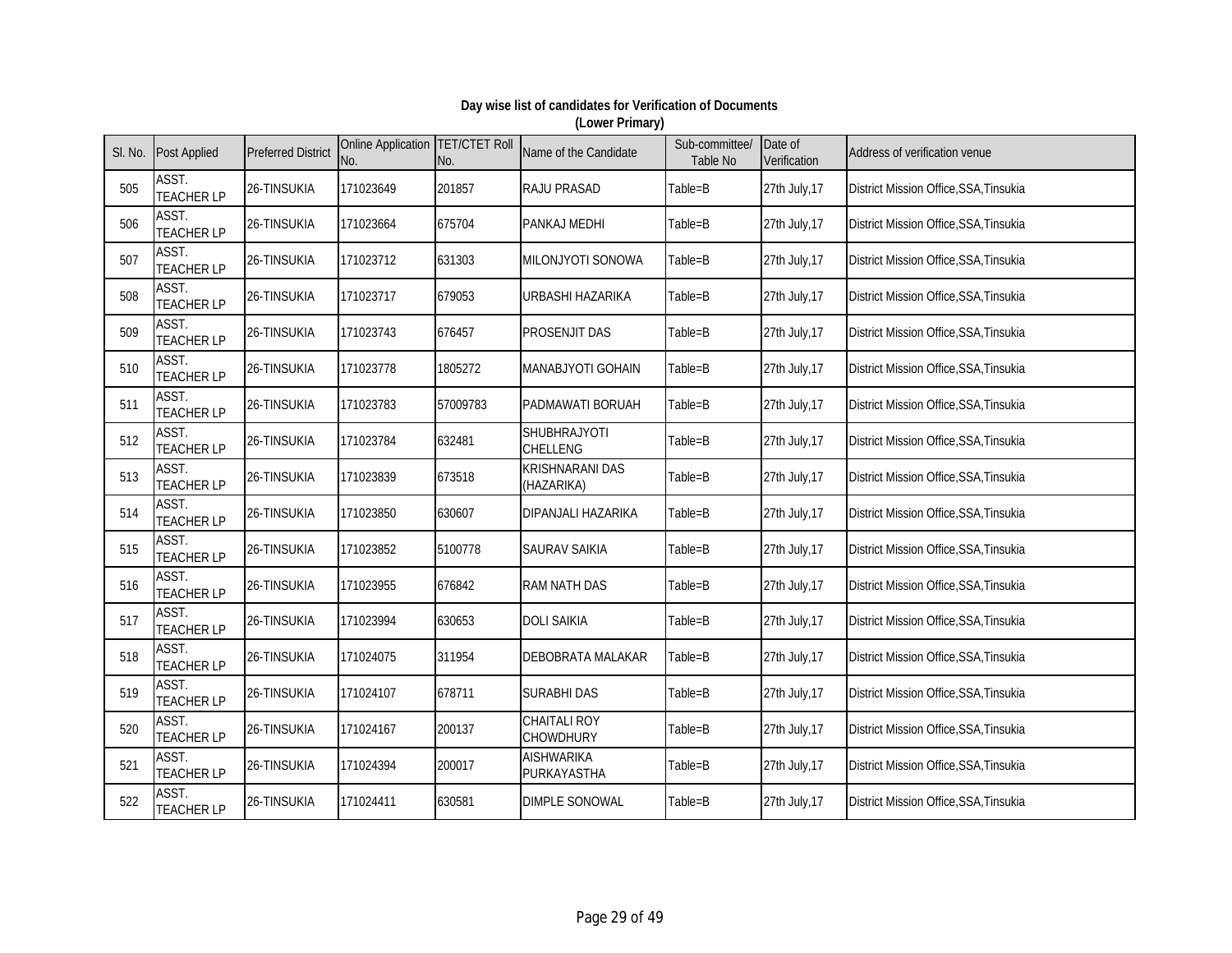**Day wise list of candidates for Verification of Documents**
**(Lower Primary)**

| Sl. No. | Post Applied | Preferred District | Online Application No. | TET/CTET Roll No. | Name of the Candidate | Sub-committee/ Table No | Date of Verification | Address of verification venue |
|---|---|---|---|---|---|---|---|---|
| 505 | ASST. TEACHER LP | 26-TINSUKIA | 171023649 | 201857 | RAJU PRASAD | Table=B | 27th July,17 | District Mission Office,SSA,Tinsukia |
| 506 | ASST. TEACHER LP | 26-TINSUKIA | 171023664 | 675704 | PANKAJ MEDHI | Table=B | 27th July,17 | District Mission Office,SSA,Tinsukia |
| 507 | ASST. TEACHER LP | 26-TINSUKIA | 171023712 | 631303 | MILONJYOTI SONOWA | Table=B | 27th July,17 | District Mission Office,SSA,Tinsukia |
| 508 | ASST. TEACHER LP | 26-TINSUKIA | 171023717 | 679053 | URBASHI HAZARIKA | Table=B | 27th July,17 | District Mission Office,SSA,Tinsukia |
| 509 | ASST. TEACHER LP | 26-TINSUKIA | 171023743 | 676457 | PROSENJIT DAS | Table=B | 27th July,17 | District Mission Office,SSA,Tinsukia |
| 510 | ASST. TEACHER LP | 26-TINSUKIA | 171023778 | 1805272 | MANABJYOTI GOHAIN | Table=B | 27th July,17 | District Mission Office,SSA,Tinsukia |
| 511 | ASST. TEACHER LP | 26-TINSUKIA | 171023783 | 57009783 | PADMAWATI BORUAH | Table=B | 27th July,17 | District Mission Office,SSA,Tinsukia |
| 512 | ASST. TEACHER LP | 26-TINSUKIA | 171023784 | 632481 | SHUBHRAJYOTI CHELLENG | Table=B | 27th July,17 | District Mission Office,SSA,Tinsukia |
| 513 | ASST. TEACHER LP | 26-TINSUKIA | 171023839 | 673518 | KRISHNARANI DAS (HAZARIKA) | Table=B | 27th July,17 | District Mission Office,SSA,Tinsukia |
| 514 | ASST. TEACHER LP | 26-TINSUKIA | 171023850 | 630607 | DIPANJALI HAZARIKA | Table=B | 27th July,17 | District Mission Office,SSA,Tinsukia |
| 515 | ASST. TEACHER LP | 26-TINSUKIA | 171023852 | 5100778 | SAURAV SAIKIA | Table=B | 27th July,17 | District Mission Office,SSA,Tinsukia |
| 516 | ASST. TEACHER LP | 26-TINSUKIA | 171023955 | 676842 | RAM NATH DAS | Table=B | 27th July,17 | District Mission Office,SSA,Tinsukia |
| 517 | ASST. TEACHER LP | 26-TINSUKIA | 171023994 | 630653 | DOLI SAIKIA | Table=B | 27th July,17 | District Mission Office,SSA,Tinsukia |
| 518 | ASST. TEACHER LP | 26-TINSUKIA | 171024075 | 311954 | DEBOBRATA MALAKAR | Table=B | 27th July,17 | District Mission Office,SSA,Tinsukia |
| 519 | ASST. TEACHER LP | 26-TINSUKIA | 171024107 | 678711 | SURABHI DAS | Table=B | 27th July,17 | District Mission Office,SSA,Tinsukia |
| 520 | ASST. TEACHER LP | 26-TINSUKIA | 171024167 | 200137 | CHAITALI ROY CHOWDHURY | Table=B | 27th July,17 | District Mission Office,SSA,Tinsukia |
| 521 | ASST. TEACHER LP | 26-TINSUKIA | 171024394 | 200017 | AISHWARIKA PURKAYASTHA | Table=B | 27th July,17 | District Mission Office,SSA,Tinsukia |
| 522 | ASST. TEACHER LP | 26-TINSUKIA | 171024411 | 630581 | DIMPLE SONOWAL | Table=B | 27th July,17 | District Mission Office,SSA,Tinsukia |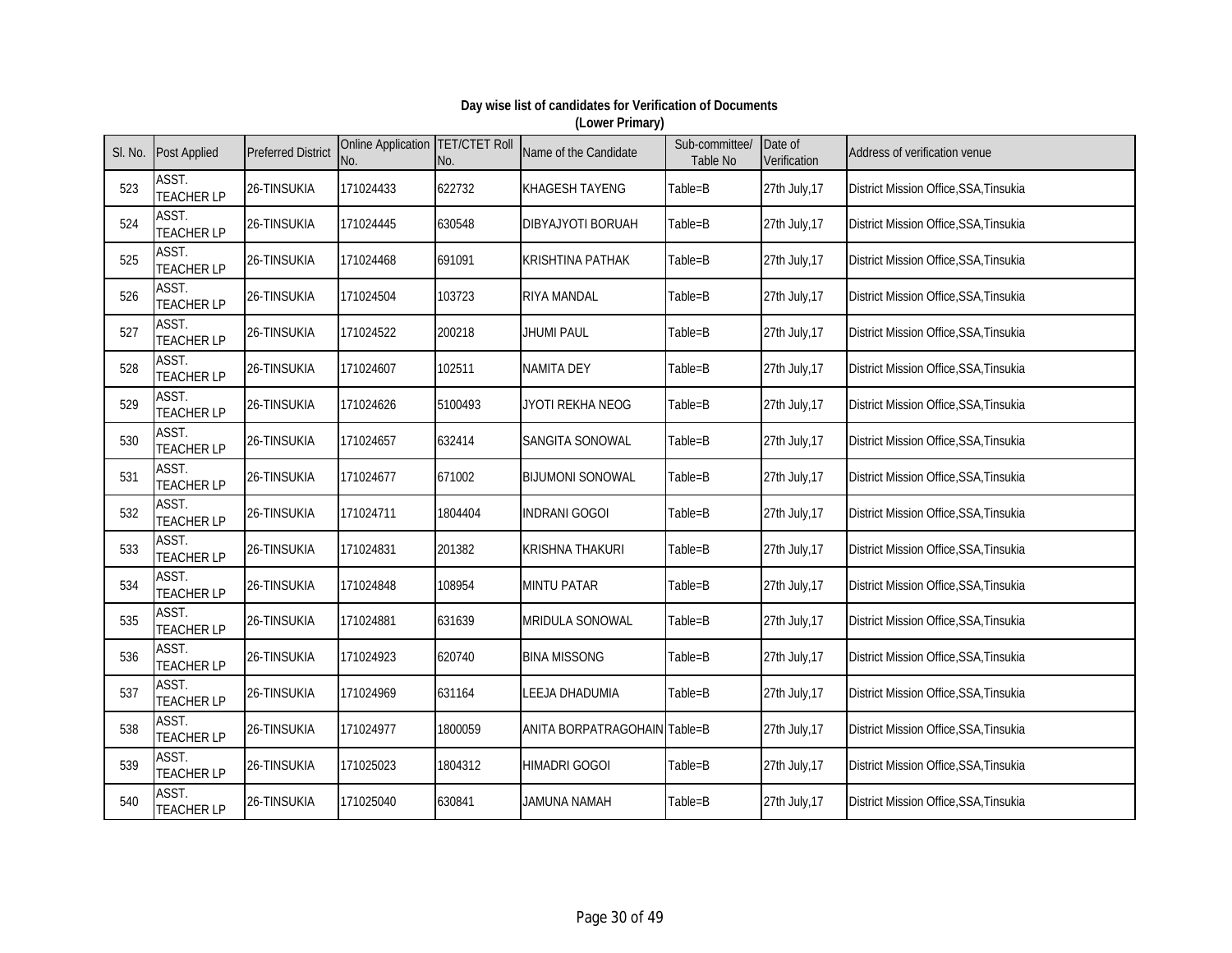**Day wise list of candidates for Verification of Documents**
**(Lower Primary)**

| Sl. No. | Post Applied | Preferred District | Online Application No. | TET/CTET Roll No. | Name of the Candidate | Sub-committee/ Table No | Date of Verification | Address of verification venue |
|---|---|---|---|---|---|---|---|---|
| 523 | ASST. TEACHER LP | 26-TINSUKIA | 171024433 | 622732 | KHAGESH TAYENG | Table=B | 27th July,17 | District Mission Office,SSA,Tinsukia |
| 524 | ASST. TEACHER LP | 26-TINSUKIA | 171024445 | 630548 | DIBYAJYOTI BORUAH | Table=B | 27th July,17 | District Mission Office,SSA,Tinsukia |
| 525 | ASST. TEACHER LP | 26-TINSUKIA | 171024468 | 691091 | KRISHTINA PATHAK | Table=B | 27th July,17 | District Mission Office,SSA,Tinsukia |
| 526 | ASST. TEACHER LP | 26-TINSUKIA | 171024504 | 103723 | RIYA MANDAL | Table=B | 27th July,17 | District Mission Office,SSA,Tinsukia |
| 527 | ASST. TEACHER LP | 26-TINSUKIA | 171024522 | 200218 | JHUMI PAUL | Table=B | 27th July,17 | District Mission Office,SSA,Tinsukia |
| 528 | ASST. TEACHER LP | 26-TINSUKIA | 171024607 | 102511 | NAMITA DEY | Table=B | 27th July,17 | District Mission Office,SSA,Tinsukia |
| 529 | ASST. TEACHER LP | 26-TINSUKIA | 171024626 | 5100493 | JYOTI REKHA NEOG | Table=B | 27th July,17 | District Mission Office,SSA,Tinsukia |
| 530 | ASST. TEACHER LP | 26-TINSUKIA | 171024657 | 632414 | SANGITA SONOWAL | Table=B | 27th July,17 | District Mission Office,SSA,Tinsukia |
| 531 | ASST. TEACHER LP | 26-TINSUKIA | 171024677 | 671002 | BIJUMONI SONOWAL | Table=B | 27th July,17 | District Mission Office,SSA,Tinsukia |
| 532 | ASST. TEACHER LP | 26-TINSUKIA | 171024711 | 1804404 | INDRANI GOGOI | Table=B | 27th July,17 | District Mission Office,SSA,Tinsukia |
| 533 | ASST. TEACHER LP | 26-TINSUKIA | 171024831 | 201382 | KRISHNA THAKURI | Table=B | 27th July,17 | District Mission Office,SSA,Tinsukia |
| 534 | ASST. TEACHER LP | 26-TINSUKIA | 171024848 | 108954 | MINTU PATAR | Table=B | 27th July,17 | District Mission Office,SSA,Tinsukia |
| 535 | ASST. TEACHER LP | 26-TINSUKIA | 171024881 | 631639 | MRIDULA SONOWAL | Table=B | 27th July,17 | District Mission Office,SSA,Tinsukia |
| 536 | ASST. TEACHER LP | 26-TINSUKIA | 171024923 | 620740 | BINA MISSONG | Table=B | 27th July,17 | District Mission Office,SSA,Tinsukia |
| 537 | ASST. TEACHER LP | 26-TINSUKIA | 171024969 | 631164 | LEEJA DHADUMIA | Table=B | 27th July,17 | District Mission Office,SSA,Tinsukia |
| 538 | ASST. TEACHER LP | 26-TINSUKIA | 171024977 | 1800059 | ANITA BORPATRAGOHAIN | Table=B | 27th July,17 | District Mission Office,SSA,Tinsukia |
| 539 | ASST. TEACHER LP | 26-TINSUKIA | 171025023 | 1804312 | HIMADRI GOGOI | Table=B | 27th July,17 | District Mission Office,SSA,Tinsukia |
| 540 | ASST. TEACHER LP | 26-TINSUKIA | 171025040 | 630841 | JAMUNA NAMAH | Table=B | 27th July,17 | District Mission Office,SSA,Tinsukia |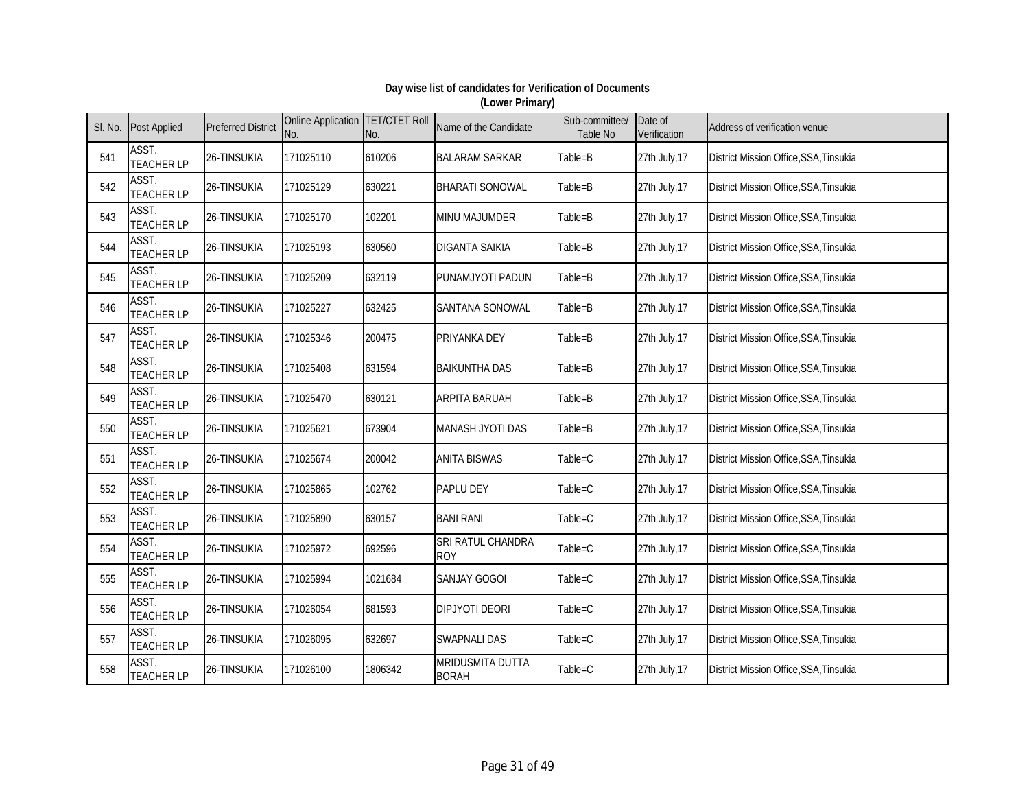**Day wise list of candidates for Verification of Documents**
**(Lower Primary)**

| Sl. No. | Post Applied | Preferred District | Online Application No. | TET/CTET Roll No. | Name of the Candidate | Sub-committee/ Table No | Date of Verification | Address of verification venue |
|---|---|---|---|---|---|---|---|---|
| 541 | ASST. TEACHER LP | 26-TINSUKIA | 171025110 | 610206 | BALARAM SARKAR | Table=B | 27th July,17 | District Mission Office,SSA,Tinsukia |
| 542 | ASST. TEACHER LP | 26-TINSUKIA | 171025129 | 630221 | BHARATI SONOWAL | Table=B | 27th July,17 | District Mission Office,SSA,Tinsukia |
| 543 | ASST. TEACHER LP | 26-TINSUKIA | 171025170 | 102201 | MINU MAJUMDER | Table=B | 27th July,17 | District Mission Office,SSA,Tinsukia |
| 544 | ASST. TEACHER LP | 26-TINSUKIA | 171025193 | 630560 | DIGANTA SAIKIA | Table=B | 27th July,17 | District Mission Office,SSA,Tinsukia |
| 545 | ASST. TEACHER LP | 26-TINSUKIA | 171025209 | 632119 | PUNAMJYOTI PADUN | Table=B | 27th July,17 | District Mission Office,SSA,Tinsukia |
| 546 | ASST. TEACHER LP | 26-TINSUKIA | 171025227 | 632425 | SANTANA SONOWAL | Table=B | 27th July,17 | District Mission Office,SSA,Tinsukia |
| 547 | ASST. TEACHER LP | 26-TINSUKIA | 171025346 | 200475 | PRIYANKA DEY | Table=B | 27th July,17 | District Mission Office,SSA,Tinsukia |
| 548 | ASST. TEACHER LP | 26-TINSUKIA | 171025408 | 631594 | BAIKUNTHA DAS | Table=B | 27th July,17 | District Mission Office,SSA,Tinsukia |
| 549 | ASST. TEACHER LP | 26-TINSUKIA | 171025470 | 630121 | ARPITA BARUAH | Table=B | 27th July,17 | District Mission Office,SSA,Tinsukia |
| 550 | ASST. TEACHER LP | 26-TINSUKIA | 171025621 | 673904 | MANASH JYOTI DAS | Table=B | 27th July,17 | District Mission Office,SSA,Tinsukia |
| 551 | ASST. TEACHER LP | 26-TINSUKIA | 171025674 | 200042 | ANITA BISWAS | Table=C | 27th July,17 | District Mission Office,SSA,Tinsukia |
| 552 | ASST. TEACHER LP | 26-TINSUKIA | 171025865 | 102762 | PAPLU DEY | Table=C | 27th July,17 | District Mission Office,SSA,Tinsukia |
| 553 | ASST. TEACHER LP | 26-TINSUKIA | 171025890 | 630157 | BANI RANI | Table=C | 27th July,17 | District Mission Office,SSA,Tinsukia |
| 554 | ASST. TEACHER LP | 26-TINSUKIA | 171025972 | 692596 | SRI RATUL CHANDRA ROY | Table=C | 27th July,17 | District Mission Office,SSA,Tinsukia |
| 555 | ASST. TEACHER LP | 26-TINSUKIA | 171025994 | 1021684 | SANJAY GOGOI | Table=C | 27th July,17 | District Mission Office,SSA,Tinsukia |
| 556 | ASST. TEACHER LP | 26-TINSUKIA | 171026054 | 681593 | DIPJYOTI DEORI | Table=C | 27th July,17 | District Mission Office,SSA,Tinsukia |
| 557 | ASST. TEACHER LP | 26-TINSUKIA | 171026095 | 632697 | SWAPNALI DAS | Table=C | 27th July,17 | District Mission Office,SSA,Tinsukia |
| 558 | ASST. TEACHER LP | 26-TINSUKIA | 171026100 | 1806342 | MRIDUSMITA DUTTA BORAH | Table=C | 27th July,17 | District Mission Office,SSA,Tinsukia |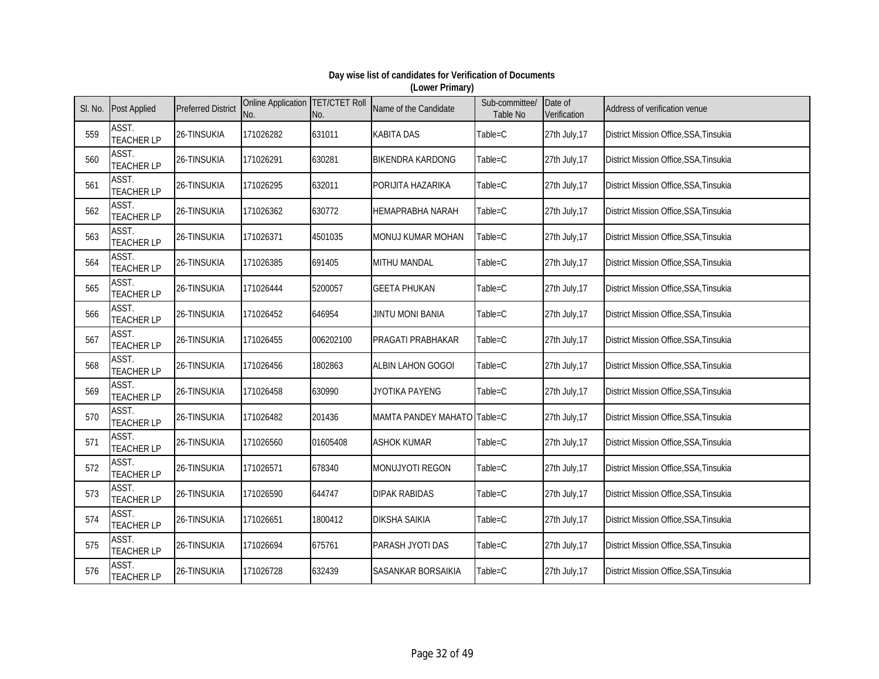**Day wise list of candidates for Verification of Documents**
**(Lower Primary)**

| Sl. No. | Post Applied | Preferred District | Online Application No. | TET/CTET Roll No. | Name of the Candidate | Sub-committee/ Table No | Date of Verification | Address of verification venue |
|---|---|---|---|---|---|---|---|---|
| 559 | ASST. TEACHER LP | 26-TINSUKIA | 171026282 | 631011 | KABITA DAS | Table=C | 27th July,17 | District Mission Office,SSA,Tinsukia |
| 560 | ASST. TEACHER LP | 26-TINSUKIA | 171026291 | 630281 | BIKENDRA KARDONG | Table=C | 27th July,17 | District Mission Office,SSA,Tinsukia |
| 561 | ASST. TEACHER LP | 26-TINSUKIA | 171026295 | 632011 | PORIJITA HAZARIKA | Table=C | 27th July,17 | District Mission Office,SSA,Tinsukia |
| 562 | ASST. TEACHER LP | 26-TINSUKIA | 171026362 | 630772 | HEMAPRABHA NARAH | Table=C | 27th July,17 | District Mission Office,SSA,Tinsukia |
| 563 | ASST. TEACHER LP | 26-TINSUKIA | 171026371 | 4501035 | MONUJ KUMAR MOHAN | Table=C | 27th July,17 | District Mission Office,SSA,Tinsukia |
| 564 | ASST. TEACHER LP | 26-TINSUKIA | 171026385 | 691405 | MITHU MANDAL | Table=C | 27th July,17 | District Mission Office,SSA,Tinsukia |
| 565 | ASST. TEACHER LP | 26-TINSUKIA | 171026444 | 5200057 | GEETA PHUKAN | Table=C | 27th July,17 | District Mission Office,SSA,Tinsukia |
| 566 | ASST. TEACHER LP | 26-TINSUKIA | 171026452 | 646954 | JINTU MONI BANIA | Table=C | 27th July,17 | District Mission Office,SSA,Tinsukia |
| 567 | ASST. TEACHER LP | 26-TINSUKIA | 171026455 | 006202100 | PRAGATI PRABHAKAR | Table=C | 27th July,17 | District Mission Office,SSA,Tinsukia |
| 568 | ASST. TEACHER LP | 26-TINSUKIA | 171026456 | 1802863 | ALBIN LAHON GOGOI | Table=C | 27th July,17 | District Mission Office,SSA,Tinsukia |
| 569 | ASST. TEACHER LP | 26-TINSUKIA | 171026458 | 630990 | JYOTIKA PAYENG | Table=C | 27th July,17 | District Mission Office,SSA,Tinsukia |
| 570 | ASST. TEACHER LP | 26-TINSUKIA | 171026482 | 201436 | MAMTA PANDEY MAHATO | Table=C | 27th July,17 | District Mission Office,SSA,Tinsukia |
| 571 | ASST. TEACHER LP | 26-TINSUKIA | 171026560 | 01605408 | ASHOK KUMAR | Table=C | 27th July,17 | District Mission Office,SSA,Tinsukia |
| 572 | ASST. TEACHER LP | 26-TINSUKIA | 171026571 | 678340 | MONUJYOTI REGON | Table=C | 27th July,17 | District Mission Office,SSA,Tinsukia |
| 573 | ASST. TEACHER LP | 26-TINSUKIA | 171026590 | 644747 | DIPAK RABIDAS | Table=C | 27th July,17 | District Mission Office,SSA,Tinsukia |
| 574 | ASST. TEACHER LP | 26-TINSUKIA | 171026651 | 1800412 | DIKSHA SAIKIA | Table=C | 27th July,17 | District Mission Office,SSA,Tinsukia |
| 575 | ASST. TEACHER LP | 26-TINSUKIA | 171026694 | 675761 | PARASH JYOTI DAS | Table=C | 27th July,17 | District Mission Office,SSA,Tinsukia |
| 576 | ASST. TEACHER LP | 26-TINSUKIA | 171026728 | 632439 | SASANKAR BORSAIKIA | Table=C | 27th July,17 | District Mission Office,SSA,Tinsukia |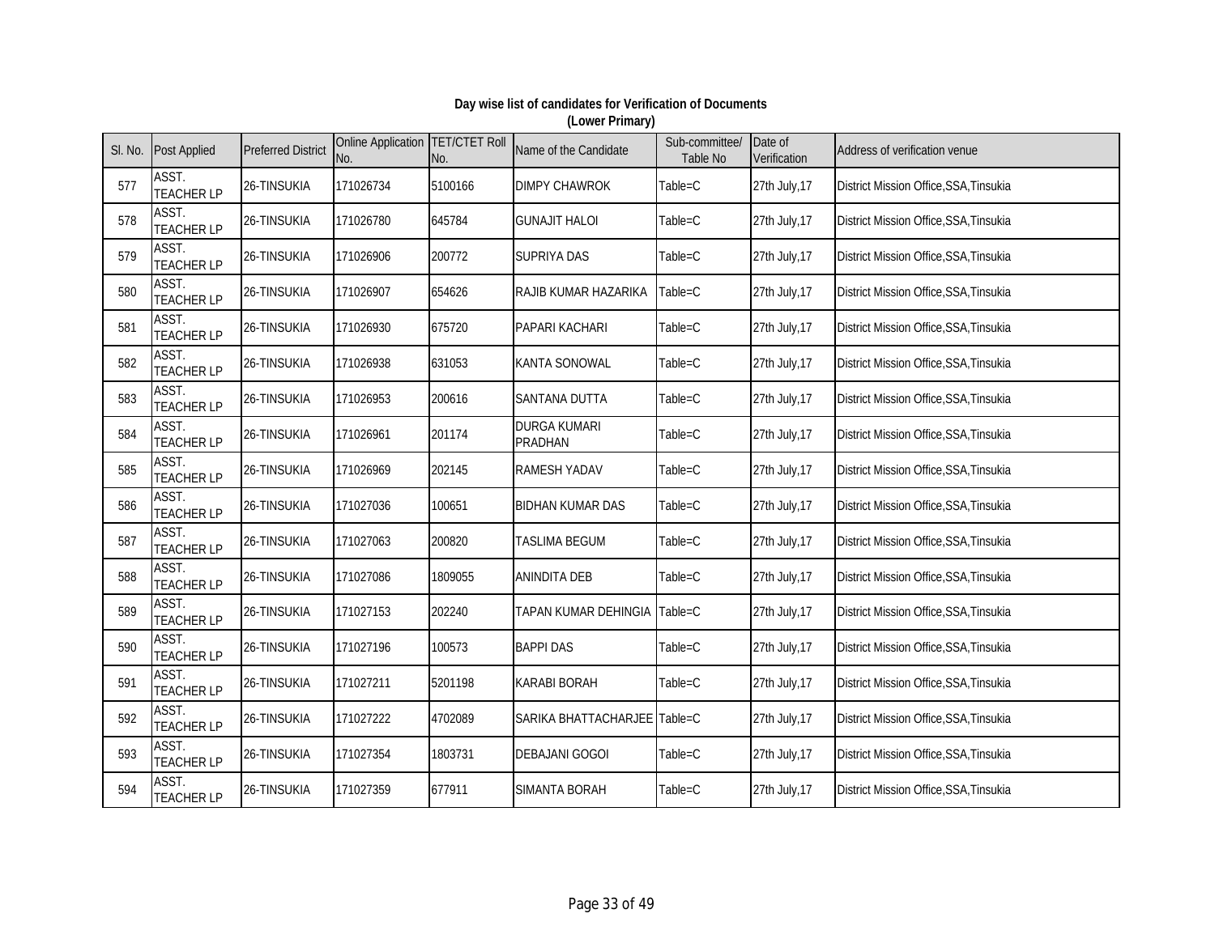**Day wise list of candidates for Verification of Documents**
**(Lower Primary)**

| Sl. No. | Post Applied | Preferred District | Online Application No. | TET/CTET Roll No. | Name of the Candidate | Sub-committee/ Table No | Date of Verification | Address of verification venue |
|---|---|---|---|---|---|---|---|---|
| 577 | ASST. TEACHER LP | 26-TINSUKIA | 171026734 | 5100166 | DIMPY CHAWROK | Table=C | 27th July,17 | District Mission Office,SSA,Tinsukia |
| 578 | ASST. TEACHER LP | 26-TINSUKIA | 171026780 | 645784 | GUNAJIT HALOI | Table=C | 27th July,17 | District Mission Office,SSA,Tinsukia |
| 579 | ASST. TEACHER LP | 26-TINSUKIA | 171026906 | 200772 | SUPRIYA DAS | Table=C | 27th July,17 | District Mission Office,SSA,Tinsukia |
| 580 | ASST. TEACHER LP | 26-TINSUKIA | 171026907 | 654626 | RAJIB KUMAR HAZARIKA | Table=C | 27th July,17 | District Mission Office,SSA,Tinsukia |
| 581 | ASST. TEACHER LP | 26-TINSUKIA | 171026930 | 675720 | PAPARI KACHARI | Table=C | 27th July,17 | District Mission Office,SSA,Tinsukia |
| 582 | ASST. TEACHER LP | 26-TINSUKIA | 171026938 | 631053 | KANTA SONOWAL | Table=C | 27th July,17 | District Mission Office,SSA,Tinsukia |
| 583 | ASST. TEACHER LP | 26-TINSUKIA | 171026953 | 200616 | SANTANA DUTTA | Table=C | 27th July,17 | District Mission Office,SSA,Tinsukia |
| 584 | ASST. TEACHER LP | 26-TINSUKIA | 171026961 | 201174 | DURGA KUMARI PRADHAN | Table=C | 27th July,17 | District Mission Office,SSA,Tinsukia |
| 585 | ASST. TEACHER LP | 26-TINSUKIA | 171026969 | 202145 | RAMESH YADAV | Table=C | 27th July,17 | District Mission Office,SSA,Tinsukia |
| 586 | ASST. TEACHER LP | 26-TINSUKIA | 171027036 | 100651 | BIDHAN KUMAR DAS | Table=C | 27th July,17 | District Mission Office,SSA,Tinsukia |
| 587 | ASST. TEACHER LP | 26-TINSUKIA | 171027063 | 200820 | TASLIMA BEGUM | Table=C | 27th July,17 | District Mission Office,SSA,Tinsukia |
| 588 | ASST. TEACHER LP | 26-TINSUKIA | 171027086 | 1809055 | ANINDITA DEB | Table=C | 27th July,17 | District Mission Office,SSA,Tinsukia |
| 589 | ASST. TEACHER LP | 26-TINSUKIA | 171027153 | 202240 | TAPAN KUMAR DEHINGIA | Table=C | 27th July,17 | District Mission Office,SSA,Tinsukia |
| 590 | ASST. TEACHER LP | 26-TINSUKIA | 171027196 | 100573 | BAPPI DAS | Table=C | 27th July,17 | District Mission Office,SSA,Tinsukia |
| 591 | ASST. TEACHER LP | 26-TINSUKIA | 171027211 | 5201198 | KARABI BORAH | Table=C | 27th July,17 | District Mission Office,SSA,Tinsukia |
| 592 | ASST. TEACHER LP | 26-TINSUKIA | 171027222 | 4702089 | SARIKA BHATTACHARJEE | Table=C | 27th July,17 | District Mission Office,SSA,Tinsukia |
| 593 | ASST. TEACHER LP | 26-TINSUKIA | 171027354 | 1803731 | DEBAJANI GOGOI | Table=C | 27th July,17 | District Mission Office,SSA,Tinsukia |
| 594 | ASST. TEACHER LP | 26-TINSUKIA | 171027359 | 677911 | SIMANTA BORAH | Table=C | 27th July,17 | District Mission Office,SSA,Tinsukia |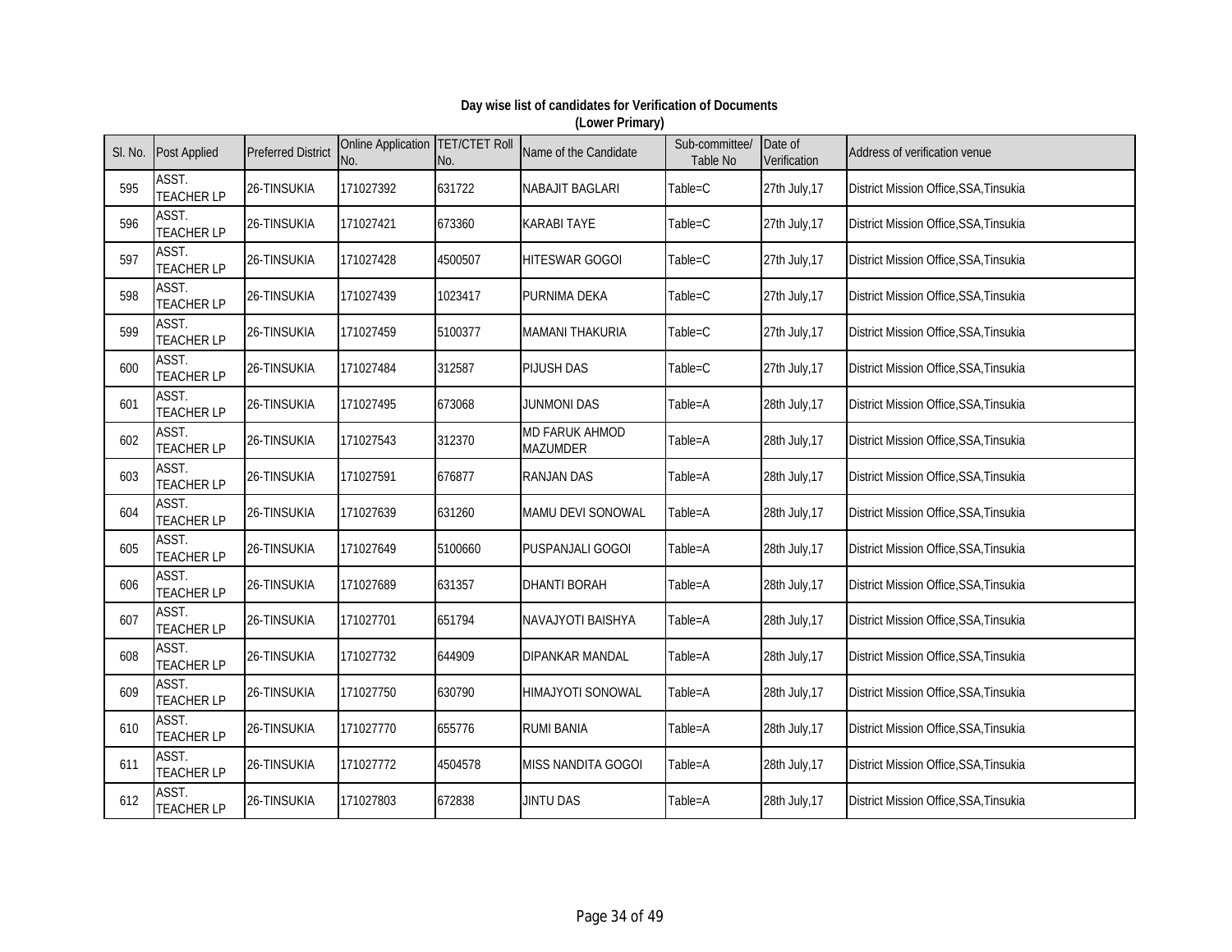**Day wise list of candidates for Verification of Documents**
**(Lower Primary)**

| Sl. No. | Post Applied | Preferred District | Online Application No. | TET/CTET Roll No. | Name of the Candidate | Sub-committee/ Table No | Date of Verification | Address of verification venue |
|---|---|---|---|---|---|---|---|---|
| 595 | ASST. TEACHER LP | 26-TINSUKIA | 171027392 | 631722 | NABAJIT BAGLARI | Table=C | 27th July,17 | District Mission Office,SSA,Tinsukia |
| 596 | ASST. TEACHER LP | 26-TINSUKIA | 171027421 | 673360 | KARABI TAYE | Table=C | 27th July,17 | District Mission Office,SSA,Tinsukia |
| 597 | ASST. TEACHER LP | 26-TINSUKIA | 171027428 | 4500507 | HITESWAR GOGOI | Table=C | 27th July,17 | District Mission Office,SSA,Tinsukia |
| 598 | ASST. TEACHER LP | 26-TINSUKIA | 171027439 | 1023417 | PURNIMA DEKA | Table=C | 27th July,17 | District Mission Office,SSA,Tinsukia |
| 599 | ASST. TEACHER LP | 26-TINSUKIA | 171027459 | 5100377 | MAMANI THAKURIA | Table=C | 27th July,17 | District Mission Office,SSA,Tinsukia |
| 600 | ASST. TEACHER LP | 26-TINSUKIA | 171027484 | 312587 | PIJUSH DAS | Table=C | 27th July,17 | District Mission Office,SSA,Tinsukia |
| 601 | ASST. TEACHER LP | 26-TINSUKIA | 171027495 | 673068 | JUNMONI DAS | Table=A | 28th July,17 | District Mission Office,SSA,Tinsukia |
| 602 | ASST. TEACHER LP | 26-TINSUKIA | 171027543 | 312370 | MD FARUK AHMOD MAZUMDER | Table=A | 28th July,17 | District Mission Office,SSA,Tinsukia |
| 603 | ASST. TEACHER LP | 26-TINSUKIA | 171027591 | 676877 | RANJAN DAS | Table=A | 28th July,17 | District Mission Office,SSA,Tinsukia |
| 604 | ASST. TEACHER LP | 26-TINSUKIA | 171027639 | 631260 | MAMU DEVI SONOWAL | Table=A | 28th July,17 | District Mission Office,SSA,Tinsukia |
| 605 | ASST. TEACHER LP | 26-TINSUKIA | 171027649 | 5100660 | PUSPANJALI GOGOI | Table=A | 28th July,17 | District Mission Office,SSA,Tinsukia |
| 606 | ASST. TEACHER LP | 26-TINSUKIA | 171027689 | 631357 | DHANTI BORAH | Table=A | 28th July,17 | District Mission Office,SSA,Tinsukia |
| 607 | ASST. TEACHER LP | 26-TINSUKIA | 171027701 | 651794 | NAVAJYOTI BAISHYA | Table=A | 28th July,17 | District Mission Office,SSA,Tinsukia |
| 608 | ASST. TEACHER LP | 26-TINSUKIA | 171027732 | 644909 | DIPANKAR MANDAL | Table=A | 28th July,17 | District Mission Office,SSA,Tinsukia |
| 609 | ASST. TEACHER LP | 26-TINSUKIA | 171027750 | 630790 | HIMAJYOTI SONOWAL | Table=A | 28th July,17 | District Mission Office,SSA,Tinsukia |
| 610 | ASST. TEACHER LP | 26-TINSUKIA | 171027770 | 655776 | RUMI BANIA | Table=A | 28th July,17 | District Mission Office,SSA,Tinsukia |
| 611 | ASST. TEACHER LP | 26-TINSUKIA | 171027772 | 4504578 | MISS NANDITA GOGOI | Table=A | 28th July,17 | District Mission Office,SSA,Tinsukia |
| 612 | ASST. TEACHER LP | 26-TINSUKIA | 171027803 | 672838 | JINTU DAS | Table=A | 28th July,17 | District Mission Office,SSA,Tinsukia |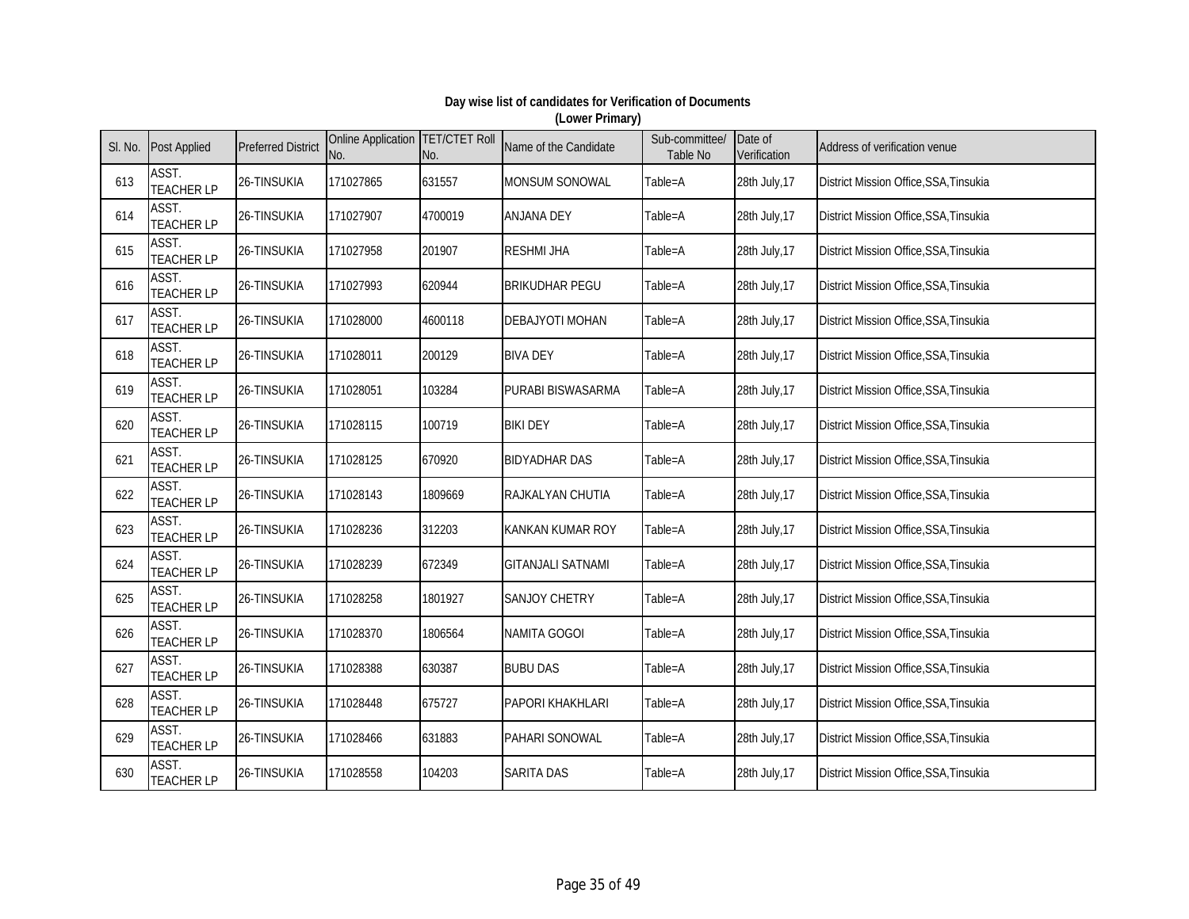**Day wise list of candidates for Verification of Documents**
**(Lower Primary)**

| Sl. No. | Post Applied | Preferred District | Online Application No. | TET/CTET Roll No. | Name of the Candidate | Sub-committee/ Table No | Date of Verification | Address of verification venue |
|---|---|---|---|---|---|---|---|---|
| 613 | ASST. TEACHER LP | 26-TINSUKIA | 171027865 | 631557 | MONSUM SONOWAL | Table=A | 28th July,17 | District Mission Office,SSA,Tinsukia |
| 614 | ASST. TEACHER LP | 26-TINSUKIA | 171027907 | 4700019 | ANJANA DEY | Table=A | 28th July,17 | District Mission Office,SSA,Tinsukia |
| 615 | ASST. TEACHER LP | 26-TINSUKIA | 171027958 | 201907 | RESHMI JHA | Table=A | 28th July,17 | District Mission Office,SSA,Tinsukia |
| 616 | ASST. TEACHER LP | 26-TINSUKIA | 171027993 | 620944 | BRIKUDHAR PEGU | Table=A | 28th July,17 | District Mission Office,SSA,Tinsukia |
| 617 | ASST. TEACHER LP | 26-TINSUKIA | 171028000 | 4600118 | DEBAJYOTI MOHAN | Table=A | 28th July,17 | District Mission Office,SSA,Tinsukia |
| 618 | ASST. TEACHER LP | 26-TINSUKIA | 171028011 | 200129 | BIVA DEY | Table=A | 28th July,17 | District Mission Office,SSA,Tinsukia |
| 619 | ASST. TEACHER LP | 26-TINSUKIA | 171028051 | 103284 | PURABI BISWASARMA | Table=A | 28th July,17 | District Mission Office,SSA,Tinsukia |
| 620 | ASST. TEACHER LP | 26-TINSUKIA | 171028115 | 100719 | BIKI DEY | Table=A | 28th July,17 | District Mission Office,SSA,Tinsukia |
| 621 | ASST. TEACHER LP | 26-TINSUKIA | 171028125 | 670920 | BIDYADHAR DAS | Table=A | 28th July,17 | District Mission Office,SSA,Tinsukia |
| 622 | ASST. TEACHER LP | 26-TINSUKIA | 171028143 | 1809669 | RAJKALYAN CHUTIA | Table=A | 28th July,17 | District Mission Office,SSA,Tinsukia |
| 623 | ASST. TEACHER LP | 26-TINSUKIA | 171028236 | 312203 | KANKAN KUMAR ROY | Table=A | 28th July,17 | District Mission Office,SSA,Tinsukia |
| 624 | ASST. TEACHER LP | 26-TINSUKIA | 171028239 | 672349 | GITANJALI SATNAMI | Table=A | 28th July,17 | District Mission Office,SSA,Tinsukia |
| 625 | ASST. TEACHER LP | 26-TINSUKIA | 171028258 | 1801927 | SANJOY CHETRY | Table=A | 28th July,17 | District Mission Office,SSA,Tinsukia |
| 626 | ASST. TEACHER LP | 26-TINSUKIA | 171028370 | 1806564 | NAMITA GOGOI | Table=A | 28th July,17 | District Mission Office,SSA,Tinsukia |
| 627 | ASST. TEACHER LP | 26-TINSUKIA | 171028388 | 630387 | BUBU DAS | Table=A | 28th July,17 | District Mission Office,SSA,Tinsukia |
| 628 | ASST. TEACHER LP | 26-TINSUKIA | 171028448 | 675727 | PAPORI KHAKHLARI | Table=A | 28th July,17 | District Mission Office,SSA,Tinsukia |
| 629 | ASST. TEACHER LP | 26-TINSUKIA | 171028466 | 631883 | PAHARI SONOWAL | Table=A | 28th July,17 | District Mission Office,SSA,Tinsukia |
| 630 | ASST. TEACHER LP | 26-TINSUKIA | 171028558 | 104203 | SARITA DAS | Table=A | 28th July,17 | District Mission Office,SSA,Tinsukia |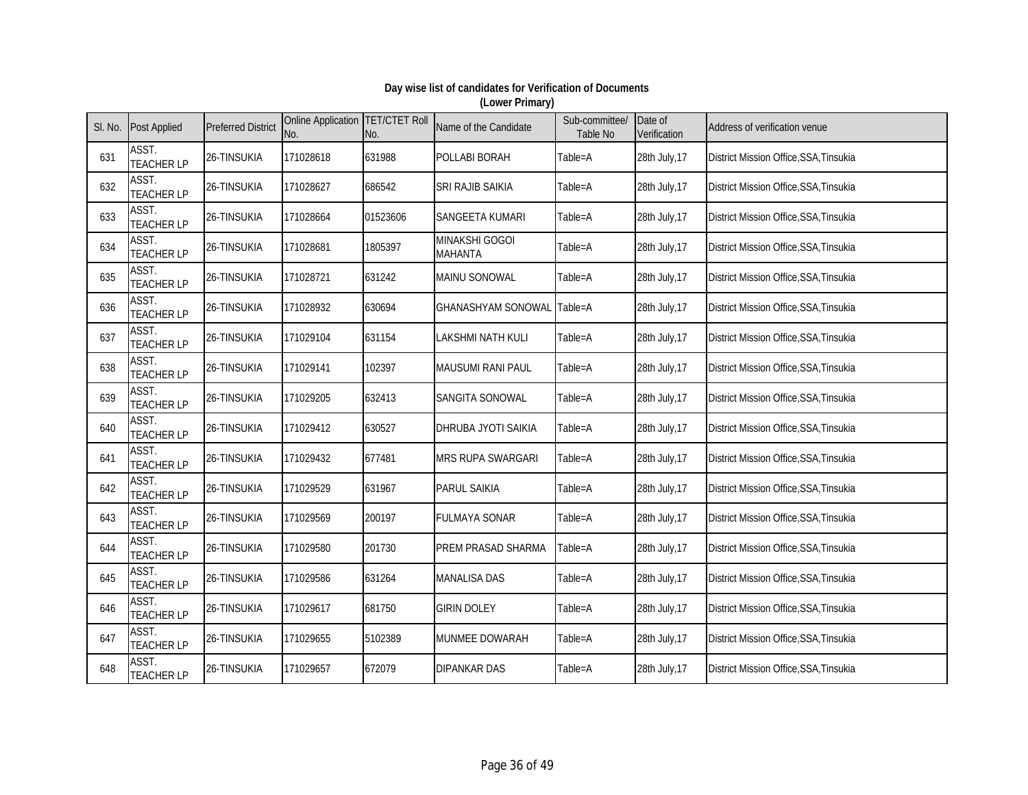**Day wise list of candidates for Verification of Documents**
**(Lower Primary)**

| Sl. No. | Post Applied | Preferred District | Online Application No. | TET/CTET Roll No. | Name of the Candidate | Sub-committee/ Table No | Date of Verification | Address of verification venue |
|---|---|---|---|---|---|---|---|---|
| 631 | ASST. TEACHER LP | 26-TINSUKIA | 171028618 | 631988 | POLLABI BORAH | Table=A | 28th July,17 | District Mission Office,SSA,Tinsukia |
| 632 | ASST. TEACHER LP | 26-TINSUKIA | 171028627 | 686542 | SRI RAJIB SAIKIA | Table=A | 28th July,17 | District Mission Office,SSA,Tinsukia |
| 633 | ASST. TEACHER LP | 26-TINSUKIA | 171028664 | 01523606 | SANGEETA KUMARI | Table=A | 28th July,17 | District Mission Office,SSA,Tinsukia |
| 634 | ASST. TEACHER LP | 26-TINSUKIA | 171028681 | 1805397 | MINAKSHI GOGOI MAHANTA | Table=A | 28th July,17 | District Mission Office,SSA,Tinsukia |
| 635 | ASST. TEACHER LP | 26-TINSUKIA | 171028721 | 631242 | MAINU SONOWAL | Table=A | 28th July,17 | District Mission Office,SSA,Tinsukia |
| 636 | ASST. TEACHER LP | 26-TINSUKIA | 171028932 | 630694 | GHANASHYAM SONOWAL | Table=A | 28th July,17 | District Mission Office,SSA,Tinsukia |
| 637 | ASST. TEACHER LP | 26-TINSUKIA | 171029104 | 631154 | LAKSHMI NATH KULI | Table=A | 28th July,17 | District Mission Office,SSA,Tinsukia |
| 638 | ASST. TEACHER LP | 26-TINSUKIA | 171029141 | 102397 | MAUSUMI RANI PAUL | Table=A | 28th July,17 | District Mission Office,SSA,Tinsukia |
| 639 | ASST. TEACHER LP | 26-TINSUKIA | 171029205 | 632413 | SANGITA SONOWAL | Table=A | 28th July,17 | District Mission Office,SSA,Tinsukia |
| 640 | ASST. TEACHER LP | 26-TINSUKIA | 171029412 | 630527 | DHRUBA JYOTI SAIKIA | Table=A | 28th July,17 | District Mission Office,SSA,Tinsukia |
| 641 | ASST. TEACHER LP | 26-TINSUKIA | 171029432 | 677481 | MRS RUPA SWARGARI | Table=A | 28th July,17 | District Mission Office,SSA,Tinsukia |
| 642 | ASST. TEACHER LP | 26-TINSUKIA | 171029529 | 631967 | PARUL SAIKIA | Table=A | 28th July,17 | District Mission Office,SSA,Tinsukia |
| 643 | ASST. TEACHER LP | 26-TINSUKIA | 171029569 | 200197 | FULMAYA SONAR | Table=A | 28th July,17 | District Mission Office,SSA,Tinsukia |
| 644 | ASST. TEACHER LP | 26-TINSUKIA | 171029580 | 201730 | PREM PRASAD SHARMA | Table=A | 28th July,17 | District Mission Office,SSA,Tinsukia |
| 645 | ASST. TEACHER LP | 26-TINSUKIA | 171029586 | 631264 | MANALISA DAS | Table=A | 28th July,17 | District Mission Office,SSA,Tinsukia |
| 646 | ASST. TEACHER LP | 26-TINSUKIA | 171029617 | 681750 | GIRIN DOLEY | Table=A | 28th July,17 | District Mission Office,SSA,Tinsukia |
| 647 | ASST. TEACHER LP | 26-TINSUKIA | 171029655 | 5102389 | MUNMEE DOWARAH | Table=A | 28th July,17 | District Mission Office,SSA,Tinsukia |
| 648 | ASST. TEACHER LP | 26-TINSUKIA | 171029657 | 672079 | DIPANKAR DAS | Table=A | 28th July,17 | District Mission Office,SSA,Tinsukia |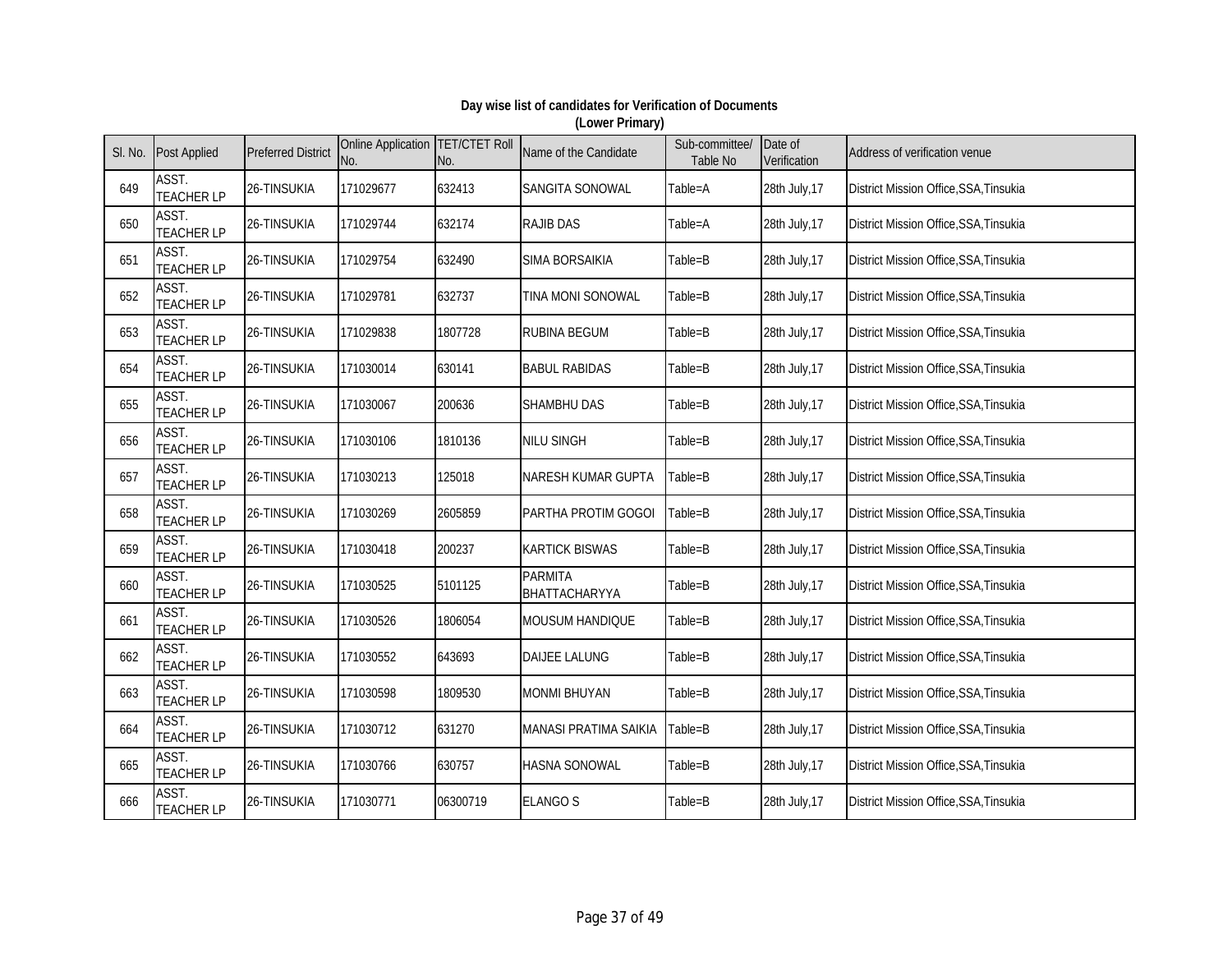**Day wise list of candidates for Verification of Documents**
**(Lower Primary)**

| Sl. No. | Post Applied | Preferred District | Online Application No. | TET/CTET Roll No. | Name of the Candidate | Sub-committee/ Table No | Date of Verification | Address of verification venue |
|---|---|---|---|---|---|---|---|---|
| 649 | ASST. TEACHER LP | 26-TINSUKIA | 171029677 | 632413 | SANGITA SONOWAL | Table=A | 28th July,17 | District Mission Office,SSA,Tinsukia |
| 650 | ASST. TEACHER LP | 26-TINSUKIA | 171029744 | 632174 | RAJIB DAS | Table=A | 28th July,17 | District Mission Office,SSA,Tinsukia |
| 651 | ASST. TEACHER LP | 26-TINSUKIA | 171029754 | 632490 | SIMA BORSAIKIA | Table=B | 28th July,17 | District Mission Office,SSA,Tinsukia |
| 652 | ASST. TEACHER LP | 26-TINSUKIA | 171029781 | 632737 | TINA MONI SONOWAL | Table=B | 28th July,17 | District Mission Office,SSA,Tinsukia |
| 653 | ASST. TEACHER LP | 26-TINSUKIA | 171029838 | 1807728 | RUBINA BEGUM | Table=B | 28th July,17 | District Mission Office,SSA,Tinsukia |
| 654 | ASST. TEACHER LP | 26-TINSUKIA | 171030014 | 630141 | BABUL RABIDAS | Table=B | 28th July,17 | District Mission Office,SSA,Tinsukia |
| 655 | ASST. TEACHER LP | 26-TINSUKIA | 171030067 | 200636 | SHAMBHU DAS | Table=B | 28th July,17 | District Mission Office,SSA,Tinsukia |
| 656 | ASST. TEACHER LP | 26-TINSUKIA | 171030106 | 1810136 | NILU SINGH | Table=B | 28th July,17 | District Mission Office,SSA,Tinsukia |
| 657 | ASST. TEACHER LP | 26-TINSUKIA | 171030213 | 125018 | NARESH KUMAR GUPTA | Table=B | 28th July,17 | District Mission Office,SSA,Tinsukia |
| 658 | ASST. TEACHER LP | 26-TINSUKIA | 171030269 | 2605859 | PARTHA PROTIM GOGOI | Table=B | 28th July,17 | District Mission Office,SSA,Tinsukia |
| 659 | ASST. TEACHER LP | 26-TINSUKIA | 171030418 | 200237 | KARTICK BISWAS | Table=B | 28th July,17 | District Mission Office,SSA,Tinsukia |
| 660 | ASST. TEACHER LP | 26-TINSUKIA | 171030525 | 5101125 | PARMITA BHATTACHARYYA | Table=B | 28th July,17 | District Mission Office,SSA,Tinsukia |
| 661 | ASST. TEACHER LP | 26-TINSUKIA | 171030526 | 1806054 | MOUSUM HANDIQUE | Table=B | 28th July,17 | District Mission Office,SSA,Tinsukia |
| 662 | ASST. TEACHER LP | 26-TINSUKIA | 171030552 | 643693 | DAIJEE LALUNG | Table=B | 28th July,17 | District Mission Office,SSA,Tinsukia |
| 663 | ASST. TEACHER LP | 26-TINSUKIA | 171030598 | 1809530 | MONMI BHUYAN | Table=B | 28th July,17 | District Mission Office,SSA,Tinsukia |
| 664 | ASST. TEACHER LP | 26-TINSUKIA | 171030712 | 631270 | MANASI PRATIMA SAIKIA | Table=B | 28th July,17 | District Mission Office,SSA,Tinsukia |
| 665 | ASST. TEACHER LP | 26-TINSUKIA | 171030766 | 630757 | HASNA SONOWAL | Table=B | 28th July,17 | District Mission Office,SSA,Tinsukia |
| 666 | ASST. TEACHER LP | 26-TINSUKIA | 171030771 | 06300719 | ELANGO S | Table=B | 28th July,17 | District Mission Office,SSA,Tinsukia |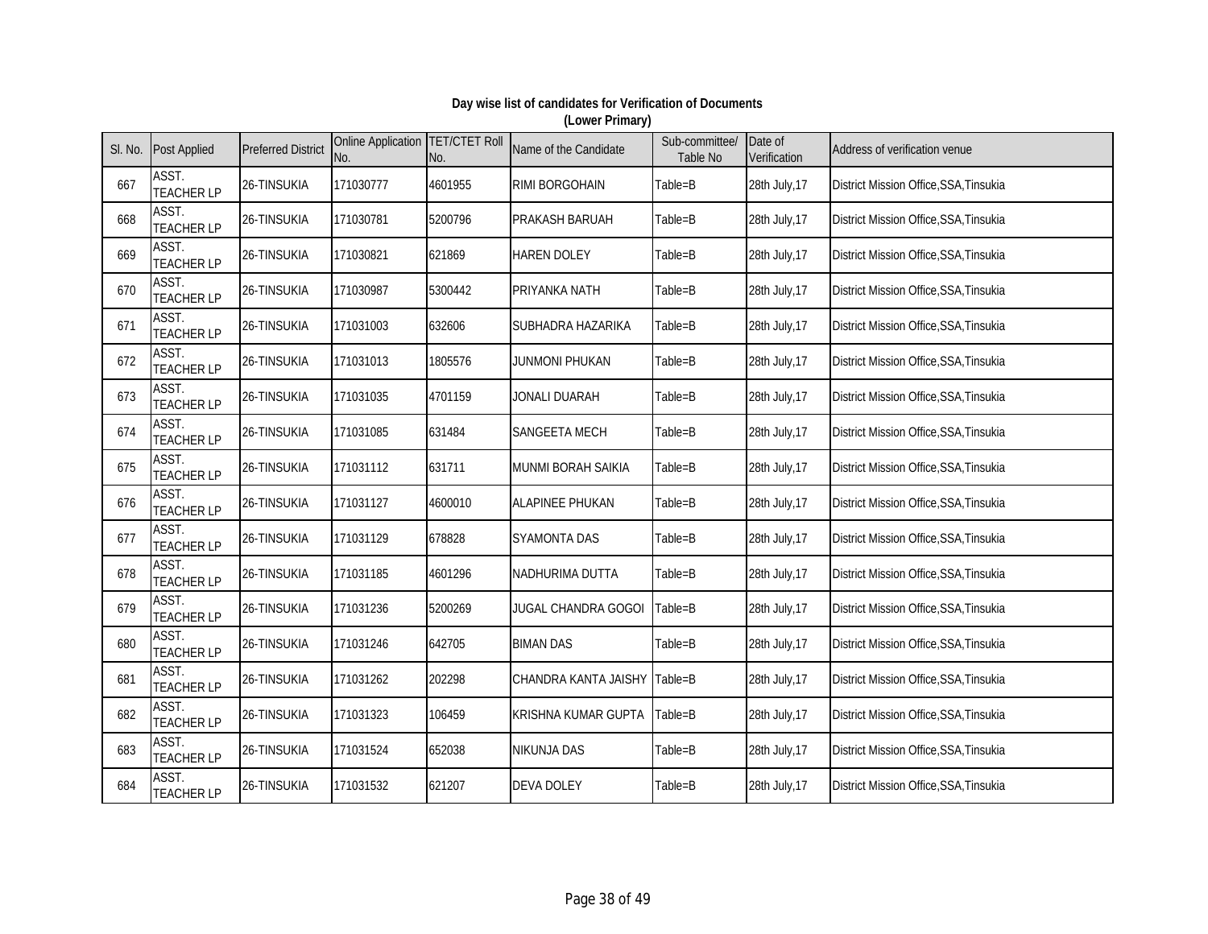**Day wise list of candidates for Verification of Documents**
**(Lower Primary)**

| Sl. No. | Post Applied | Preferred District | Online Application No. | TET/CTET Roll No. | Name of the Candidate | Sub-committee/ Table No | Date of Verification | Address of verification venue |
|---|---|---|---|---|---|---|---|---|
| 667 | ASST. TEACHER LP | 26-TINSUKIA | 171030777 | 4601955 | RIMI BORGOHAIN | Table=B | 28th July,17 | District Mission Office,SSA,Tinsukia |
| 668 | ASST. TEACHER LP | 26-TINSUKIA | 171030781 | 5200796 | PRAKASH BARUAH | Table=B | 28th July,17 | District Mission Office,SSA,Tinsukia |
| 669 | ASST. TEACHER LP | 26-TINSUKIA | 171030821 | 621869 | HAREN DOLEY | Table=B | 28th July,17 | District Mission Office,SSA,Tinsukia |
| 670 | ASST. TEACHER LP | 26-TINSUKIA | 171030987 | 5300442 | PRIYANKA NATH | Table=B | 28th July,17 | District Mission Office,SSA,Tinsukia |
| 671 | ASST. TEACHER LP | 26-TINSUKIA | 171031003 | 632606 | SUBHADRA HAZARIKA | Table=B | 28th July,17 | District Mission Office,SSA,Tinsukia |
| 672 | ASST. TEACHER LP | 26-TINSUKIA | 171031013 | 1805576 | JUNMONI PHUKAN | Table=B | 28th July,17 | District Mission Office,SSA,Tinsukia |
| 673 | ASST. TEACHER LP | 26-TINSUKIA | 171031035 | 4701159 | JONALI DUARAH | Table=B | 28th July,17 | District Mission Office,SSA,Tinsukia |
| 674 | ASST. TEACHER LP | 26-TINSUKIA | 171031085 | 631484 | SANGEETA MECH | Table=B | 28th July,17 | District Mission Office,SSA,Tinsukia |
| 675 | ASST. TEACHER LP | 26-TINSUKIA | 171031112 | 631711 | MUNMI BORAH SAIKIA | Table=B | 28th July,17 | District Mission Office,SSA,Tinsukia |
| 676 | ASST. TEACHER LP | 26-TINSUKIA | 171031127 | 4600010 | ALAPINEE PHUKAN | Table=B | 28th July,17 | District Mission Office,SSA,Tinsukia |
| 677 | ASST. TEACHER LP | 26-TINSUKIA | 171031129 | 678828 | SYAMONTA DAS | Table=B | 28th July,17 | District Mission Office,SSA,Tinsukia |
| 678 | ASST. TEACHER LP | 26-TINSUKIA | 171031185 | 4601296 | NADHURIMA DUTTA | Table=B | 28th July,17 | District Mission Office,SSA,Tinsukia |
| 679 | ASST. TEACHER LP | 26-TINSUKIA | 171031236 | 5200269 | JUGAL CHANDRA GOGOI | Table=B | 28th July,17 | District Mission Office,SSA,Tinsukia |
| 680 | ASST. TEACHER LP | 26-TINSUKIA | 171031246 | 642705 | BIMAN DAS | Table=B | 28th July,17 | District Mission Office,SSA,Tinsukia |
| 681 | ASST. TEACHER LP | 26-TINSUKIA | 171031262 | 202298 | CHANDRA KANTA JAISHY | Table=B | 28th July,17 | District Mission Office,SSA,Tinsukia |
| 682 | ASST. TEACHER LP | 26-TINSUKIA | 171031323 | 106459 | KRISHNA KUMAR GUPTA | Table=B | 28th July,17 | District Mission Office,SSA,Tinsukia |
| 683 | ASST. TEACHER LP | 26-TINSUKIA | 171031524 | 652038 | NIKUNJA DAS | Table=B | 28th July,17 | District Mission Office,SSA,Tinsukia |
| 684 | ASST. TEACHER LP | 26-TINSUKIA | 171031532 | 621207 | DEVA DOLEY | Table=B | 28th July,17 | District Mission Office,SSA,Tinsukia |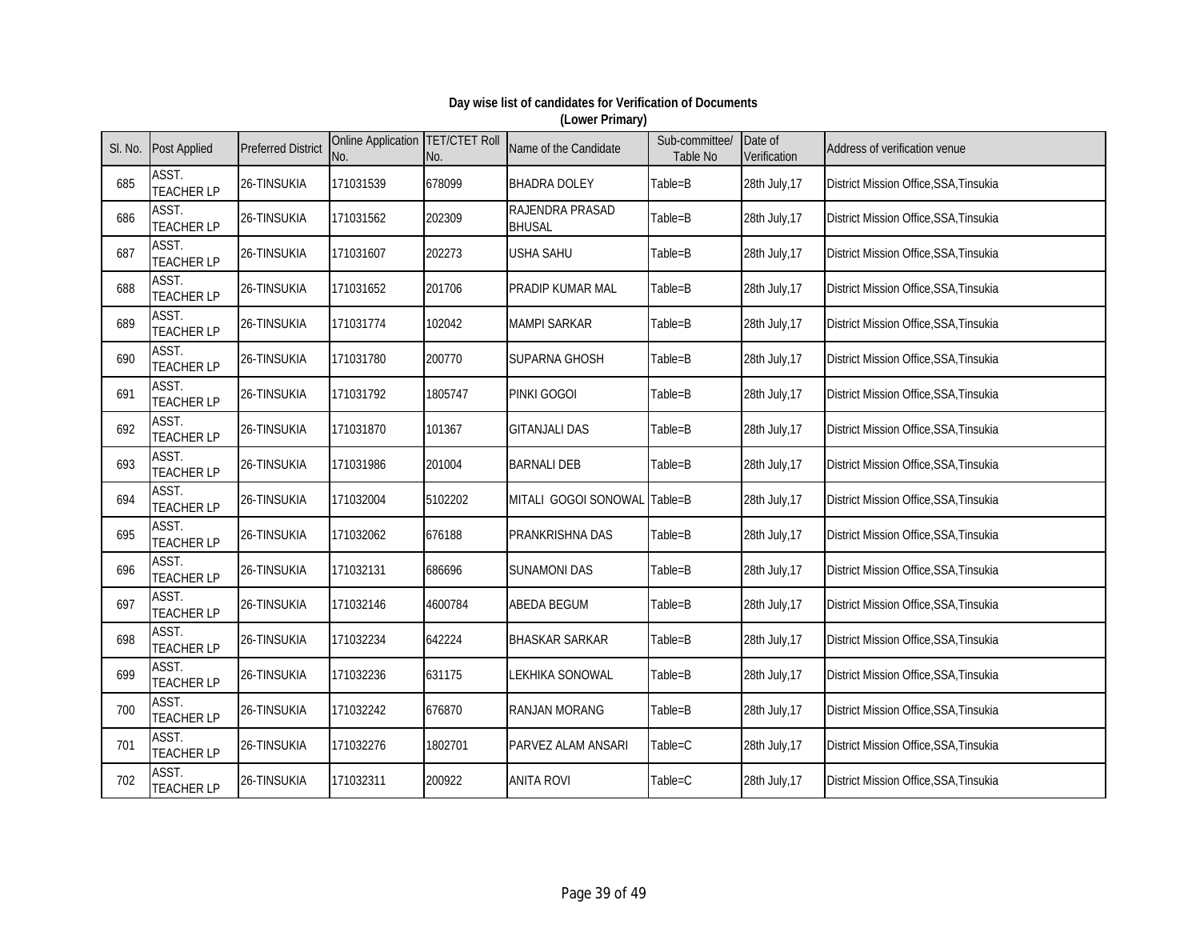**Day wise list of candidates for Verification of Documents**
**(Lower Primary)**

| Sl. No. | Post Applied | Preferred District | Online Application No. | TET/CTET Roll No. | Name of the Candidate | Sub-committee/ Table No | Date of Verification | Address of verification venue |
|---|---|---|---|---|---|---|---|---|
| 685 | ASST. TEACHER LP | 26-TINSUKIA | 171031539 | 678099 | BHADRA DOLEY | Table=B | 28th July,17 | District Mission Office,SSA,Tinsukia |
| 686 | ASST. TEACHER LP | 26-TINSUKIA | 171031562 | 202309 | RAJENDRA PRASAD BHUSAL | Table=B | 28th July,17 | District Mission Office,SSA,Tinsukia |
| 687 | ASST. TEACHER LP | 26-TINSUKIA | 171031607 | 202273 | USHA SAHU | Table=B | 28th July,17 | District Mission Office,SSA,Tinsukia |
| 688 | ASST. TEACHER LP | 26-TINSUKIA | 171031652 | 201706 | PRADIP KUMAR MAL | Table=B | 28th July,17 | District Mission Office,SSA,Tinsukia |
| 689 | ASST. TEACHER LP | 26-TINSUKIA | 171031774 | 102042 | MAMPI SARKAR | Table=B | 28th July,17 | District Mission Office,SSA,Tinsukia |
| 690 | ASST. TEACHER LP | 26-TINSUKIA | 171031780 | 200770 | SUPARNA GHOSH | Table=B | 28th July,17 | District Mission Office,SSA,Tinsukia |
| 691 | ASST. TEACHER LP | 26-TINSUKIA | 171031792 | 1805747 | PINKI GOGOI | Table=B | 28th July,17 | District Mission Office,SSA,Tinsukia |
| 692 | ASST. TEACHER LP | 26-TINSUKIA | 171031870 | 101367 | GITANJALI DAS | Table=B | 28th July,17 | District Mission Office,SSA,Tinsukia |
| 693 | ASST. TEACHER LP | 26-TINSUKIA | 171031986 | 201004 | BARNALI DEB | Table=B | 28th July,17 | District Mission Office,SSA,Tinsukia |
| 694 | ASST. TEACHER LP | 26-TINSUKIA | 171032004 | 5102202 | MITALI GOGOI SONOWAL | Table=B | 28th July,17 | District Mission Office,SSA,Tinsukia |
| 695 | ASST. TEACHER LP | 26-TINSUKIA | 171032062 | 676188 | PRANKRISHNA DAS | Table=B | 28th July,17 | District Mission Office,SSA,Tinsukia |
| 696 | ASST. TEACHER LP | 26-TINSUKIA | 171032131 | 686696 | SUNAMONI DAS | Table=B | 28th July,17 | District Mission Office,SSA,Tinsukia |
| 697 | ASST. TEACHER LP | 26-TINSUKIA | 171032146 | 4600784 | ABEDA BEGUM | Table=B | 28th July,17 | District Mission Office,SSA,Tinsukia |
| 698 | ASST. TEACHER LP | 26-TINSUKIA | 171032234 | 642224 | BHASKAR SARKAR | Table=B | 28th July,17 | District Mission Office,SSA,Tinsukia |
| 699 | ASST. TEACHER LP | 26-TINSUKIA | 171032236 | 631175 | LEKHIKA SONOWAL | Table=B | 28th July,17 | District Mission Office,SSA,Tinsukia |
| 700 | ASST. TEACHER LP | 26-TINSUKIA | 171032242 | 676870 | RANJAN MORANG | Table=B | 28th July,17 | District Mission Office,SSA,Tinsukia |
| 701 | ASST. TEACHER LP | 26-TINSUKIA | 171032276 | 1802701 | PARVEZ ALAM ANSARI | Table=C | 28th July,17 | District Mission Office,SSA,Tinsukia |
| 702 | ASST. TEACHER LP | 26-TINSUKIA | 171032311 | 200922 | ANITA ROVI | Table=C | 28th July,17 | District Mission Office,SSA,Tinsukia |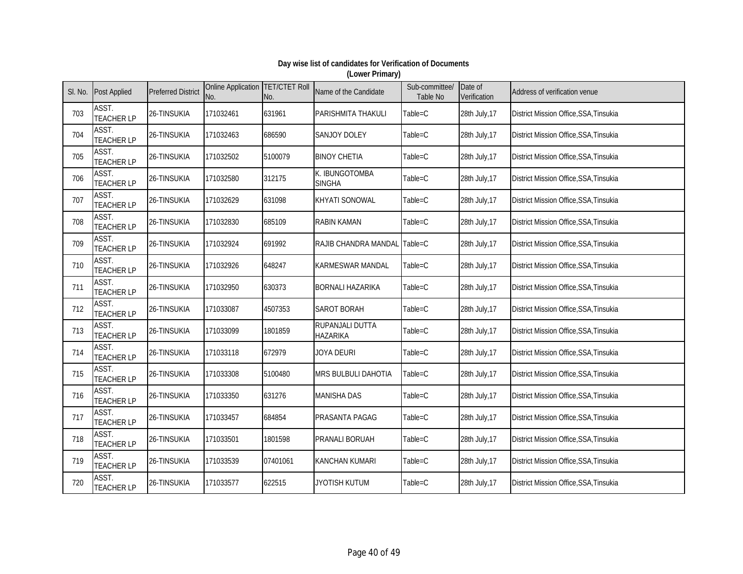**Day wise list of candidates for Verification of Documents**
**(Lower Primary)**

| Sl. No. | Post Applied | Preferred District | Online Application No. | TET/CTET Roll No. | Name of the Candidate | Sub-committee/ Table No | Date of Verification | Address of verification venue |
|---|---|---|---|---|---|---|---|---|
| 703 | ASST. TEACHER LP | 26-TINSUKIA | 171032461 | 631961 | PARISHMITA THAKULI | Table=C | 28th July,17 | District Mission Office,SSA,Tinsukia |
| 704 | ASST. TEACHER LP | 26-TINSUKIA | 171032463 | 686590 | SANJOY DOLEY | Table=C | 28th July,17 | District Mission Office,SSA,Tinsukia |
| 705 | ASST. TEACHER LP | 26-TINSUKIA | 171032502 | 5100079 | BINOY CHETIA | Table=C | 28th July,17 | District Mission Office,SSA,Tinsukia |
| 706 | ASST. TEACHER LP | 26-TINSUKIA | 171032580 | 312175 | K. IBUNGOTOMBA SINGHA | Table=C | 28th July,17 | District Mission Office,SSA,Tinsukia |
| 707 | ASST. TEACHER LP | 26-TINSUKIA | 171032629 | 631098 | KHYATI SONOWAL | Table=C | 28th July,17 | District Mission Office,SSA,Tinsukia |
| 708 | ASST. TEACHER LP | 26-TINSUKIA | 171032830 | 685109 | RABIN KAMAN | Table=C | 28th July,17 | District Mission Office,SSA,Tinsukia |
| 709 | ASST. TEACHER LP | 26-TINSUKIA | 171032924 | 691992 | RAJIB CHANDRA MANDAL | Table=C | 28th July,17 | District Mission Office,SSA,Tinsukia |
| 710 | ASST. TEACHER LP | 26-TINSUKIA | 171032926 | 648247 | KARMESWAR MANDAL | Table=C | 28th July,17 | District Mission Office,SSA,Tinsukia |
| 711 | ASST. TEACHER LP | 26-TINSUKIA | 171032950 | 630373 | BORNALI HAZARIKA | Table=C | 28th July,17 | District Mission Office,SSA,Tinsukia |
| 712 | ASST. TEACHER LP | 26-TINSUKIA | 171033087 | 4507353 | SAROT BORAH | Table=C | 28th July,17 | District Mission Office,SSA,Tinsukia |
| 713 | ASST. TEACHER LP | 26-TINSUKIA | 171033099 | 1801859 | RUPANJALI DUTTA HAZARIKA | Table=C | 28th July,17 | District Mission Office,SSA,Tinsukia |
| 714 | ASST. TEACHER LP | 26-TINSUKIA | 171033118 | 672979 | JOYA DEURI | Table=C | 28th July,17 | District Mission Office,SSA,Tinsukia |
| 715 | ASST. TEACHER LP | 26-TINSUKIA | 171033308 | 5100480 | MRS BULBULI DAHOTIA | Table=C | 28th July,17 | District Mission Office,SSA,Tinsukia |
| 716 | ASST. TEACHER LP | 26-TINSUKIA | 171033350 | 631276 | MANISHA DAS | Table=C | 28th July,17 | District Mission Office,SSA,Tinsukia |
| 717 | ASST. TEACHER LP | 26-TINSUKIA | 171033457 | 684854 | PRASANTA PAGAG | Table=C | 28th July,17 | District Mission Office,SSA,Tinsukia |
| 718 | ASST. TEACHER LP | 26-TINSUKIA | 171033501 | 1801598 | PRANALI BORUAH | Table=C | 28th July,17 | District Mission Office,SSA,Tinsukia |
| 719 | ASST. TEACHER LP | 26-TINSUKIA | 171033539 | 07401061 | KANCHAN KUMARI | Table=C | 28th July,17 | District Mission Office,SSA,Tinsukia |
| 720 | ASST. TEACHER LP | 26-TINSUKIA | 171033577 | 622515 | JYOTISH KUTUM | Table=C | 28th July,17 | District Mission Office,SSA,Tinsukia |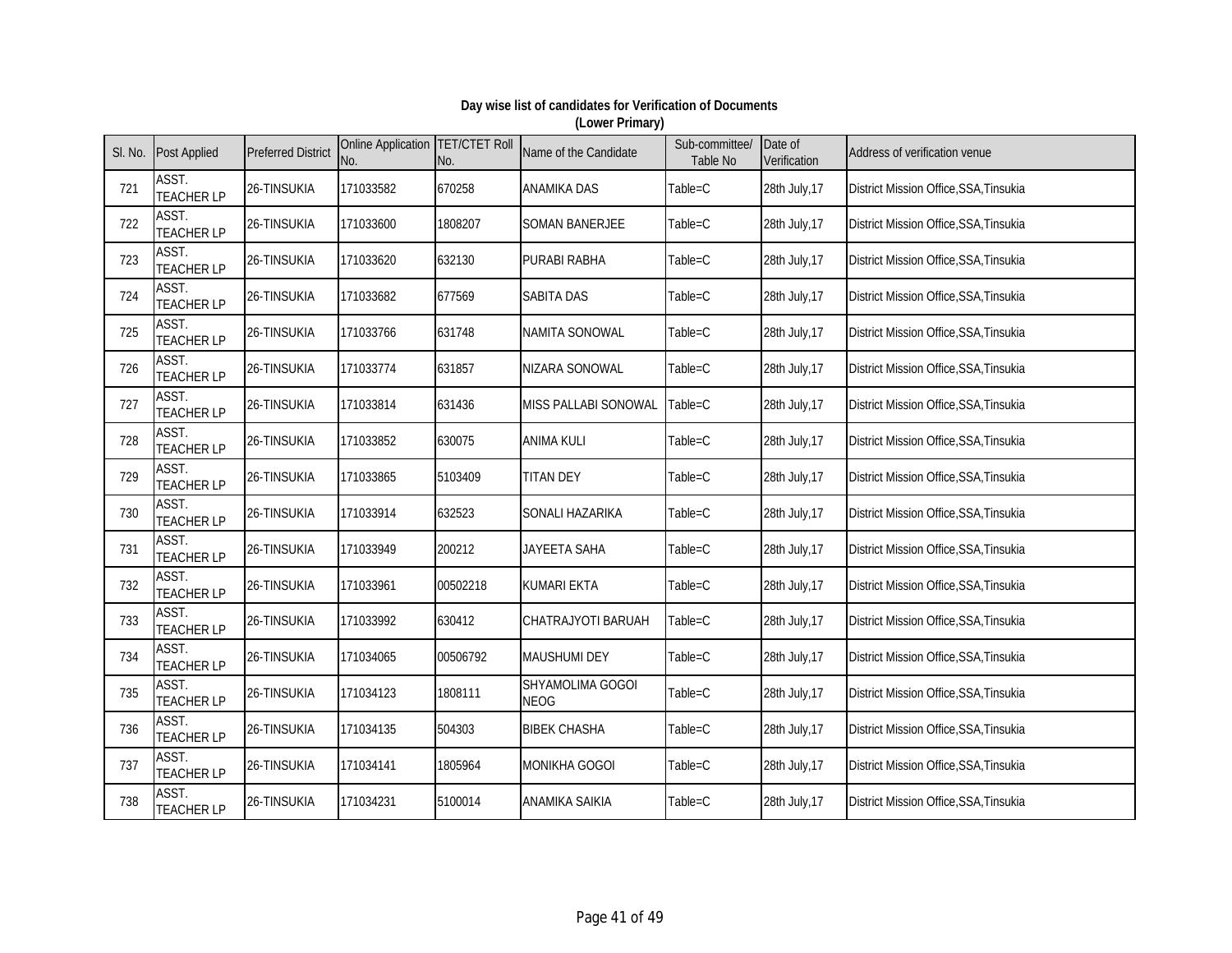**Day wise list of candidates for Verification of Documents**
**(Lower Primary)**

| Sl. No. | Post Applied | Preferred District | Online Application No. | TET/CTET Roll No. | Name of the Candidate | Sub-committee/ Table No | Date of Verification | Address of verification venue |
|---|---|---|---|---|---|---|---|---|
| 721 | ASST. TEACHER LP | 26-TINSUKIA | 171033582 | 670258 | ANAMIKA DAS | Table=C | 28th July,17 | District Mission Office,SSA,Tinsukia |
| 722 | ASST. TEACHER LP | 26-TINSUKIA | 171033600 | 1808207 | SOMAN BANERJEE | Table=C | 28th July,17 | District Mission Office,SSA,Tinsukia |
| 723 | ASST. TEACHER LP | 26-TINSUKIA | 171033620 | 632130 | PURABI RABHA | Table=C | 28th July,17 | District Mission Office,SSA,Tinsukia |
| 724 | ASST. TEACHER LP | 26-TINSUKIA | 171033682 | 677569 | SABITA DAS | Table=C | 28th July,17 | District Mission Office,SSA,Tinsukia |
| 725 | ASST. TEACHER LP | 26-TINSUKIA | 171033766 | 631748 | NAMITA SONOWAL | Table=C | 28th July,17 | District Mission Office,SSA,Tinsukia |
| 726 | ASST. TEACHER LP | 26-TINSUKIA | 171033774 | 631857 | NIZARA SONOWAL | Table=C | 28th July,17 | District Mission Office,SSA,Tinsukia |
| 727 | ASST. TEACHER LP | 26-TINSUKIA | 171033814 | 631436 | MISS PALLABI SONOWAL | Table=C | 28th July,17 | District Mission Office,SSA,Tinsukia |
| 728 | ASST. TEACHER LP | 26-TINSUKIA | 171033852 | 630075 | ANIMA KULI | Table=C | 28th July,17 | District Mission Office,SSA,Tinsukia |
| 729 | ASST. TEACHER LP | 26-TINSUKIA | 171033865 | 5103409 | TITAN DEY | Table=C | 28th July,17 | District Mission Office,SSA,Tinsukia |
| 730 | ASST. TEACHER LP | 26-TINSUKIA | 171033914 | 632523 | SONALI HAZARIKA | Table=C | 28th July,17 | District Mission Office,SSA,Tinsukia |
| 731 | ASST. TEACHER LP | 26-TINSUKIA | 171033949 | 200212 | JAYEETA SAHA | Table=C | 28th July,17 | District Mission Office,SSA,Tinsukia |
| 732 | ASST. TEACHER LP | 26-TINSUKIA | 171033961 | 00502218 | KUMARI EKTA | Table=C | 28th July,17 | District Mission Office,SSA,Tinsukia |
| 733 | ASST. TEACHER LP | 26-TINSUKIA | 171033992 | 630412 | CHATRAJYOTI BARUAH | Table=C | 28th July,17 | District Mission Office,SSA,Tinsukia |
| 734 | ASST. TEACHER LP | 26-TINSUKIA | 171034065 | 00506792 | MAUSHUMI DEY | Table=C | 28th July,17 | District Mission Office,SSA,Tinsukia |
| 735 | ASST. TEACHER LP | 26-TINSUKIA | 171034123 | 1808111 | SHYAMOLIMA GOGOI NEOG | Table=C | 28th July,17 | District Mission Office,SSA,Tinsukia |
| 736 | ASST. TEACHER LP | 26-TINSUKIA | 171034135 | 504303 | BIBEK CHASHA | Table=C | 28th July,17 | District Mission Office,SSA,Tinsukia |
| 737 | ASST. TEACHER LP | 26-TINSUKIA | 171034141 | 1805964 | MONIKHA GOGOI | Table=C | 28th July,17 | District Mission Office,SSA,Tinsukia |
| 738 | ASST. TEACHER LP | 26-TINSUKIA | 171034231 | 5100014 | ANAMIKA SAIKIA | Table=C | 28th July,17 | District Mission Office,SSA,Tinsukia |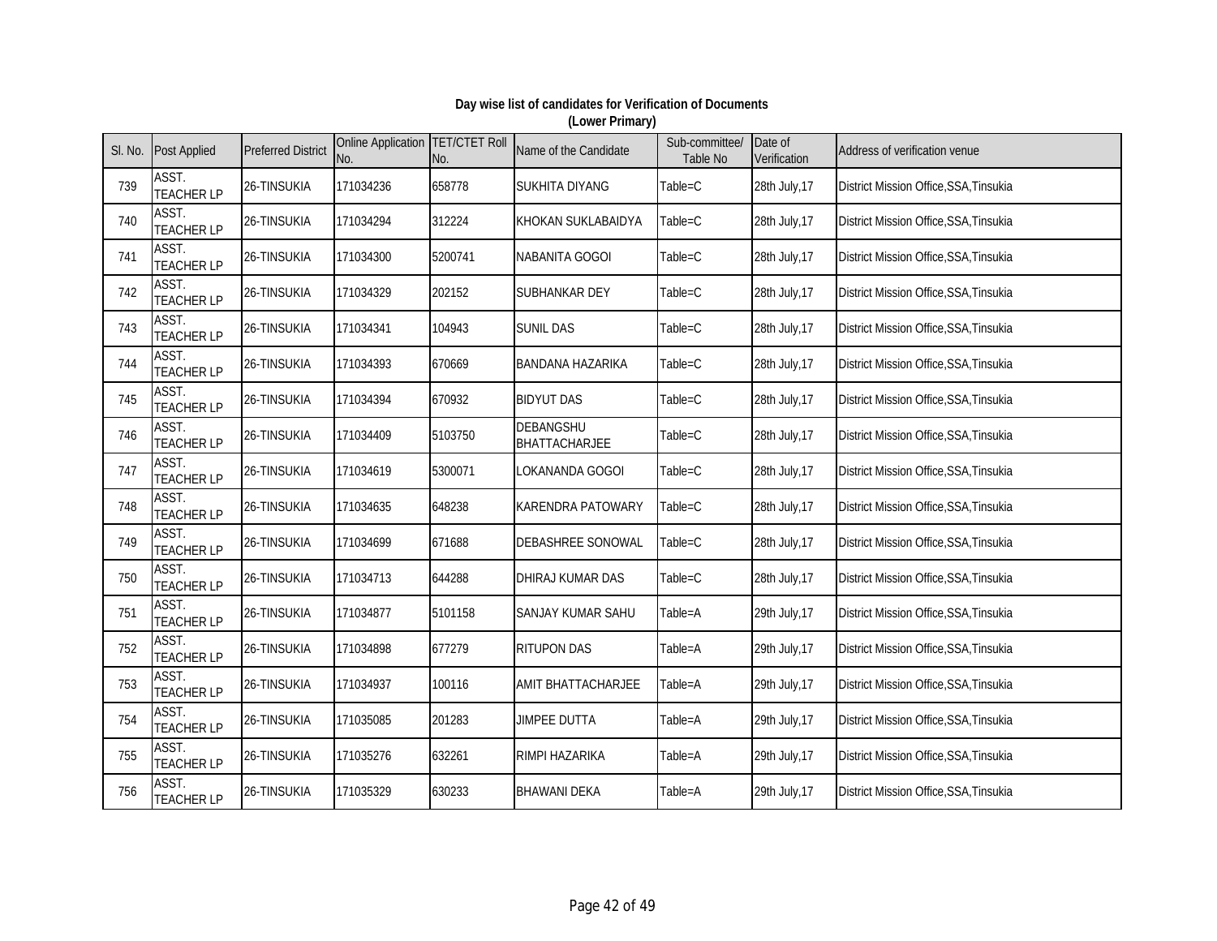**Day wise list of candidates for Verification of Documents**
**(Lower Primary)**

| Sl. No. | Post Applied | Preferred District | Online Application No. | TET/CTET Roll No. | Name of the Candidate | Sub-committee/ Table No | Date of Verification | Address of verification venue |
|---|---|---|---|---|---|---|---|---|
| 739 | ASST. TEACHER LP | 26-TINSUKIA | 171034236 | 658778 | SUKHITA DIYANG | Table=C | 28th July,17 | District Mission Office,SSA,Tinsukia |
| 740 | ASST. TEACHER LP | 26-TINSUKIA | 171034294 | 312224 | KHOKAN SUKLABAIDYA | Table=C | 28th July,17 | District Mission Office,SSA,Tinsukia |
| 741 | ASST. TEACHER LP | 26-TINSUKIA | 171034300 | 5200741 | NABANITA GOGOI | Table=C | 28th July,17 | District Mission Office,SSA,Tinsukia |
| 742 | ASST. TEACHER LP | 26-TINSUKIA | 171034329 | 202152 | SUBHANKAR DEY | Table=C | 28th July,17 | District Mission Office,SSA,Tinsukia |
| 743 | ASST. TEACHER LP | 26-TINSUKIA | 171034341 | 104943 | SUNIL DAS | Table=C | 28th July,17 | District Mission Office,SSA,Tinsukia |
| 744 | ASST. TEACHER LP | 26-TINSUKIA | 171034393 | 670669 | BANDANA HAZARIKA | Table=C | 28th July,17 | District Mission Office,SSA,Tinsukia |
| 745 | ASST. TEACHER LP | 26-TINSUKIA | 171034394 | 670932 | BIDYUT DAS | Table=C | 28th July,17 | District Mission Office,SSA,Tinsukia |
| 746 | ASST. TEACHER LP | 26-TINSUKIA | 171034409 | 5103750 | DEBANGSHU BHATTACHARJEE | Table=C | 28th July,17 | District Mission Office,SSA,Tinsukia |
| 747 | ASST. TEACHER LP | 26-TINSUKIA | 171034619 | 5300071 | LOKANANDA GOGOI | Table=C | 28th July,17 | District Mission Office,SSA,Tinsukia |
| 748 | ASST. TEACHER LP | 26-TINSUKIA | 171034635 | 648238 | KARENDRA PATOWARY | Table=C | 28th July,17 | District Mission Office,SSA,Tinsukia |
| 749 | ASST. TEACHER LP | 26-TINSUKIA | 171034699 | 671688 | DEBASHREE SONOWAL | Table=C | 28th July,17 | District Mission Office,SSA,Tinsukia |
| 750 | ASST. TEACHER LP | 26-TINSUKIA | 171034713 | 644288 | DHIRAJ KUMAR DAS | Table=C | 28th July,17 | District Mission Office,SSA,Tinsukia |
| 751 | ASST. TEACHER LP | 26-TINSUKIA | 171034877 | 5101158 | SANJAY KUMAR SAHU | Table=A | 29th July,17 | District Mission Office,SSA,Tinsukia |
| 752 | ASST. TEACHER LP | 26-TINSUKIA | 171034898 | 677279 | RITUPON DAS | Table=A | 29th July,17 | District Mission Office,SSA,Tinsukia |
| 753 | ASST. TEACHER LP | 26-TINSUKIA | 171034937 | 100116 | AMIT BHATTACHARJEE | Table=A | 29th July,17 | District Mission Office,SSA,Tinsukia |
| 754 | ASST. TEACHER LP | 26-TINSUKIA | 171035085 | 201283 | JIMPEE DUTTA | Table=A | 29th July,17 | District Mission Office,SSA,Tinsukia |
| 755 | ASST. TEACHER LP | 26-TINSUKIA | 171035276 | 632261 | RIMPI HAZARIKA | Table=A | 29th July,17 | District Mission Office,SSA,Tinsukia |
| 756 | ASST. TEACHER LP | 26-TINSUKIA | 171035329 | 630233 | BHAWANI DEKA | Table=A | 29th July,17 | District Mission Office,SSA,Tinsukia |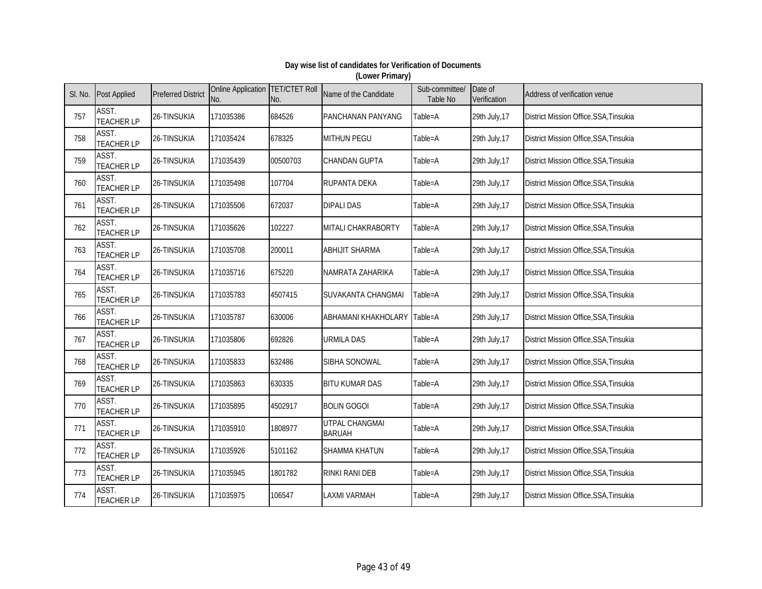**Day wise list of candidates for Verification of Documents**
**(Lower Primary)**

| Sl. No. | Post Applied | Preferred District | Online Application No. | TET/CTET Roll No. | Name of the Candidate | Sub-committee/ Table No | Date of Verification | Address of verification venue |
|---|---|---|---|---|---|---|---|---|
| 757 | ASST. TEACHER LP | 26-TINSUKIA | 171035386 | 684526 | PANCHANAN PANYANG | Table=A | 29th July,17 | District Mission Office,SSA,Tinsukia |
| 758 | ASST. TEACHER LP | 26-TINSUKIA | 171035424 | 678325 | MITHUN PEGU | Table=A | 29th July,17 | District Mission Office,SSA,Tinsukia |
| 759 | ASST. TEACHER LP | 26-TINSUKIA | 171035439 | 00500703 | CHANDAN GUPTA | Table=A | 29th July,17 | District Mission Office,SSA,Tinsukia |
| 760 | ASST. TEACHER LP | 26-TINSUKIA | 171035498 | 107704 | RUPANTA DEKA | Table=A | 29th July,17 | District Mission Office,SSA,Tinsukia |
| 761 | ASST. TEACHER LP | 26-TINSUKIA | 171035506 | 672037 | DIPALI DAS | Table=A | 29th July,17 | District Mission Office,SSA,Tinsukia |
| 762 | ASST. TEACHER LP | 26-TINSUKIA | 171035626 | 102227 | MITALI CHAKRABORTY | Table=A | 29th July,17 | District Mission Office,SSA,Tinsukia |
| 763 | ASST. TEACHER LP | 26-TINSUKIA | 171035708 | 200011 | ABHIJIT SHARMA | Table=A | 29th July,17 | District Mission Office,SSA,Tinsukia |
| 764 | ASST. TEACHER LP | 26-TINSUKIA | 171035716 | 675220 | NAMRATA ZAHARIKA | Table=A | 29th July,17 | District Mission Office,SSA,Tinsukia |
| 765 | ASST. TEACHER LP | 26-TINSUKIA | 171035783 | 4507415 | SUVAKANTA CHANGMAI | Table=A | 29th July,17 | District Mission Office,SSA,Tinsukia |
| 766 | ASST. TEACHER LP | 26-TINSUKIA | 171035787 | 630006 | ABHAMANI KHAKHOLARY | Table=A | 29th July,17 | District Mission Office,SSA,Tinsukia |
| 767 | ASST. TEACHER LP | 26-TINSUKIA | 171035806 | 692826 | URMILA DAS | Table=A | 29th July,17 | District Mission Office,SSA,Tinsukia |
| 768 | ASST. TEACHER LP | 26-TINSUKIA | 171035833 | 632486 | SIBHA SONOWAL | Table=A | 29th July,17 | District Mission Office,SSA,Tinsukia |
| 769 | ASST. TEACHER LP | 26-TINSUKIA | 171035863 | 630335 | BITU KUMAR DAS | Table=A | 29th July,17 | District Mission Office,SSA,Tinsukia |
| 770 | ASST. TEACHER LP | 26-TINSUKIA | 171035895 | 4502917 | BOLIN GOGOI | Table=A | 29th July,17 | District Mission Office,SSA,Tinsukia |
| 771 | ASST. TEACHER LP | 26-TINSUKIA | 171035910 | 1808977 | UTPAL CHANGMAI BARUAH | Table=A | 29th July,17 | District Mission Office,SSA,Tinsukia |
| 772 | ASST. TEACHER LP | 26-TINSUKIA | 171035926 | 5101162 | SHAMMA KHATUN | Table=A | 29th July,17 | District Mission Office,SSA,Tinsukia |
| 773 | ASST. TEACHER LP | 26-TINSUKIA | 171035945 | 1801782 | RINKI RANI DEB | Table=A | 29th July,17 | District Mission Office,SSA,Tinsukia |
| 774 | ASST. TEACHER LP | 26-TINSUKIA | 171035975 | 106547 | LAXMI VARMAH | Table=A | 29th July,17 | District Mission Office,SSA,Tinsukia |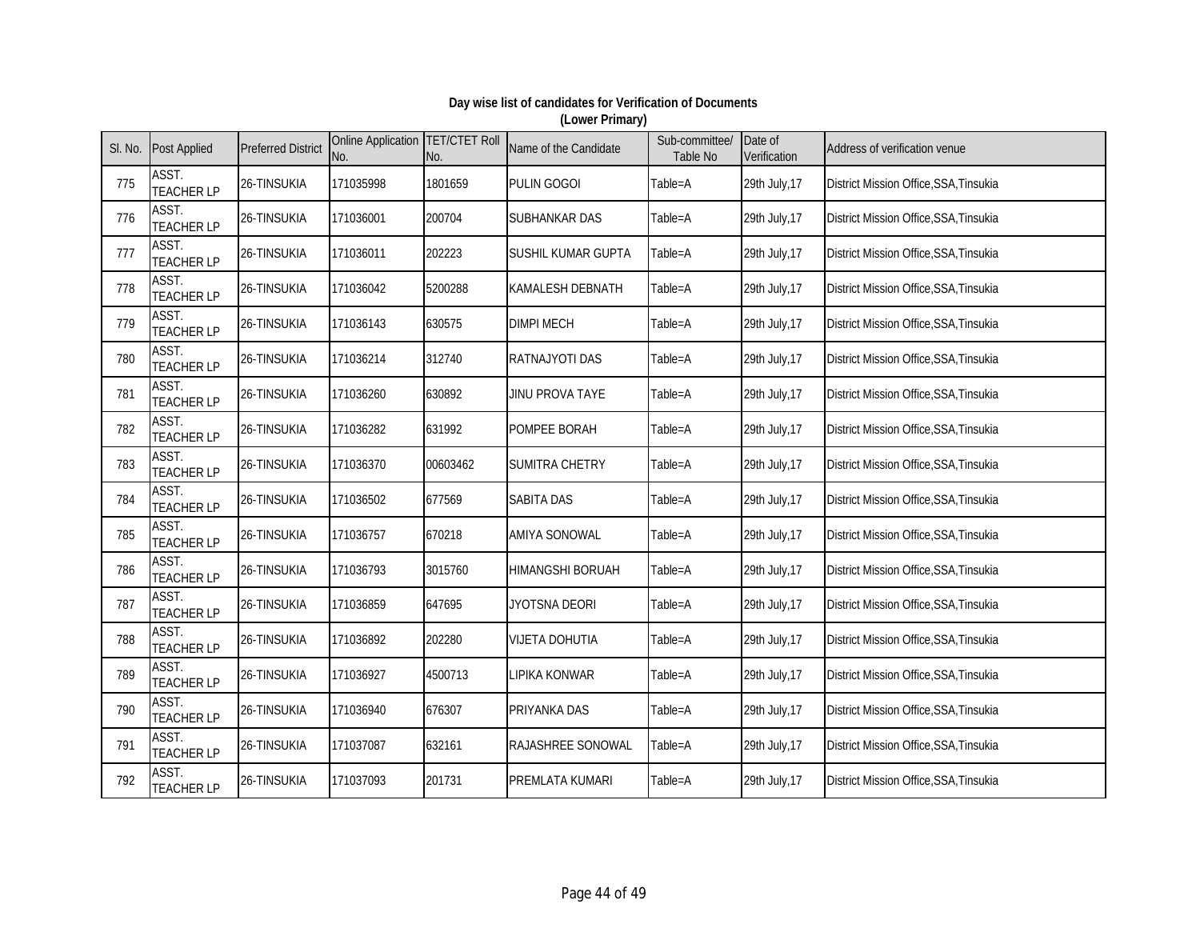**Day wise list of candidates for Verification of Documents**
**(Lower Primary)**

| Sl. No. | Post Applied | Preferred District | Online Application No. | TET/CTET Roll No. | Name of the Candidate | Sub-committee/ Table No | Date of Verification | Address of verification venue |
|---|---|---|---|---|---|---|---|---|
| 775 | ASST. TEACHER LP | 26-TINSUKIA | 171035998 | 1801659 | PULIN GOGOI | Table=A | 29th July,17 | District Mission Office,SSA,Tinsukia |
| 776 | ASST. TEACHER LP | 26-TINSUKIA | 171036001 | 200704 | SUBHANKAR DAS | Table=A | 29th July,17 | District Mission Office,SSA,Tinsukia |
| 777 | ASST. TEACHER LP | 26-TINSUKIA | 171036011 | 202223 | SUSHIL KUMAR GUPTA | Table=A | 29th July,17 | District Mission Office,SSA,Tinsukia |
| 778 | ASST. TEACHER LP | 26-TINSUKIA | 171036042 | 5200288 | KAMALESH DEBNATH | Table=A | 29th July,17 | District Mission Office,SSA,Tinsukia |
| 779 | ASST. TEACHER LP | 26-TINSUKIA | 171036143 | 630575 | DIMPI MECH | Table=A | 29th July,17 | District Mission Office,SSA,Tinsukia |
| 780 | ASST. TEACHER LP | 26-TINSUKIA | 171036214 | 312740 | RATNAJYOTI DAS | Table=A | 29th July,17 | District Mission Office,SSA,Tinsukia |
| 781 | ASST. TEACHER LP | 26-TINSUKIA | 171036260 | 630892 | JINU PROVA TAYE | Table=A | 29th July,17 | District Mission Office,SSA,Tinsukia |
| 782 | ASST. TEACHER LP | 26-TINSUKIA | 171036282 | 631992 | POMPEE BORAH | Table=A | 29th July,17 | District Mission Office,SSA,Tinsukia |
| 783 | ASST. TEACHER LP | 26-TINSUKIA | 171036370 | 00603462 | SUMITRA CHETRY | Table=A | 29th July,17 | District Mission Office,SSA,Tinsukia |
| 784 | ASST. TEACHER LP | 26-TINSUKIA | 171036502 | 677569 | SABITA DAS | Table=A | 29th July,17 | District Mission Office,SSA,Tinsukia |
| 785 | ASST. TEACHER LP | 26-TINSUKIA | 171036757 | 670218 | AMIYA SONOWAL | Table=A | 29th July,17 | District Mission Office,SSA,Tinsukia |
| 786 | ASST. TEACHER LP | 26-TINSUKIA | 171036793 | 3015760 | HIMANGSHI BORUAH | Table=A | 29th July,17 | District Mission Office,SSA,Tinsukia |
| 787 | ASST. TEACHER LP | 26-TINSUKIA | 171036859 | 647695 | JYOTSNA DEORI | Table=A | 29th July,17 | District Mission Office,SSA,Tinsukia |
| 788 | ASST. TEACHER LP | 26-TINSUKIA | 171036892 | 202280 | VIJETA DOHUTIA | Table=A | 29th July,17 | District Mission Office,SSA,Tinsukia |
| 789 | ASST. TEACHER LP | 26-TINSUKIA | 171036927 | 4500713 | LIPIKA KONWAR | Table=A | 29th July,17 | District Mission Office,SSA,Tinsukia |
| 790 | ASST. TEACHER LP | 26-TINSUKIA | 171036940 | 676307 | PRIYANKA DAS | Table=A | 29th July,17 | District Mission Office,SSA,Tinsukia |
| 791 | ASST. TEACHER LP | 26-TINSUKIA | 171037087 | 632161 | RAJASHREE SONOWAL | Table=A | 29th July,17 | District Mission Office,SSA,Tinsukia |
| 792 | ASST. TEACHER LP | 26-TINSUKIA | 171037093 | 201731 | PREMLATA KUMARI | Table=A | 29th July,17 | District Mission Office,SSA,Tinsukia |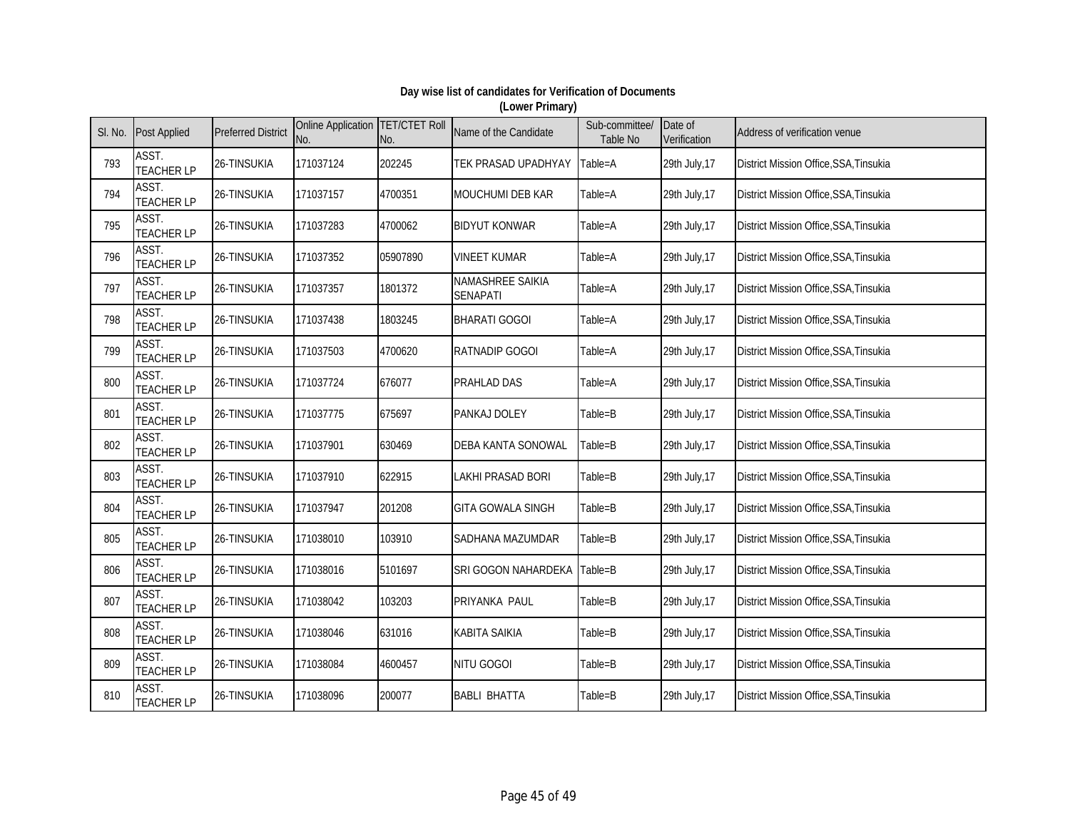**Day wise list of candidates for Verification of Documents**
**(Lower Primary)**

| Sl. No. | Post Applied | Preferred District | Online Application No. | TET/CTET Roll No. | Name of the Candidate | Sub-committee/ Table No | Date of Verification | Address of verification venue |
|---|---|---|---|---|---|---|---|---|
| 793 | ASST. TEACHER LP | 26-TINSUKIA | 171037124 | 202245 | TEK PRASAD UPADHYAY | Table=A | 29th July,17 | District Mission Office,SSA,Tinsukia |
| 794 | ASST. TEACHER LP | 26-TINSUKIA | 171037157 | 4700351 | MOUCHUMI DEB KAR | Table=A | 29th July,17 | District Mission Office,SSA,Tinsukia |
| 795 | ASST. TEACHER LP | 26-TINSUKIA | 171037283 | 4700062 | BIDYUT KONWAR | Table=A | 29th July,17 | District Mission Office,SSA,Tinsukia |
| 796 | ASST. TEACHER LP | 26-TINSUKIA | 171037352 | 05907890 | VINEET KUMAR | Table=A | 29th July,17 | District Mission Office,SSA,Tinsukia |
| 797 | ASST. TEACHER LP | 26-TINSUKIA | 171037357 | 1801372 | NAMASHREE SAIKIA SENAPATI | Table=A | 29th July,17 | District Mission Office,SSA,Tinsukia |
| 798 | ASST. TEACHER LP | 26-TINSUKIA | 171037438 | 1803245 | BHARATI GOGOI | Table=A | 29th July,17 | District Mission Office,SSA,Tinsukia |
| 799 | ASST. TEACHER LP | 26-TINSUKIA | 171037503 | 4700620 | RATNADIP GOGOI | Table=A | 29th July,17 | District Mission Office,SSA,Tinsukia |
| 800 | ASST. TEACHER LP | 26-TINSUKIA | 171037724 | 676077 | PRAHLAD DAS | Table=A | 29th July,17 | District Mission Office,SSA,Tinsukia |
| 801 | ASST. TEACHER LP | 26-TINSUKIA | 171037775 | 675697 | PANKAJ DOLEY | Table=B | 29th July,17 | District Mission Office,SSA,Tinsukia |
| 802 | ASST. TEACHER LP | 26-TINSUKIA | 171037901 | 630469 | DEBA KANTA SONOWAL | Table=B | 29th July,17 | District Mission Office,SSA,Tinsukia |
| 803 | ASST. TEACHER LP | 26-TINSUKIA | 171037910 | 622915 | LAKHI PRASAD BORI | Table=B | 29th July,17 | District Mission Office,SSA,Tinsukia |
| 804 | ASST. TEACHER LP | 26-TINSUKIA | 171037947 | 201208 | GITA GOWALA SINGH | Table=B | 29th July,17 | District Mission Office,SSA,Tinsukia |
| 805 | ASST. TEACHER LP | 26-TINSUKIA | 171038010 | 103910 | SADHANA MAZUMDAR | Table=B | 29th July,17 | District Mission Office,SSA,Tinsukia |
| 806 | ASST. TEACHER LP | 26-TINSUKIA | 171038016 | 5101697 | SRI GOGON NAHARDEKA | Table=B | 29th July,17 | District Mission Office,SSA,Tinsukia |
| 807 | ASST. TEACHER LP | 26-TINSUKIA | 171038042 | 103203 | PRIYANKA PAUL | Table=B | 29th July,17 | District Mission Office,SSA,Tinsukia |
| 808 | ASST. TEACHER LP | 26-TINSUKIA | 171038046 | 631016 | KABITA SAIKIA | Table=B | 29th July,17 | District Mission Office,SSA,Tinsukia |
| 809 | ASST. TEACHER LP | 26-TINSUKIA | 171038084 | 4600457 | NITU GOGOI | Table=B | 29th July,17 | District Mission Office,SSA,Tinsukia |
| 810 | ASST. TEACHER LP | 26-TINSUKIA | 171038096 | 200077 | BABLI BHATTA | Table=B | 29th July,17 | District Mission Office,SSA,Tinsukia |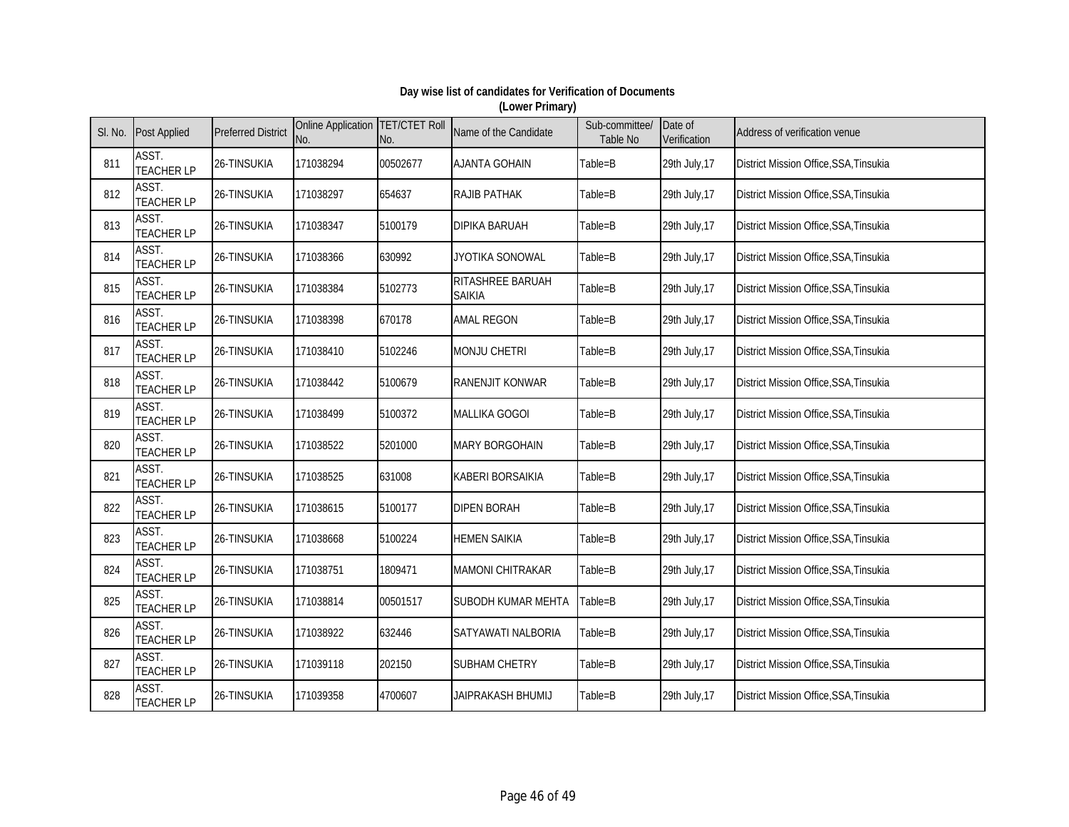**Day wise list of candidates for Verification of Documents**
**(Lower Primary)**

| Sl. No. | Post Applied | Preferred District | Online Application No. | TET/CTET Roll No. | Name of the Candidate | Sub-committee/ Table No | Date of Verification | Address of verification venue |
|---|---|---|---|---|---|---|---|---|
| 811 | ASST. TEACHER LP | 26-TINSUKIA | 171038294 | 00502677 | AJANTA GOHAIN | Table=B | 29th July,17 | District Mission Office,SSA,Tinsukia |
| 812 | ASST. TEACHER LP | 26-TINSUKIA | 171038297 | 654637 | RAJIB PATHAK | Table=B | 29th July,17 | District Mission Office,SSA,Tinsukia |
| 813 | ASST. TEACHER LP | 26-TINSUKIA | 171038347 | 5100179 | DIPIKA BARUAH | Table=B | 29th July,17 | District Mission Office,SSA,Tinsukia |
| 814 | ASST. TEACHER LP | 26-TINSUKIA | 171038366 | 630992 | JYOTIKA SONOWAL | Table=B | 29th July,17 | District Mission Office,SSA,Tinsukia |
| 815 | ASST. TEACHER LP | 26-TINSUKIA | 171038384 | 5102773 | RITASHREE BARUAH SAIKIA | Table=B | 29th July,17 | District Mission Office,SSA,Tinsukia |
| 816 | ASST. TEACHER LP | 26-TINSUKIA | 171038398 | 670178 | AMAL REGON | Table=B | 29th July,17 | District Mission Office,SSA,Tinsukia |
| 817 | ASST. TEACHER LP | 26-TINSUKIA | 171038410 | 5102246 | MONJU CHETRI | Table=B | 29th July,17 | District Mission Office,SSA,Tinsukia |
| 818 | ASST. TEACHER LP | 26-TINSUKIA | 171038442 | 5100679 | RANENJIT KONWAR | Table=B | 29th July,17 | District Mission Office,SSA,Tinsukia |
| 819 | ASST. TEACHER LP | 26-TINSUKIA | 171038499 | 5100372 | MALLIKA GOGOI | Table=B | 29th July,17 | District Mission Office,SSA,Tinsukia |
| 820 | ASST. TEACHER LP | 26-TINSUKIA | 171038522 | 5201000 | MARY BORGOHAIN | Table=B | 29th July,17 | District Mission Office,SSA,Tinsukia |
| 821 | ASST. TEACHER LP | 26-TINSUKIA | 171038525 | 631008 | KABERI BORSAIKIA | Table=B | 29th July,17 | District Mission Office,SSA,Tinsukia |
| 822 | ASST. TEACHER LP | 26-TINSUKIA | 171038615 | 5100177 | DIPEN BORAH | Table=B | 29th July,17 | District Mission Office,SSA,Tinsukia |
| 823 | ASST. TEACHER LP | 26-TINSUKIA | 171038668 | 5100224 | HEMEN SAIKIA | Table=B | 29th July,17 | District Mission Office,SSA,Tinsukia |
| 824 | ASST. TEACHER LP | 26-TINSUKIA | 171038751 | 1809471 | MAMONI CHITRAKAR | Table=B | 29th July,17 | District Mission Office,SSA,Tinsukia |
| 825 | ASST. TEACHER LP | 26-TINSUKIA | 171038814 | 00501517 | SUBODH KUMAR MEHTA | Table=B | 29th July,17 | District Mission Office,SSA,Tinsukia |
| 826 | ASST. TEACHER LP | 26-TINSUKIA | 171038922 | 632446 | SATYAWATI NALBORIA | Table=B | 29th July,17 | District Mission Office,SSA,Tinsukia |
| 827 | ASST. TEACHER LP | 26-TINSUKIA | 171039118 | 202150 | SUBHAM CHETRY | Table=B | 29th July,17 | District Mission Office,SSA,Tinsukia |
| 828 | ASST. TEACHER LP | 26-TINSUKIA | 171039358 | 4700607 | JAIPRAKASH BHUMIJ | Table=B | 29th July,17 | District Mission Office,SSA,Tinsukia |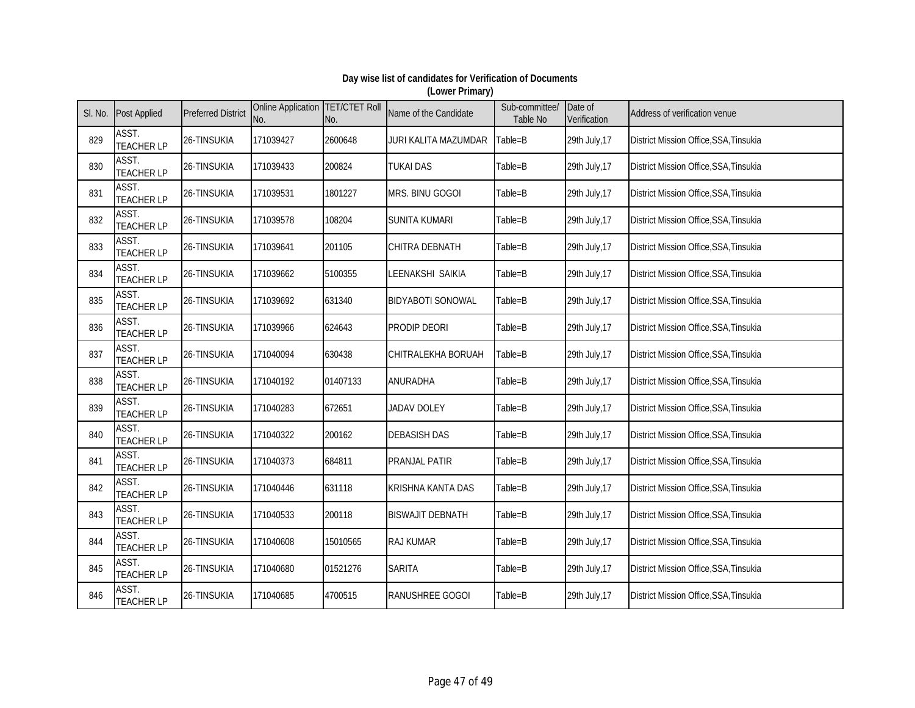**Day wise list of candidates for Verification of Documents**
**(Lower Primary)**

| Sl. No. | Post Applied | Preferred District | Online Application No. | TET/CTET Roll No. | Name of the Candidate | Sub-committee/ Table No | Date of Verification | Address of verification venue |
|---|---|---|---|---|---|---|---|---|
| 829 | ASST. TEACHER LP | 26-TINSUKIA | 171039427 | 2600648 | JURI KALITA MAZUMDAR | Table=B | 29th July,17 | District Mission Office,SSA,Tinsukia |
| 830 | ASST. TEACHER LP | 26-TINSUKIA | 171039433 | 200824 | TUKAI DAS | Table=B | 29th July,17 | District Mission Office,SSA,Tinsukia |
| 831 | ASST. TEACHER LP | 26-TINSUKIA | 171039531 | 1801227 | MRS. BINU GOGOI | Table=B | 29th July,17 | District Mission Office,SSA,Tinsukia |
| 832 | ASST. TEACHER LP | 26-TINSUKIA | 171039578 | 108204 | SUNITA KUMARI | Table=B | 29th July,17 | District Mission Office,SSA,Tinsukia |
| 833 | ASST. TEACHER LP | 26-TINSUKIA | 171039641 | 201105 | CHITRA DEBNATH | Table=B | 29th July,17 | District Mission Office,SSA,Tinsukia |
| 834 | ASST. TEACHER LP | 26-TINSUKIA | 171039662 | 5100355 | LEENAKSHI SAIKIA | Table=B | 29th July,17 | District Mission Office,SSA,Tinsukia |
| 835 | ASST. TEACHER LP | 26-TINSUKIA | 171039692 | 631340 | BIDYABOTI SONOWAL | Table=B | 29th July,17 | District Mission Office,SSA,Tinsukia |
| 836 | ASST. TEACHER LP | 26-TINSUKIA | 171039966 | 624643 | PRODIP DEORI | Table=B | 29th July,17 | District Mission Office,SSA,Tinsukia |
| 837 | ASST. TEACHER LP | 26-TINSUKIA | 171040094 | 630438 | CHITRALEKHA BORUAH | Table=B | 29th July,17 | District Mission Office,SSA,Tinsukia |
| 838 | ASST. TEACHER LP | 26-TINSUKIA | 171040192 | 01407133 | ANURADHA | Table=B | 29th July,17 | District Mission Office,SSA,Tinsukia |
| 839 | ASST. TEACHER LP | 26-TINSUKIA | 171040283 | 672651 | JADAV DOLEY | Table=B | 29th July,17 | District Mission Office,SSA,Tinsukia |
| 840 | ASST. TEACHER LP | 26-TINSUKIA | 171040322 | 200162 | DEBASISH DAS | Table=B | 29th July,17 | District Mission Office,SSA,Tinsukia |
| 841 | ASST. TEACHER LP | 26-TINSUKIA | 171040373 | 684811 | PRANJAL PATIR | Table=B | 29th July,17 | District Mission Office,SSA,Tinsukia |
| 842 | ASST. TEACHER LP | 26-TINSUKIA | 171040446 | 631118 | KRISHNA KANTA DAS | Table=B | 29th July,17 | District Mission Office,SSA,Tinsukia |
| 843 | ASST. TEACHER LP | 26-TINSUKIA | 171040533 | 200118 | BISWAJIT DEBNATH | Table=B | 29th July,17 | District Mission Office,SSA,Tinsukia |
| 844 | ASST. TEACHER LP | 26-TINSUKIA | 171040608 | 15010565 | RAJ KUMAR | Table=B | 29th July,17 | District Mission Office,SSA,Tinsukia |
| 845 | ASST. TEACHER LP | 26-TINSUKIA | 171040680 | 01521276 | SARITA | Table=B | 29th July,17 | District Mission Office,SSA,Tinsukia |
| 846 | ASST. TEACHER LP | 26-TINSUKIA | 171040685 | 4700515 | RANUSHREE GOGOI | Table=B | 29th July,17 | District Mission Office,SSA,Tinsukia |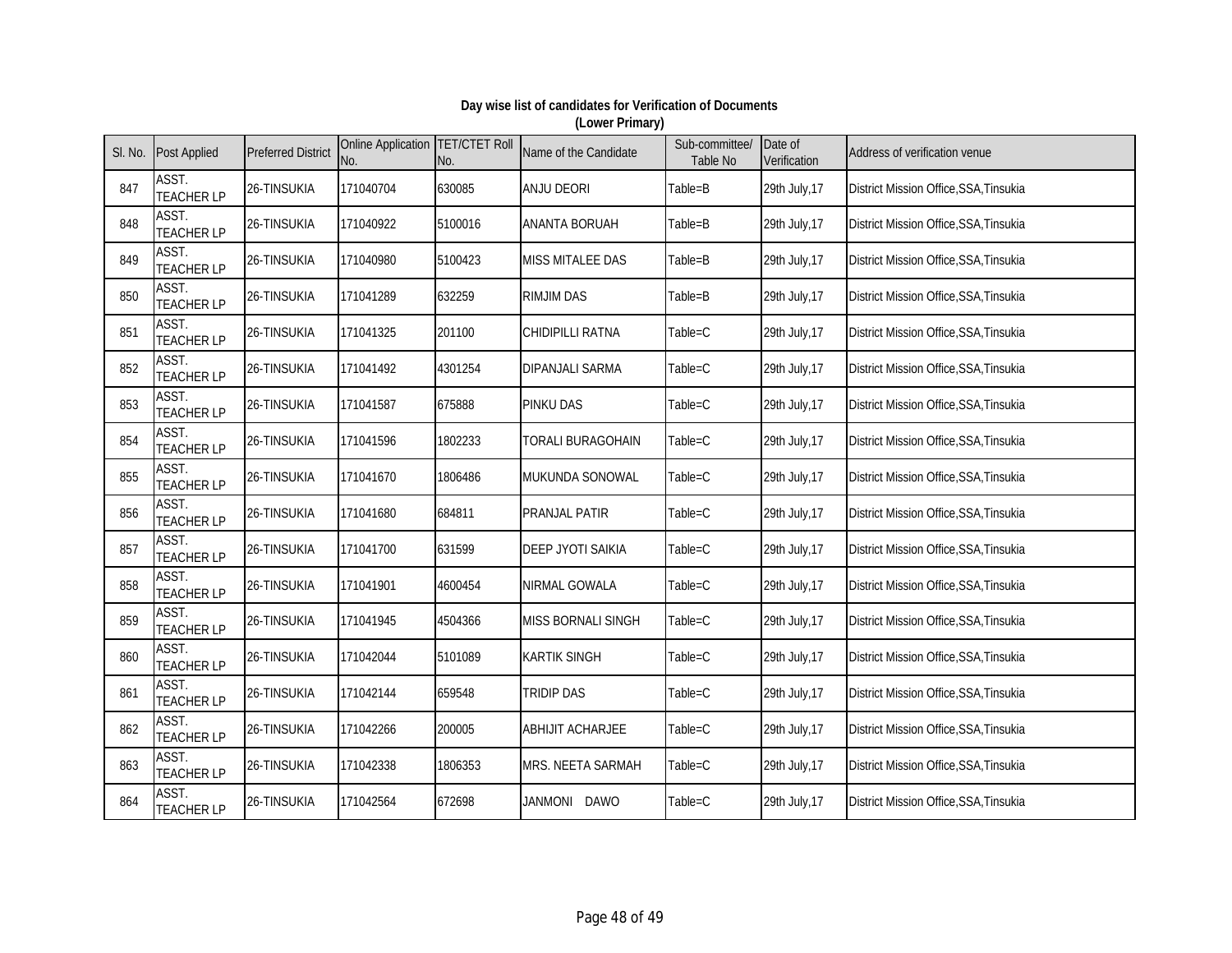**Day wise list of candidates for Verification of Documents**
**(Lower Primary)**

| Sl. No. | Post Applied | Preferred District | Online Application No. | TET/CTET Roll No. | Name of the Candidate | Sub-committee/ Table No | Date of Verification | Address of verification venue |
|---|---|---|---|---|---|---|---|---|
| 847 | ASST. TEACHER LP | 26-TINSUKIA | 171040704 | 630085 | ANJU DEORI | Table=B | 29th July,17 | District Mission Office,SSA,Tinsukia |
| 848 | ASST. TEACHER LP | 26-TINSUKIA | 171040922 | 5100016 | ANANTA BORUAH | Table=B | 29th July,17 | District Mission Office,SSA,Tinsukia |
| 849 | ASST. TEACHER LP | 26-TINSUKIA | 171040980 | 5100423 | MISS MITALEE DAS | Table=B | 29th July,17 | District Mission Office,SSA,Tinsukia |
| 850 | ASST. TEACHER LP | 26-TINSUKIA | 171041289 | 632259 | RIMJIM DAS | Table=B | 29th July,17 | District Mission Office,SSA,Tinsukia |
| 851 | ASST. TEACHER LP | 26-TINSUKIA | 171041325 | 201100 | CHIDIPILLI RATNA | Table=C | 29th July,17 | District Mission Office,SSA,Tinsukia |
| 852 | ASST. TEACHER LP | 26-TINSUKIA | 171041492 | 4301254 | DIPANJALI SARMA | Table=C | 29th July,17 | District Mission Office,SSA,Tinsukia |
| 853 | ASST. TEACHER LP | 26-TINSUKIA | 171041587 | 675888 | PINKU DAS | Table=C | 29th July,17 | District Mission Office,SSA,Tinsukia |
| 854 | ASST. TEACHER LP | 26-TINSUKIA | 171041596 | 1802233 | TORALI BURAGOHAIN | Table=C | 29th July,17 | District Mission Office,SSA,Tinsukia |
| 855 | ASST. TEACHER LP | 26-TINSUKIA | 171041670 | 1806486 | MUKUNDA SONOWAL | Table=C | 29th July,17 | District Mission Office,SSA,Tinsukia |
| 856 | ASST. TEACHER LP | 26-TINSUKIA | 171041680 | 684811 | PRANJAL PATIR | Table=C | 29th July,17 | District Mission Office,SSA,Tinsukia |
| 857 | ASST. TEACHER LP | 26-TINSUKIA | 171041700 | 631599 | DEEP JYOTI SAIKIA | Table=C | 29th July,17 | District Mission Office,SSA,Tinsukia |
| 858 | ASST. TEACHER LP | 26-TINSUKIA | 171041901 | 4600454 | NIRMAL GOWALA | Table=C | 29th July,17 | District Mission Office,SSA,Tinsukia |
| 859 | ASST. TEACHER LP | 26-TINSUKIA | 171041945 | 4504366 | MISS BORNALI SINGH | Table=C | 29th July,17 | District Mission Office,SSA,Tinsukia |
| 860 | ASST. TEACHER LP | 26-TINSUKIA | 171042044 | 5101089 | KARTIK SINGH | Table=C | 29th July,17 | District Mission Office,SSA,Tinsukia |
| 861 | ASST. TEACHER LP | 26-TINSUKIA | 171042144 | 659548 | TRIDIP DAS | Table=C | 29th July,17 | District Mission Office,SSA,Tinsukia |
| 862 | ASST. TEACHER LP | 26-TINSUKIA | 171042266 | 200005 | ABHIJIT ACHARJEE | Table=C | 29th July,17 | District Mission Office,SSA,Tinsukia |
| 863 | ASST. TEACHER LP | 26-TINSUKIA | 171042338 | 1806353 | MRS. NEETA SARMAH | Table=C | 29th July,17 | District Mission Office,SSA,Tinsukia |
| 864 | ASST. TEACHER LP | 26-TINSUKIA | 171042564 | 672698 | JANMONI DAWO | Table=C | 29th July,17 | District Mission Office,SSA,Tinsukia |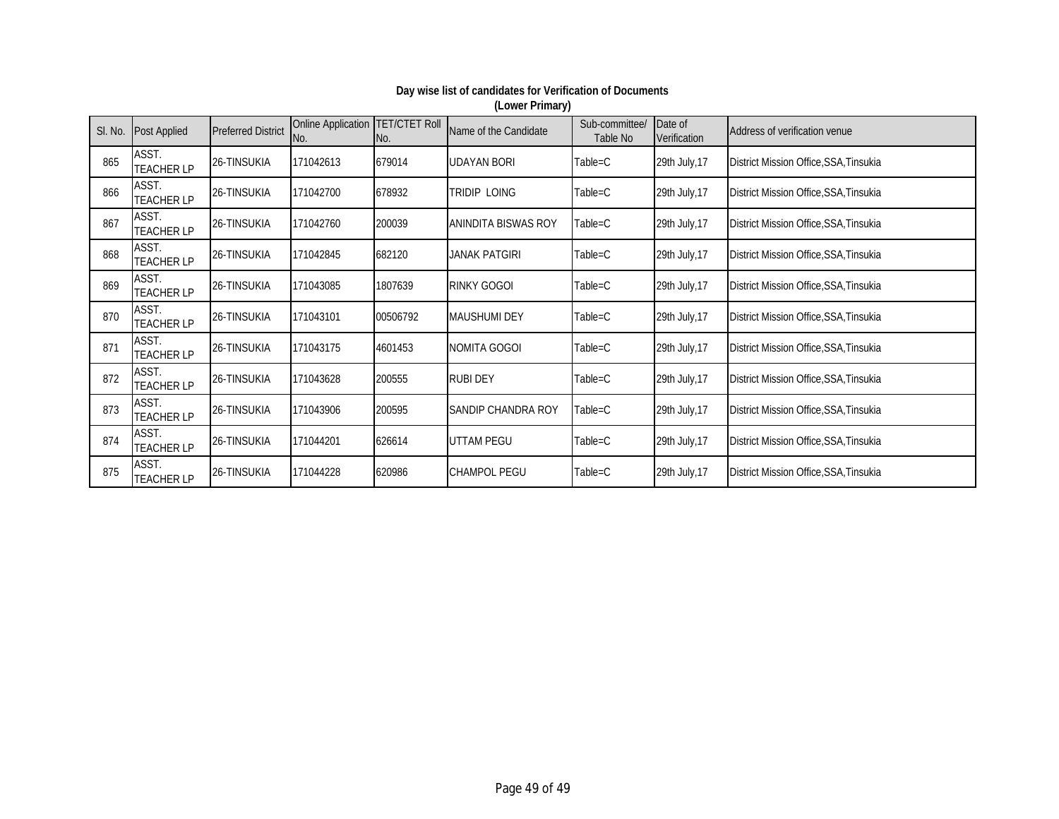**Day wise list of candidates for Verification of Documents**
**(Lower Primary)**

| Sl. No. | Post Applied | Preferred District | Online Application No. | TET/CTET Roll No. | Name of the Candidate | Sub-committee/ Table No | Date of Verification | Address of verification venue |
|---|---|---|---|---|---|---|---|---|
| 865 | ASST. TEACHER LP | 26-TINSUKIA | 171042613 | 679014 | UDAYAN BORI | Table=C | 29th July,17 | District Mission Office,SSA,Tinsukia |
| 866 | ASST. TEACHER LP | 26-TINSUKIA | 171042700 | 678932 | TRIDIP LOING | Table=C | 29th July,17 | District Mission Office,SSA,Tinsukia |
| 867 | ASST. TEACHER LP | 26-TINSUKIA | 171042760 | 200039 | ANINDITA BISWAS ROY | Table=C | 29th July,17 | District Mission Office,SSA,Tinsukia |
| 868 | ASST. TEACHER LP | 26-TINSUKIA | 171042845 | 682120 | JANAK PATGIRI | Table=C | 29th July,17 | District Mission Office,SSA,Tinsukia |
| 869 | ASST. TEACHER LP | 26-TINSUKIA | 171043085 | 1807639 | RINKY GOGOI | Table=C | 29th July,17 | District Mission Office,SSA,Tinsukia |
| 870 | ASST. TEACHER LP | 26-TINSUKIA | 171043101 | 00506792 | MAUSHUMI DEY | Table=C | 29th July,17 | District Mission Office,SSA,Tinsukia |
| 871 | ASST. TEACHER LP | 26-TINSUKIA | 171043175 | 4601453 | NOMITA GOGOI | Table=C | 29th July,17 | District Mission Office,SSA,Tinsukia |
| 872 | ASST. TEACHER LP | 26-TINSUKIA | 171043628 | 200555 | RUBI DEY | Table=C | 29th July,17 | District Mission Office,SSA,Tinsukia |
| 873 | ASST. TEACHER LP | 26-TINSUKIA | 171043906 | 200595 | SANDIP CHANDRA ROY | Table=C | 29th July,17 | District Mission Office,SSA,Tinsukia |
| 874 | ASST. TEACHER LP | 26-TINSUKIA | 171044201 | 626614 | UTTAM PEGU | Table=C | 29th July,17 | District Mission Office,SSA,Tinsukia |
| 875 | ASST. TEACHER LP | 26-TINSUKIA | 171044228 | 620986 | CHAMPOL PEGU | Table=C | 29th July,17 | District Mission Office,SSA,Tinsukia |